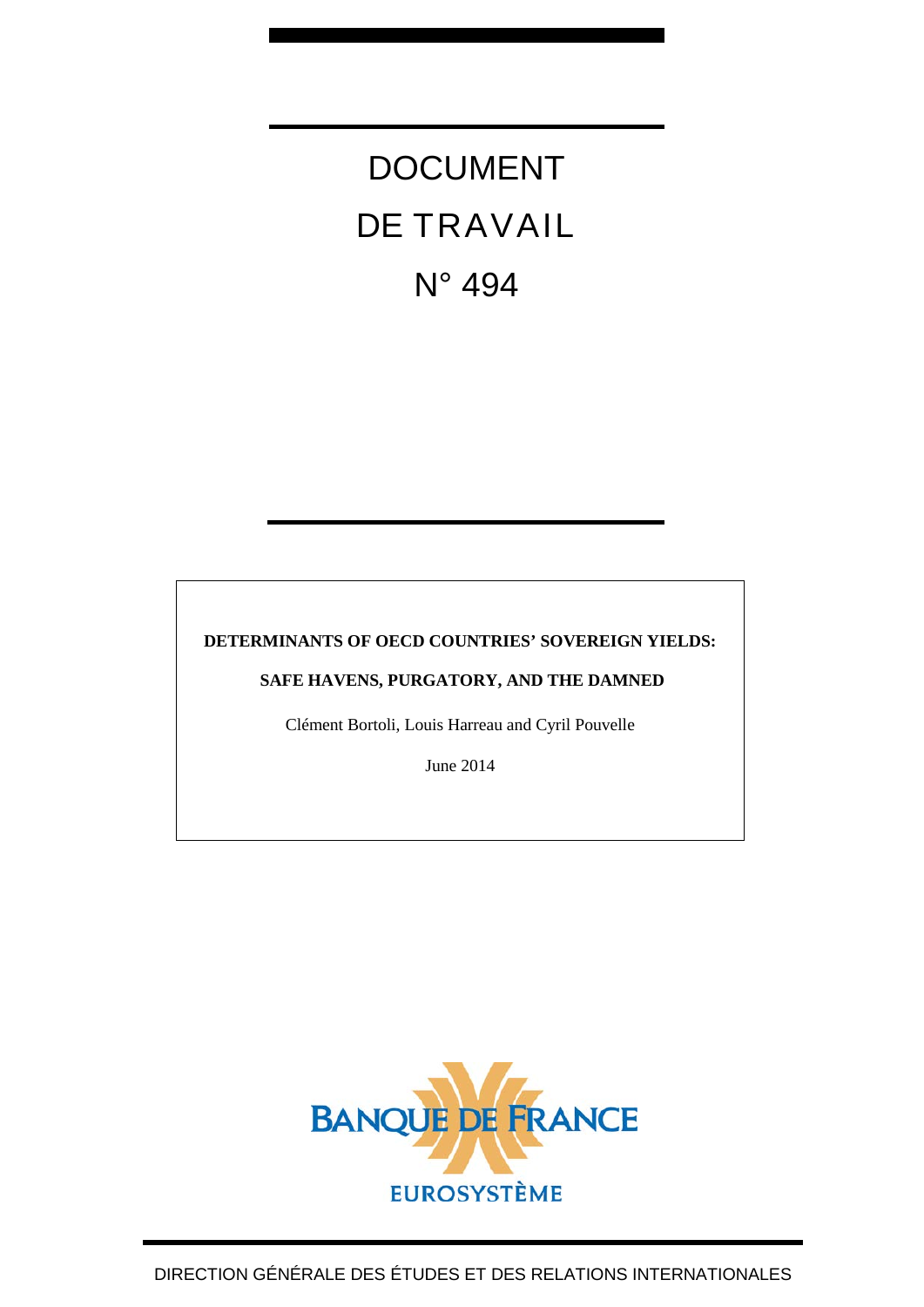# DOCUMENT DE TRAVAIL

## N° 494

**DETERMINANTS OF OECD COUNTRIES' SOVEREIGN YIELDS:**

**SAFE HAVENS, PURGATORY, AND THE DAMNED**

Clément Bortoli, Louis Harreau and Cyril Pouvelle

June 2014

BANQUE DE FRANCE

EUROSYSTÈME

DIRECTION GÉNÉRALE DES ÉTUDES ET DES RELATIONS INTERNATIONALES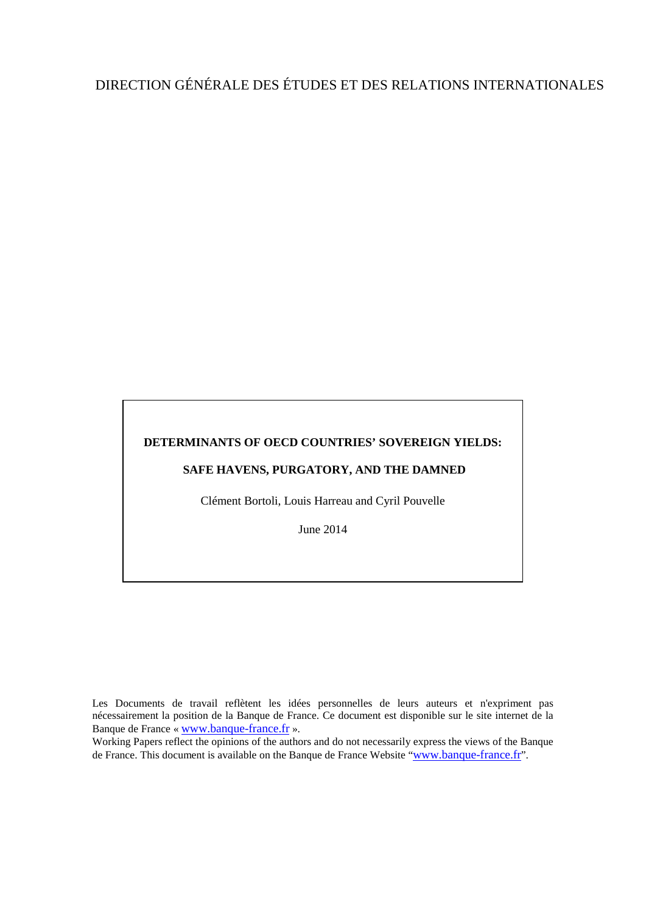DIRECTION GÉNÉRALE DES ÉTUDES ET DES RELATIONS INTERNATIONALES

**DETERMINANTS OF OECD COUNTRIES' SOVEREIGN YIELDS:**

**SAFE HAVENS, PURGATORY, AND THE DAMNED**

Clément Bortoli, Louis Harreau and Cyril Pouvelle

June 2014

Les Documents de travail reflètent les idées personnelles de leurs auteurs et n'expriment pas nécessairement la position de la Banque de France. Ce document est disponible sur le site internet de la Banque de France « www.banque-france.fr ».

Working Papers reflect the opinions of the authors and do not necessarily express the views of the Banque de France. This document is available on the Banque de France Website "www.banque-france.fr".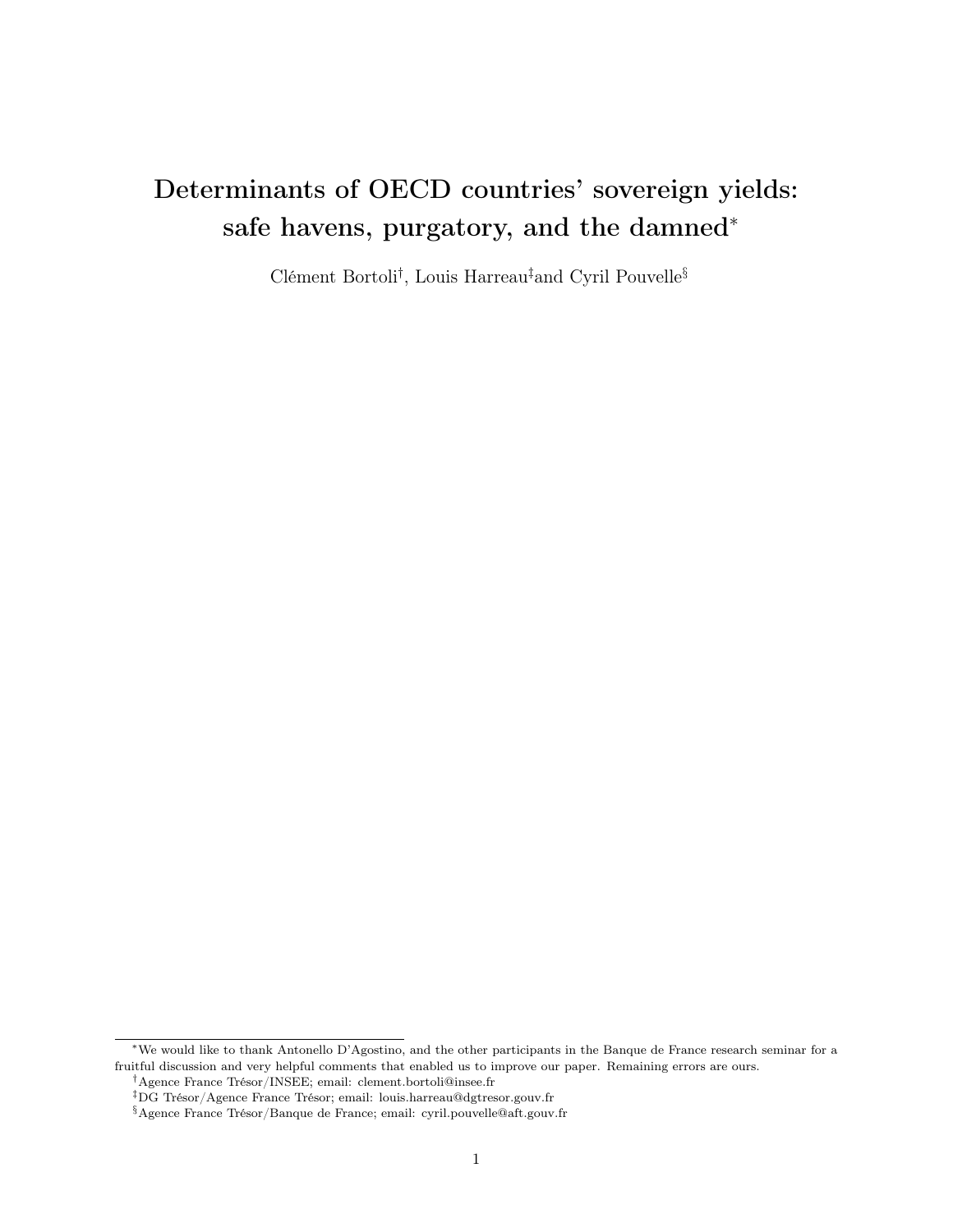# Determinants of OECD countries' sovereign yields: safe havens, purgatory, and the damned[*]

Clément Bortoli[†], Louis Harreau[‡] and Cyril Pouvelle[§]

---

[*]We would like to thank Antonello D'Agostino, and the other participants in the Banque de France research seminar for a fruitful discussion and very helpful comments that enabled us to improve our paper. Remaining errors are ours.

[†]Agence France Trésor/INSEE; email: clement.bortoli@insee.fr

[‡]DG Trésor/Agence France Trésor; email: louis.harreau@dgtresor.gouv.fr

[§]Agence France Trésor/Banque de France; email: cyril.pouvelle@aft.gouv.fr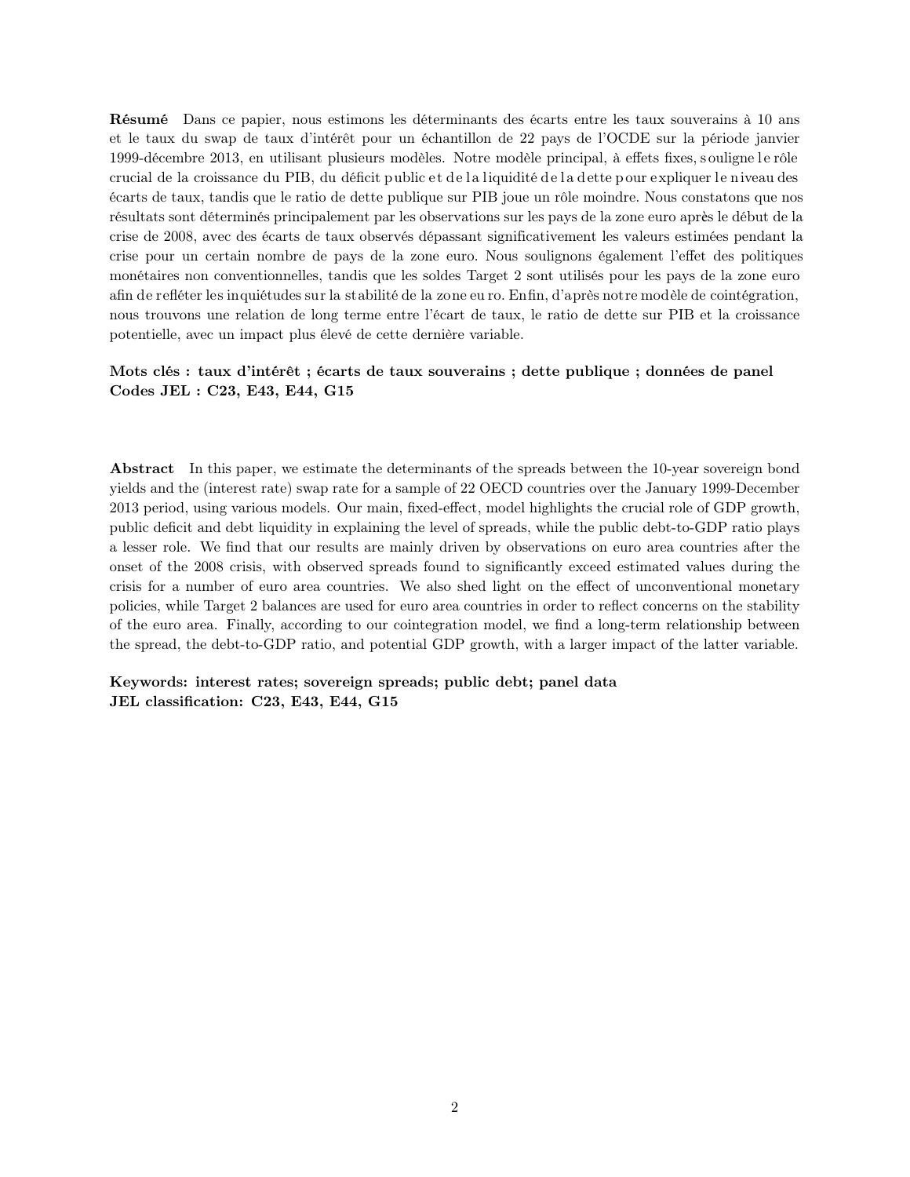**Résumé** Dans ce papier, nous estimons les déterminants des écarts entre les taux souverains à 10 ans et le taux du swap de taux d'intérêt pour un échantillon de 22 pays de l'OCDE sur la période janvier 1999-décembre 2013, en utilisant plusieurs modèles. Notre modèle principal, à effets fixes, souligne le rôle crucial de la croissance du PIB, du déficit public et de la liquidité de la dette pour expliquer le niveau des écarts de taux, tandis que le ratio de dette publique sur PIB joue un rôle moindre. Nous constatons que nos résultats sont déterminés principalement par les observations sur les pays de la zone euro après le début de la crise de 2008, avec des écarts de taux observés dépassant significativement les valeurs estimées pendant la crise pour un certain nombre de pays de la zone euro. Nous soulignons également l'effet des politiques monétaires non conventionnelles, tandis que les soldes Target 2 sont utilisés pour les pays de la zone euro afin de refléter les inquiétudes sur la stabilité de la zone euro. Enfin, d'après notre modèle de cointégration, nous trouvons une relation de long terme entre l'écart de taux, le ratio de dette sur PIB et la croissance potentielle, avec un impact plus élevé de cette dernière variable.

**Mots clés : taux d'intérêt ; écarts de taux souverains ; dette publique ; données de panel**
**Codes JEL : C23, E43, E44, G15**

**Abstract** In this paper, we estimate the determinants of the spreads between the 10-year sovereign bond yields and the (interest rate) swap rate for a sample of 22 OECD countries over the January 1999-December 2013 period, using various models. Our main, fixed-effect, model highlights the crucial role of GDP growth, public deficit and debt liquidity in explaining the level of spreads, while the public debt-to-GDP ratio plays a lesser role. We find that our results are mainly driven by observations on euro area countries after the onset of the 2008 crisis, with observed spreads found to significantly exceed estimated values during the crisis for a number of euro area countries. We also shed light on the effect of unconventional monetary policies, while Target 2 balances are used for euro area countries in order to reflect concerns on the stability of the euro area. Finally, according to our cointegration model, we find a long-term relationship between the spread, the debt-to-GDP ratio, and potential GDP growth, with a larger impact of the latter variable.

**Keywords: interest rates; sovereign spreads; public debt; panel data**
**JEL classification: C23, E43, E44, G15**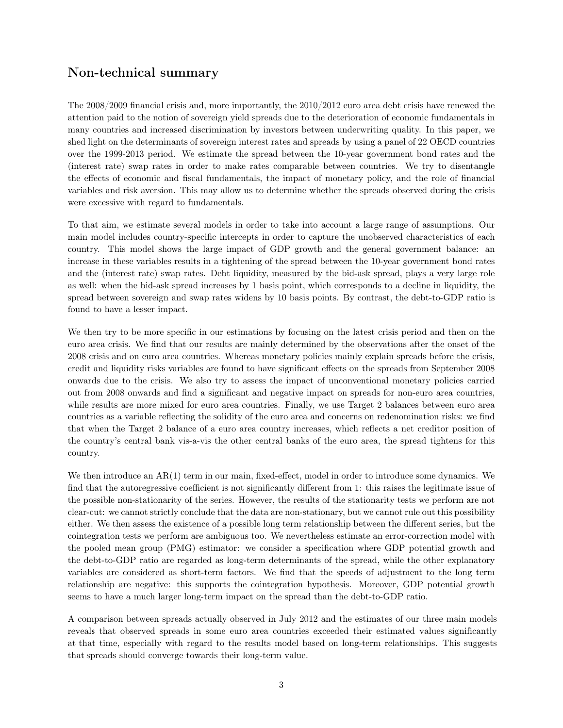## Non-technical summary

The 2008/2009 financial crisis and, more importantly, the 2010/2012 euro area debt crisis have renewed the attention paid to the notion of sovereign yield spreads due to the deterioration of economic fundamentals in many countries and increased discrimination by investors between underwriting quality. In this paper, we shed light on the determinants of sovereign interest rates and spreads by using a panel of 22 OECD countries over the 1999-2013 period. We estimate the spread between the 10-year government bond rates and the (interest rate) swap rates in order to make rates comparable between countries. We try to disentangle the effects of economic and fiscal fundamentals, the impact of monetary policy, and the role of financial variables and risk aversion. This may allow us to determine whether the spreads observed during the crisis were excessive with regard to fundamentals.

To that aim, we estimate several models in order to take into account a large range of assumptions. Our main model includes country-specific intercepts in order to capture the unobserved characteristics of each country. This model shows the large impact of GDP growth and the general government balance: an increase in these variables results in a tightening of the spread between the 10-year government bond rates and the (interest rate) swap rates. Debt liquidity, measured by the bid-ask spread, plays a very large role as well: when the bid-ask spread increases by 1 basis point, which corresponds to a decline in liquidity, the spread between sovereign and swap rates widens by 10 basis points. By contrast, the debt-to-GDP ratio is found to have a lesser impact.

We then try to be more specific in our estimations by focusing on the latest crisis period and then on the euro area crisis. We find that our results are mainly determined by the observations after the onset of the 2008 crisis and on euro area countries. Whereas monetary policies mainly explain spreads before the crisis, credit and liquidity risks variables are found to have significant effects on the spreads from September 2008 onwards due to the crisis. We also try to assess the impact of unconventional monetary policies carried out from 2008 onwards and find a significant and negative impact on spreads for non-euro area countries, while results are more mixed for euro area countries. Finally, we use Target 2 balances between euro area countries as a variable reflecting the solidity of the euro area and concerns on redenomination risks: we find that when the Target 2 balance of a euro area country increases, which reflects a net creditor position of the country's central bank vis-a-vis the other central banks of the euro area, the spread tightens for this country.

We then introduce an AR(1) term in our main, fixed-effect, model in order to introduce some dynamics. We find that the autoregressive coefficient is not significantly different from 1: this raises the legitimate issue of the possible non-stationarity of the series. However, the results of the stationarity tests we perform are not clear-cut: we cannot strictly conclude that the data are non-stationary, but we cannot rule out this possibility either. We then assess the existence of a possible long term relationship between the different series, but the cointegration tests we perform are ambiguous too. We nevertheless estimate an error-correction model with the pooled mean group (PMG) estimator: we consider a specification where GDP potential growth and the debt-to-GDP ratio are regarded as long-term determinants of the spread, while the other explanatory variables are considered as short-term factors. We find that the speeds of adjustment to the long term relationship are negative: this supports the cointegration hypothesis. Moreover, GDP potential growth seems to have a much larger long-term impact on the spread than the debt-to-GDP ratio.

A comparison between spreads actually observed in July 2012 and the estimates of our three main models reveals that observed spreads in some euro area countries exceeded their estimated values significantly at that time, especially with regard to the results model based on long-term relationships. This suggests that spreads should converge towards their long-term value.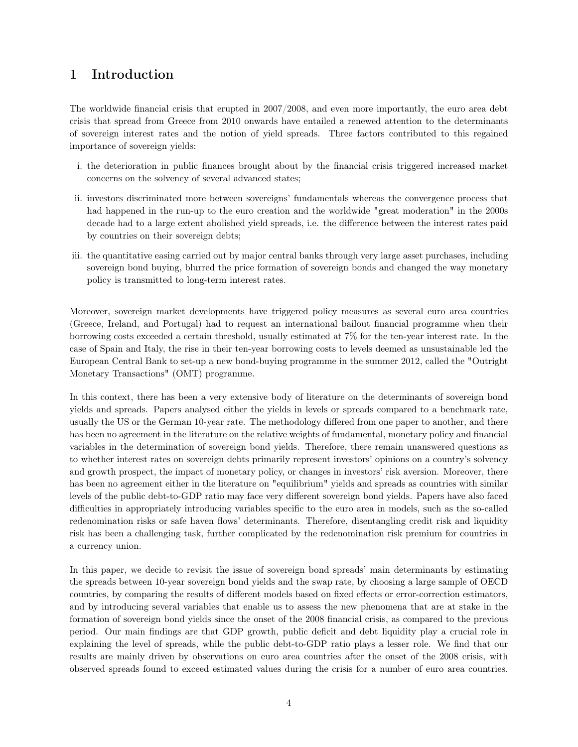# 1 Introduction

The worldwide financial crisis that erupted in 2007/2008, and even more importantly, the euro area debt crisis that spread from Greece from 2010 onwards have entailed a renewed attention to the determinants of sovereign interest rates and the notion of yield spreads. Three factors contributed to this regained importance of sovereign yields:

i. the deterioration in public finances brought about by the financial crisis triggered increased market concerns on the solvency of several advanced states;

ii. investors discriminated more between sovereigns' fundamentals whereas the convergence process that had happened in the run-up to the euro creation and the worldwide "great moderation" in the 2000s decade had to a large extent abolished yield spreads, i.e. the difference between the interest rates paid by countries on their sovereign debts;

iii. the quantitative easing carried out by major central banks through very large asset purchases, including sovereign bond buying, blurred the price formation of sovereign bonds and changed the way monetary policy is transmitted to long-term interest rates.

Moreover, sovereign market developments have triggered policy measures as several euro area countries (Greece, Ireland, and Portugal) had to request an international bailout financial programme when their borrowing costs exceeded a certain threshold, usually estimated at 7% for the ten-year interest rate. In the case of Spain and Italy, the rise in their ten-year borrowing costs to levels deemed as unsustainable led the European Central Bank to set-up a new bond-buying programme in the summer 2012, called the "Outright Monetary Transactions" (OMT) programme.

In this context, there has been a very extensive body of literature on the determinants of sovereign bond yields and spreads. Papers analysed either the yields in levels or spreads compared to a benchmark rate, usually the US or the German 10-year rate. The methodology differed from one paper to another, and there has been no agreement in the literature on the relative weights of fundamental, monetary policy and financial variables in the determination of sovereign bond yields. Therefore, there remain unanswered questions as to whether interest rates on sovereign debts primarily represent investors' opinions on a country's solvency and growth prospect, the impact of monetary policy, or changes in investors' risk aversion. Moreover, there has been no agreement either in the literature on "equilibrium" yields and spreads as countries with similar levels of the public debt-to-GDP ratio may face very different sovereign bond yields. Papers have also faced difficulties in appropriately introducing variables specific to the euro area in models, such as the so-called redenomination risks or safe haven flows' determinants. Therefore, disentangling credit risk and liquidity risk has been a challenging task, further complicated by the redenomination risk premium for countries in a currency union.

In this paper, we decide to revisit the issue of sovereign bond spreads' main determinants by estimating the spreads between 10-year sovereign bond yields and the swap rate, by choosing a large sample of OECD countries, by comparing the results of different models based on fixed effects or error-correction estimators, and by introducing several variables that enable us to assess the new phenomena that are at stake in the formation of sovereign bond yields since the onset of the 2008 financial crisis, as compared to the previous period. Our main findings are that GDP growth, public deficit and debt liquidity play a crucial role in explaining the level of spreads, while the public debt-to-GDP ratio plays a lesser role. We find that our results are mainly driven by observations on euro area countries after the onset of the 2008 crisis, with observed spreads found to exceed estimated values during the crisis for a number of euro area countries.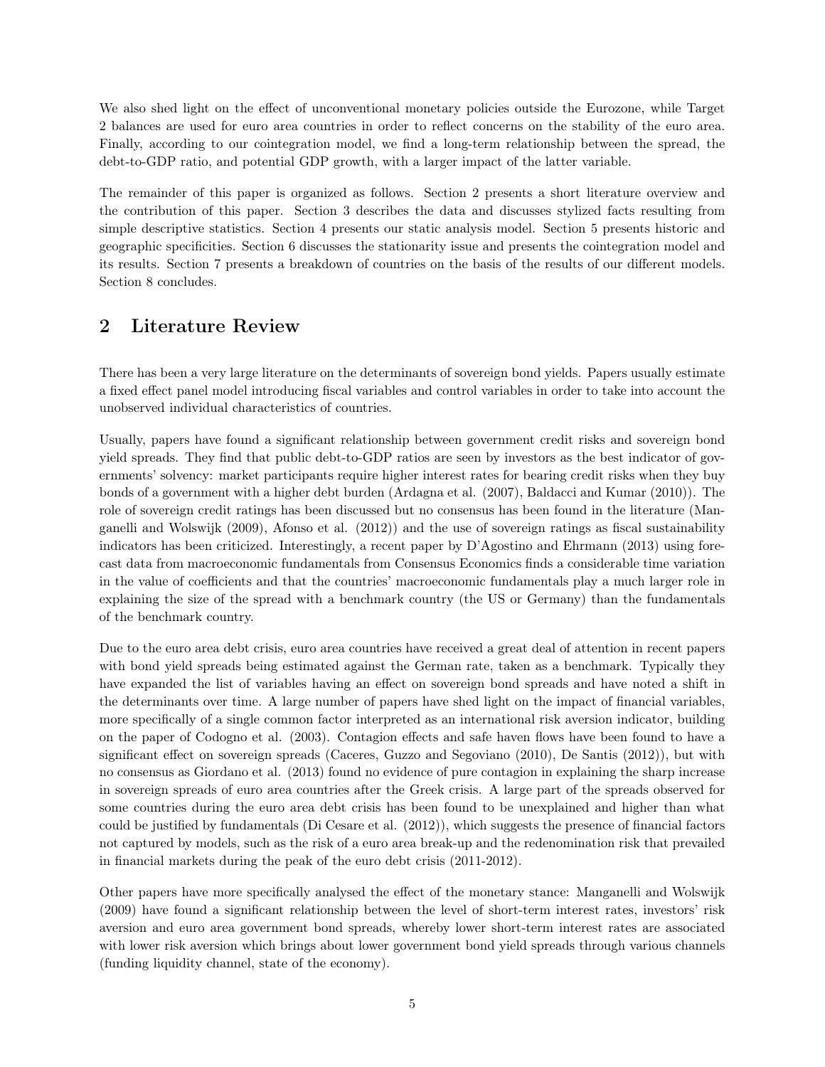We also shed light on the effect of unconventional monetary policies outside the Eurozone, while Target 2 balances are used for euro area countries in order to reflect concerns on the stability of the euro area. Finally, according to our cointegration model, we find a long-term relationship between the spread, the debt-to-GDP ratio, and potential GDP growth, with a larger impact of the latter variable.

The remainder of this paper is organized as follows. Section 2 presents a short literature overview and the contribution of this paper. Section 3 describes the data and discusses stylized facts resulting from simple descriptive statistics. Section 4 presents our static analysis model. Section 5 presents historic and geographic specificities. Section 6 discusses the stationarity issue and presents the cointegration model and its results. Section 7 presents a breakdown of countries on the basis of the results of our different models. Section 8 concludes.

## 2 Literature Review

There has been a very large literature on the determinants of sovereign bond yields. Papers usually estimate a fixed effect panel model introducing fiscal variables and control variables in order to take into account the unobserved individual characteristics of countries.

Usually, papers have found a significant relationship between government credit risks and sovereign bond yield spreads. They find that public debt-to-GDP ratios are seen by investors as the best indicator of governments' solvency: market participants require higher interest rates for bearing credit risks when they buy bonds of a government with a higher debt burden (Ardagna et al. (2007), Baldacci and Kumar (2010)). The role of sovereign credit ratings has been discussed but no consensus has been found in the literature (Manganelli and Wolswijk (2009), Afonso et al. (2012)) and the use of sovereign ratings as fiscal sustainability indicators has been criticized. Interestingly, a recent paper by D'Agostino and Ehrmann (2013) using forecast data from macroeconomic fundamentals from Consensus Economics finds a considerable time variation in the value of coefficients and that the countries' macroeconomic fundamentals play a much larger role in explaining the size of the spread with a benchmark country (the US or Germany) than the fundamentals of the benchmark country.

Due to the euro area debt crisis, euro area countries have received a great deal of attention in recent papers with bond yield spreads being estimated against the German rate, taken as a benchmark. Typically they have expanded the list of variables having an effect on sovereign bond spreads and have noted a shift in the determinants over time. A large number of papers have shed light on the impact of financial variables, more specifically of a single common factor interpreted as an international risk aversion indicator, building on the paper of Codogno et al. (2003). Contagion effects and safe haven flows have been found to have a significant effect on sovereign spreads (Caceres, Guzzo and Segoviano (2010), De Santis (2012)), but with no consensus as Giordano et al. (2013) found no evidence of pure contagion in explaining the sharp increase in sovereign spreads of euro area countries after the Greek crisis. A large part of the spreads observed for some countries during the euro area debt crisis has been found to be unexplained and higher than what could be justified by fundamentals (Di Cesare et al. (2012)), which suggests the presence of financial factors not captured by models, such as the risk of a euro area break-up and the redenomination risk that prevailed in financial markets during the peak of the euro debt crisis (2011-2012).

Other papers have more specifically analysed the effect of the monetary stance: Manganelli and Wolswijk (2009) have found a significant relationship between the level of short-term interest rates, investors' risk aversion and euro area government bond spreads, whereby lower short-term interest rates are associated with lower risk aversion which brings about lower government bond yield spreads through various channels (funding liquidity channel, state of the economy).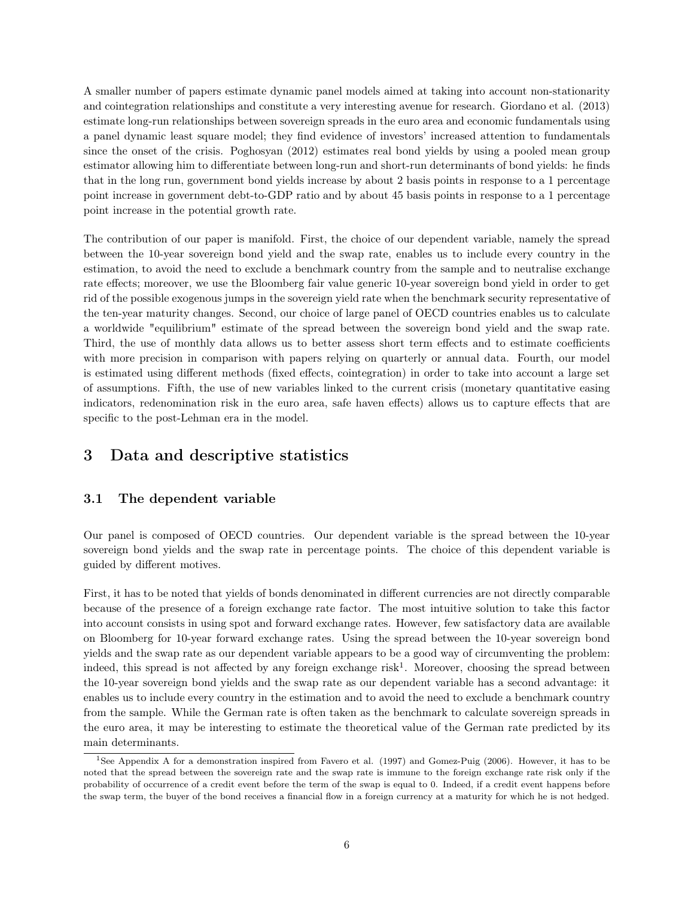A smaller number of papers estimate dynamic panel models aimed at taking into account non-stationarity and cointegration relationships and constitute a very interesting avenue for research. Giordano et al. (2013) estimate long-run relationships between sovereign spreads in the euro area and economic fundamentals using a panel dynamic least square model; they find evidence of investors' increased attention to fundamentals since the onset of the crisis. Poghosyan (2012) estimates real bond yields by using a pooled mean group estimator allowing him to differentiate between long-run and short-run determinants of bond yields: he finds that in the long run, government bond yields increase by about 2 basis points in response to a 1 percentage point increase in government debt-to-GDP ratio and by about 45 basis points in response to a 1 percentage point increase in the potential growth rate.

The contribution of our paper is manifold. First, the choice of our dependent variable, namely the spread between the 10-year sovereign bond yield and the swap rate, enables us to include every country in the estimation, to avoid the need to exclude a benchmark country from the sample and to neutralise exchange rate effects; moreover, we use the Bloomberg fair value generic 10-year sovereign bond yield in order to get rid of the possible exogenous jumps in the sovereign yield rate when the benchmark security representative of the ten-year maturity changes. Second, our choice of large panel of OECD countries enables us to calculate a worldwide "equilibrium" estimate of the spread between the sovereign bond yield and the swap rate. Third, the use of monthly data allows us to better assess short term effects and to estimate coefficients with more precision in comparison with papers relying on quarterly or annual data. Fourth, our model is estimated using different methods (fixed effects, cointegration) in order to take into account a large set of assumptions. Fifth, the use of new variables linked to the current crisis (monetary quantitative easing indicators, redenomination risk in the euro area, safe haven effects) allows us to capture effects that are specific to the post-Lehman era in the model.

# 3 Data and descriptive statistics

## 3.1 The dependent variable

Our panel is composed of OECD countries. Our dependent variable is the spread between the 10-year sovereign bond yields and the swap rate in percentage points. The choice of this dependent variable is guided by different motives.

First, it has to be noted that yields of bonds denominated in different currencies are not directly comparable because of the presence of a foreign exchange rate factor. The most intuitive solution to take this factor into account consists in using spot and forward exchange rates. However, few satisfactory data are available on Bloomberg for 10-year forward exchange rates. Using the spread between the 10-year sovereign bond yields and the swap rate as our dependent variable appears to be a good way of circumventing the problem: indeed, this spread is not affected by any foreign exchange risk[1]. Moreover, choosing the spread between the 10-year sovereign bond yields and the swap rate as our dependent variable has a second advantage: it enables us to include every country in the estimation and to avoid the need to exclude a benchmark country from the sample. While the German rate is often taken as the benchmark to calculate sovereign spreads in the euro area, it may be interesting to estimate the theoretical value of the German rate predicted by its main determinants.

[1] See Appendix A for a demonstration inspired from Favero et al. (1997) and Gomez-Puig (2006). However, it has to be noted that the spread between the sovereign rate and the swap rate is immune to the foreign exchange rate risk only if the probability of occurrence of a credit event before the term of the swap is equal to 0. Indeed, if a credit event happens before the swap term, the buyer of the bond receives a financial flow in a foreign currency at a maturity for which he is not hedged.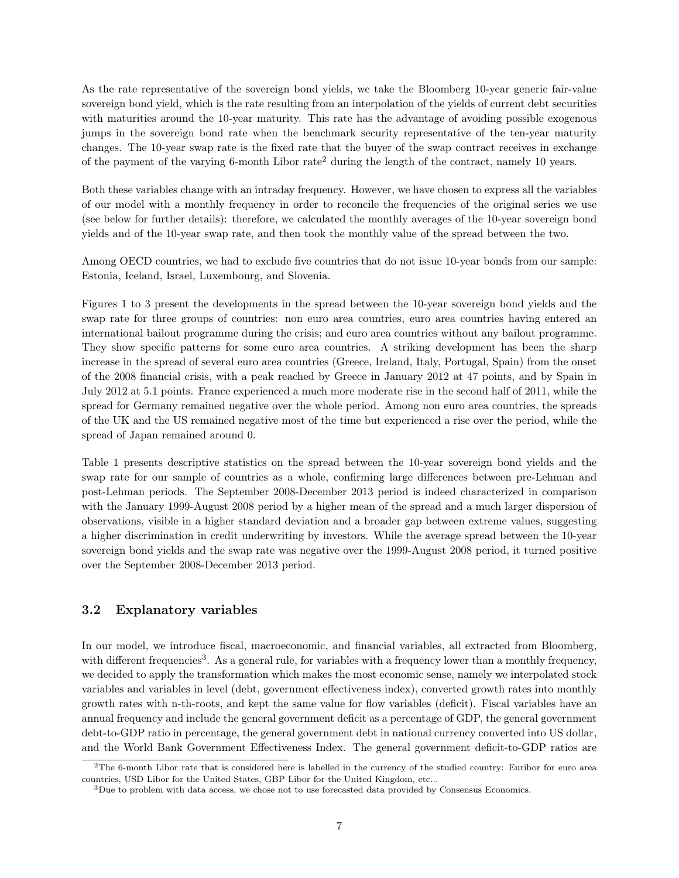As the rate representative of the sovereign bond yields, we take the Bloomberg 10-year generic fair-value sovereign bond yield, which is the rate resulting from an interpolation of the yields of current debt securities with maturities around the 10-year maturity. This rate has the advantage of avoiding possible exogenous jumps in the sovereign bond rate when the benchmark security representative of the ten-year maturity changes. The 10-year swap rate is the fixed rate that the buyer of the swap contract receives in exchange of the payment of the varying 6-month Libor rate[2] during the length of the contract, namely 10 years.

Both these variables change with an intraday frequency. However, we have chosen to express all the variables of our model with a monthly frequency in order to reconcile the frequencies of the original series we use (see below for further details): therefore, we calculated the monthly averages of the 10-year sovereign bond yields and of the 10-year swap rate, and then took the monthly value of the spread between the two.

Among OECD countries, we had to exclude five countries that do not issue 10-year bonds from our sample: Estonia, Iceland, Israel, Luxembourg, and Slovenia.

Figures 1 to 3 present the developments in the spread between the 10-year sovereign bond yields and the swap rate for three groups of countries: non euro area countries, euro area countries having entered an international bailout programme during the crisis; and euro area countries without any bailout programme. They show specific patterns for some euro area countries. A striking development has been the sharp increase in the spread of several euro area countries (Greece, Ireland, Italy, Portugal, Spain) from the onset of the 2008 financial crisis, with a peak reached by Greece in January 2012 at 47 points, and by Spain in July 2012 at 5.1 points. France experienced a much more moderate rise in the second half of 2011, while the spread for Germany remained negative over the whole period. Among non euro area countries, the spreads of the UK and the US remained negative most of the time but experienced a rise over the period, while the spread of Japan remained around 0.

Table 1 presents descriptive statistics on the spread between the 10-year sovereign bond yields and the swap rate for our sample of countries as a whole, confirming large differences between pre-Lehman and post-Lehman periods. The September 2008-December 2013 period is indeed characterized in comparison with the January 1999-August 2008 period by a higher mean of the spread and a much larger dispersion of observations, visible in a higher standard deviation and a broader gap between extreme values, suggesting a higher discrimination in credit underwriting by investors. While the average spread between the 10-year sovereign bond yields and the swap rate was negative over the 1999-August 2008 period, it turned positive over the September 2008-December 2013 period.

### 3.2 Explanatory variables

In our model, we introduce fiscal, macroeconomic, and financial variables, all extracted from Bloomberg, with different frequencies[3]. As a general rule, for variables with a frequency lower than a monthly frequency, we decided to apply the transformation which makes the most economic sense, namely we interpolated stock variables and variables in level (debt, government effectiveness index), converted growth rates into monthly growth rates with n-th-roots, and kept the same value for flow variables (deficit). Fiscal variables have an annual frequency and include the general government deficit as a percentage of GDP, the general government debt-to-GDP ratio in percentage, the general government debt in national currency converted into US dollar, and the World Bank Government Effectiveness Index. The general government deficit-to-GDP ratios are

[2]The 6-month Libor rate that is considered here is labelled in the currency of the studied country: Euribor for euro area countries, USD Libor for the United States, GBP Libor for the United Kingdom, etc...

[3]Due to problem with data access, we chose not to use forecasted data provided by Consensus Economics.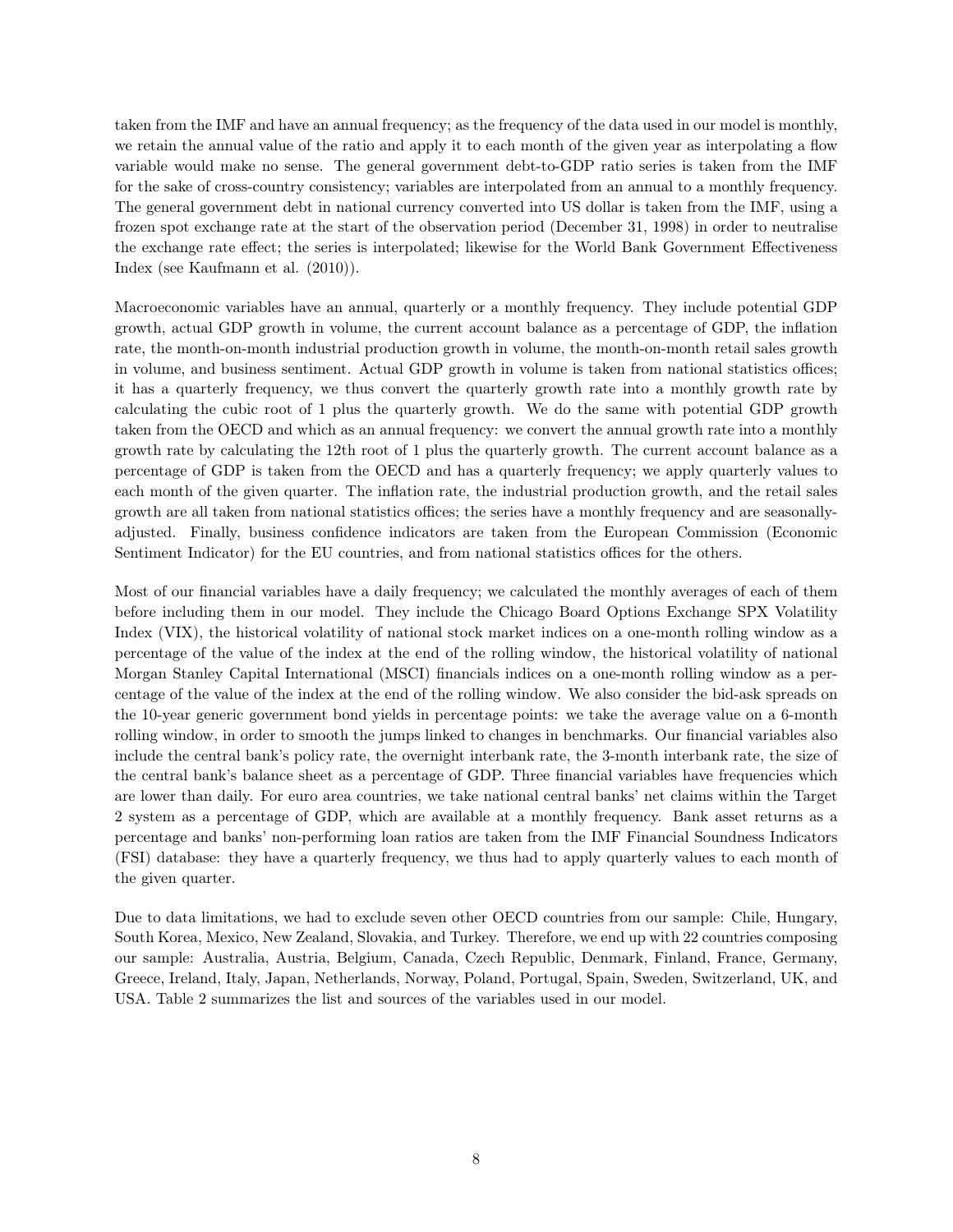taken from the IMF and have an annual frequency; as the frequency of the data used in our model is monthly, we retain the annual value of the ratio and apply it to each month of the given year as interpolating a flow variable would make no sense. The general government debt-to-GDP ratio series is taken from the IMF for the sake of cross-country consistency; variables are interpolated from an annual to a monthly frequency. The general government debt in national currency converted into US dollar is taken from the IMF, using a frozen spot exchange rate at the start of the observation period (December 31, 1998) in order to neutralise the exchange rate effect; the series is interpolated; likewise for the World Bank Government Effectiveness Index (see Kaufmann et al. (2010)).

Macroeconomic variables have an annual, quarterly or a monthly frequency. They include potential GDP growth, actual GDP growth in volume, the current account balance as a percentage of GDP, the inflation rate, the month-on-month industrial production growth in volume, the month-on-month retail sales growth in volume, and business sentiment. Actual GDP growth in volume is taken from national statistics offices; it has a quarterly frequency, we thus convert the quarterly growth rate into a monthly growth rate by calculating the cubic root of 1 plus the quarterly growth. We do the same with potential GDP growth taken from the OECD and which as an annual frequency: we convert the annual growth rate into a monthly growth rate by calculating the 12th root of 1 plus the quarterly growth. The current account balance as a percentage of GDP is taken from the OECD and has a quarterly frequency; we apply quarterly values to each month of the given quarter. The inflation rate, the industrial production growth, and the retail sales growth are all taken from national statistics offices; the series have a monthly frequency and are seasonally-adjusted. Finally, business confidence indicators are taken from the European Commission (Economic Sentiment Indicator) for the EU countries, and from national statistics offices for the others.

Most of our financial variables have a daily frequency; we calculated the monthly averages of each of them before including them in our model. They include the Chicago Board Options Exchange SPX Volatility Index (VIX), the historical volatility of national stock market indices on a one-month rolling window as a percentage of the value of the index at the end of the rolling window, the historical volatility of national Morgan Stanley Capital International (MSCI) financials indices on a one-month rolling window as a percentage of the value of the index at the end of the rolling window. We also consider the bid-ask spreads on the 10-year generic government bond yields in percentage points: we take the average value on a 6-month rolling window, in order to smooth the jumps linked to changes in benchmarks. Our financial variables also include the central bank's policy rate, the overnight interbank rate, the 3-month interbank rate, the size of the central bank's balance sheet as a percentage of GDP. Three financial variables have frequencies which are lower than daily. For euro area countries, we take national central banks' net claims within the Target 2 system as a percentage of GDP, which are available at a monthly frequency. Bank asset returns as a percentage and banks' non-performing loan ratios are taken from the IMF Financial Soundness Indicators (FSI) database: they have a quarterly frequency, we thus had to apply quarterly values to each month of the given quarter.

Due to data limitations, we had to exclude seven other OECD countries from our sample: Chile, Hungary, South Korea, Mexico, New Zealand, Slovakia, and Turkey. Therefore, we end up with 22 countries composing our sample: Australia, Austria, Belgium, Canada, Czech Republic, Denmark, Finland, France, Germany, Greece, Ireland, Italy, Japan, Netherlands, Norway, Poland, Portugal, Spain, Sweden, Switzerland, UK, and USA. Table 2 summarizes the list and sources of the variables used in our model.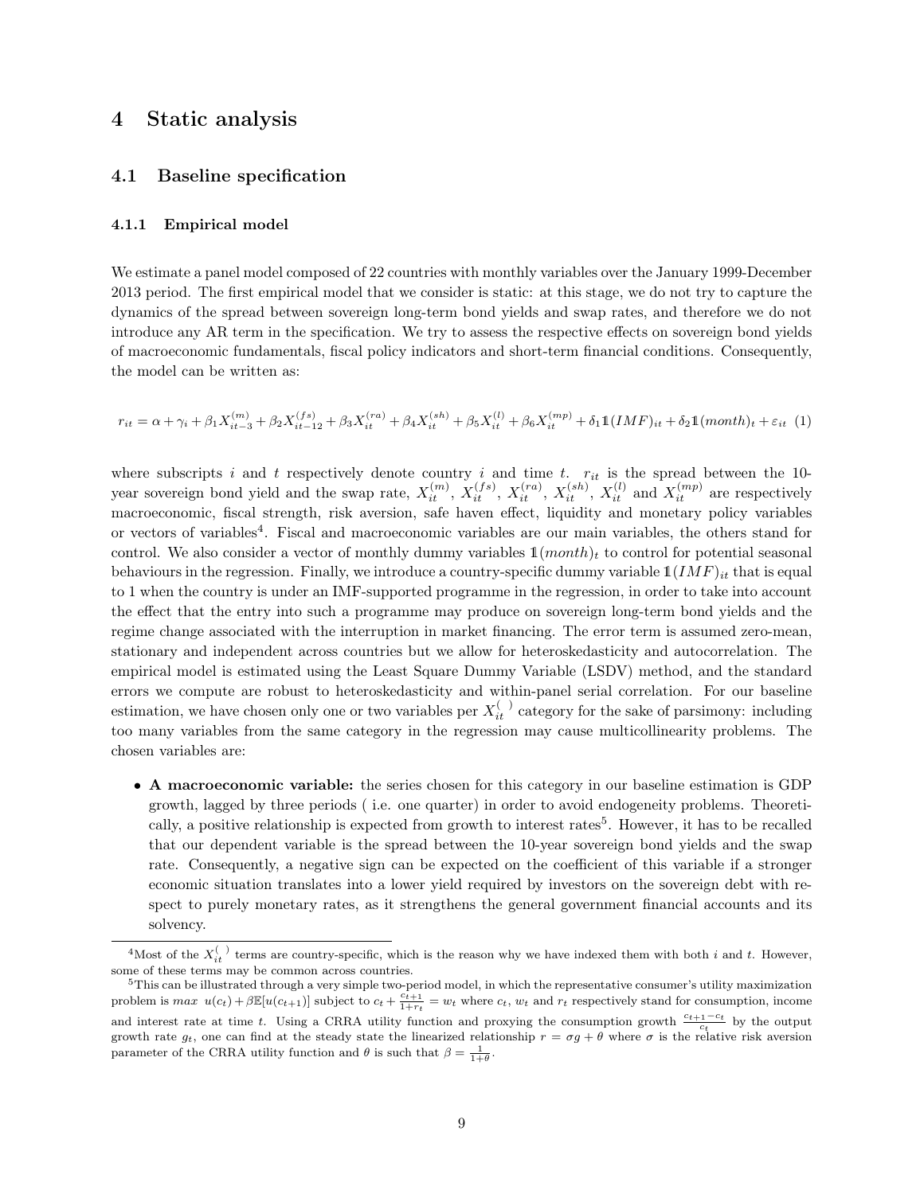# 4 Static analysis

## 4.1 Baseline specification

### 4.1.1 Empirical model

We estimate a panel model composed of 22 countries with monthly variables over the January 1999-December 2013 period. The first empirical model that we consider is static: at this stage, we do not try to capture the dynamics of the spread between sovereign long-term bond yields and swap rates, and therefore we do not introduce any AR term in the specification. We try to assess the respective effects on sovereign bond yields of macroeconomic fundamentals, fiscal policy indicators and short-term financial conditions. Consequently, the model can be written as:

$$r_{it} = \alpha + \gamma_i + \beta_1 X_{it-3}^{(m)} + \beta_2 X_{it-12}^{(fs)} + \beta_3 X_{it}^{(ra)} + \beta_4 X_{it}^{(sh)} + \beta_5 X_{it}^{(l)} + \beta_6 X_{it}^{(mp)} + \delta_1 \mathbb{1}(IMF)_{it} + \delta_2 \mathbb{1}(month)_t + \varepsilon_{it} \quad (1)$$

where subscripts $i$ and $t$ respectively denote country $i$ and time $t$. $r_{it}$ is the spread between the 10-year sovereign bond yield and the swap rate, $X_{it}^{(m)}$, $X_{it}^{(fs)}$, $X_{it}^{(ra)}$, $X_{it}^{(sh)}$, $X_{it}^{(l)}$ and $X_{it}^{(mp)}$ are respectively macroeconomic, fiscal strength, risk aversion, safe haven effect, liquidity and monetary policy variables or vectors of variables[4]. Fiscal and macroeconomic variables are our main variables, the others stand for control. We also consider a vector of monthly dummy variables $\mathbb{1}(month)_t$ to control for potential seasonal behaviours in the regression. Finally, we introduce a country-specific dummy variable $\mathbb{1}(IMF)_{it}$ that is equal to 1 when the country is under an IMF-supported programme in the regression, in order to take into account the effect that the entry into such a programme may produce on sovereign long-term bond yields and the regime change associated with the interruption in market financing. The error term is assumed zero-mean, stationary and independent across countries but we allow for heteroskedasticity and autocorrelation. The empirical model is estimated using the Least Square Dummy Variable (LSDV) method, and the standard errors we compute are robust to heteroskedasticity and within-panel serial correlation. For our baseline estimation, we have chosen only one or two variables per $X_{it}^{(\ )}$ category for the sake of parsimony: including too many variables from the same category in the regression may cause multicollinearity problems. The chosen variables are:

- **A macroeconomic variable:** the series chosen for this category in our baseline estimation is GDP growth, lagged by three periods ( i.e. one quarter) in order to avoid endogeneity problems. Theoretically, a positive relationship is expected from growth to interest rates[5]. However, it has to be recalled that our dependent variable is the spread between the 10-year sovereign bond yields and the swap rate. Consequently, a negative sign can be expected on the coefficient of this variable if a stronger economic situation translates into a lower yield required by investors on the sovereign debt with respect to purely monetary rates, as it strengthens the general government financial accounts and its solvency.

[4]Most of the $X_{it}^{(\ )}$ terms are country-specific, which is the reason why we have indexed them with both $i$ and $t$. However, some of these terms may be common across countries.

[5]This can be illustrated through a very simple two-period model, in which the representative consumer's utility maximization problem is $max\ u(c_t) + \beta\mathbb{E}[u(c_{t+1})]$ subject to $c_t + \frac{c_{t+1}}{1+r_t} = w_t$ where $c_t$, $w_t$ and $r_t$ respectively stand for consumption, income and interest rate at time $t$. Using a CRRA utility function and proxying the consumption growth $\frac{c_{t+1}-c_t}{c_t}$ by the output growth rate $g_t$, one can find at the steady state the linearized relationship $r = \sigma g + \theta$ where $\sigma$ is the relative risk aversion parameter of the CRRA utility function and $\theta$ is such that $\beta = \frac{1}{1+\theta}$.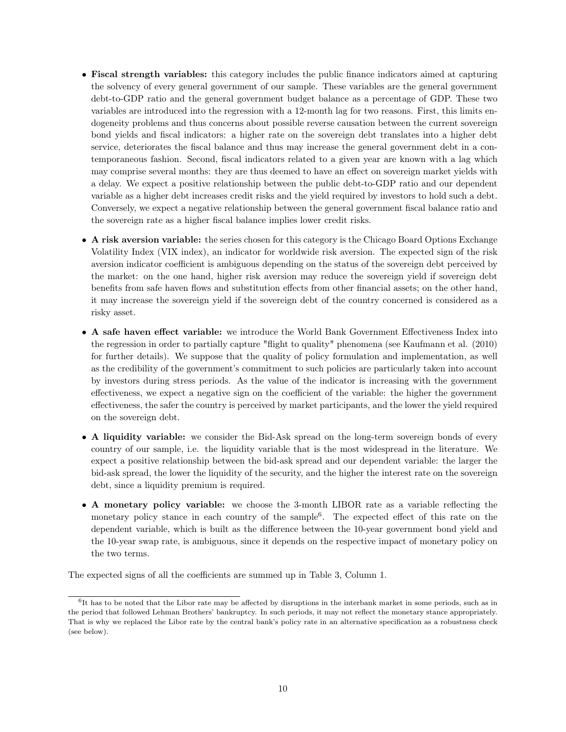- **Fiscal strength variables:** this category includes the public finance indicators aimed at capturing the solvency of every general government of our sample. These variables are the general government debt-to-GDP ratio and the general government budget balance as a percentage of GDP. These two variables are introduced into the regression with a 12-month lag for two reasons. First, this limits endogeneity problems and thus concerns about possible reverse causation between the current sovereign bond yields and fiscal indicators: a higher rate on the sovereign debt translates into a higher debt service, deteriorates the fiscal balance and thus may increase the general government debt in a contemporaneous fashion. Second, fiscal indicators related to a given year are known with a lag which may comprise several months: they are thus deemed to have an effect on sovereign market yields with a delay. We expect a positive relationship between the public debt-to-GDP ratio and our dependent variable as a higher debt increases credit risks and the yield required by investors to hold such a debt. Conversely, we expect a negative relationship between the general government fiscal balance ratio and the sovereign rate as a higher fiscal balance implies lower credit risks.

- **A risk aversion variable:** the series chosen for this category is the Chicago Board Options Exchange Volatility Index (VIX index), an indicator for worldwide risk aversion. The expected sign of the risk aversion indicator coefficient is ambiguous depending on the status of the sovereign debt perceived by the market: on the one hand, higher risk aversion may reduce the sovereign yield if sovereign debt benefits from safe haven flows and substitution effects from other financial assets; on the other hand, it may increase the sovereign yield if the sovereign debt of the country concerned is considered as a risky asset.

- **A safe haven effect variable:** we introduce the World Bank Government Effectiveness Index into the regression in order to partially capture "flight to quality" phenomena (see Kaufmann et al. (2010) for further details). We suppose that the quality of policy formulation and implementation, as well as the credibility of the government's commitment to such policies are particularly taken into account by investors during stress periods. As the value of the indicator is increasing with the government effectiveness, we expect a negative sign on the coefficient of the variable: the higher the government effectiveness, the safer the country is perceived by market participants, and the lower the yield required on the sovereign debt.

- **A liquidity variable:** we consider the Bid-Ask spread on the long-term sovereign bonds of every country of our sample, i.e. the liquidity variable that is the most widespread in the literature. We expect a positive relationship between the bid-ask spread and our dependent variable: the larger the bid-ask spread, the lower the liquidity of the security, and the higher the interest rate on the sovereign debt, since a liquidity premium is required.

- **A monetary policy variable:** we choose the 3-month LIBOR rate as a variable reflecting the monetary policy stance in each country of the sample[6]. The expected effect of this rate on the dependent variable, which is built as the difference between the 10-year government bond yield and the 10-year swap rate, is ambiguous, since it depends on the respective impact of monetary policy on the two terms.

The expected signs of all the coefficients are summed up in Table 3, Column 1.

[6] It has to be noted that the Libor rate may be affected by disruptions in the interbank market in some periods, such as in the period that followed Lehman Brothers' bankruptcy. In such periods, it may not reflect the monetary stance appropriately. That is why we replaced the Libor rate by the central bank's policy rate in an alternative specification as a robustness check (see below).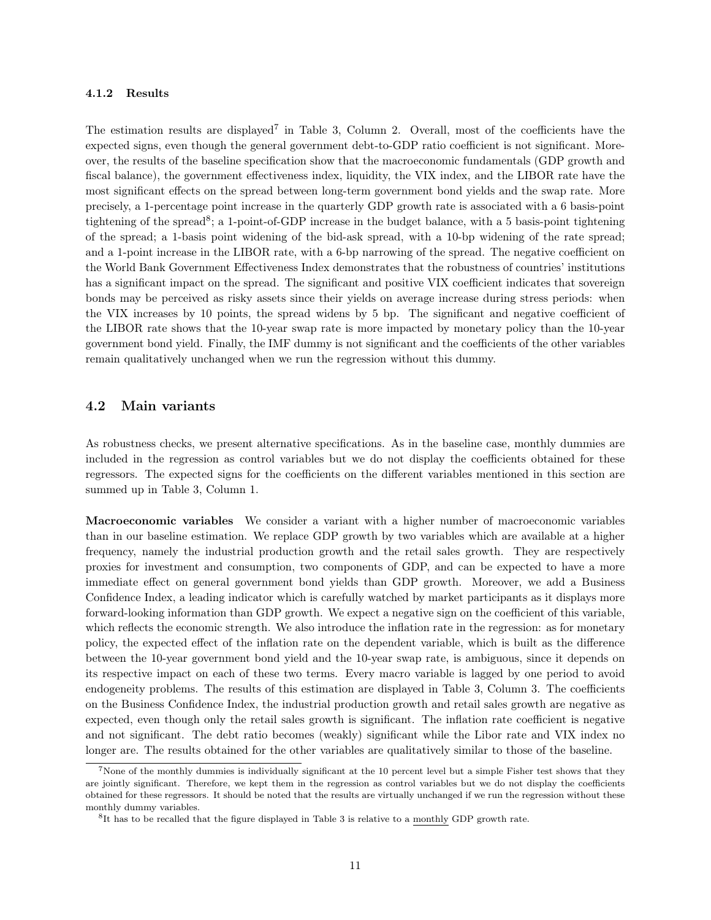### 4.1.2 Results

The estimation results are displayed[7] in Table 3, Column 2. Overall, most of the coefficients have the expected signs, even though the general government debt-to-GDP ratio coefficient is not significant. Moreover, the results of the baseline specification show that the macroeconomic fundamentals (GDP growth and fiscal balance), the government effectiveness index, liquidity, the VIX index, and the LIBOR rate have the most significant effects on the spread between long-term government bond yields and the swap rate. More precisely, a 1-percentage point increase in the quarterly GDP growth rate is associated with a 6 basis-point tightening of the spread[8]; a 1-point-of-GDP increase in the budget balance, with a 5 basis-point tightening of the spread; a 1-basis point widening of the bid-ask spread, with a 10-bp widening of the rate spread; and a 1-point increase in the LIBOR rate, with a 6-bp narrowing of the spread. The negative coefficient on the World Bank Government Effectiveness Index demonstrates that the robustness of countries' institutions has a significant impact on the spread. The significant and positive VIX coefficient indicates that sovereign bonds may be perceived as risky assets since their yields on average increase during stress periods: when the VIX increases by 10 points, the spread widens by 5 bp. The significant and negative coefficient of the LIBOR rate shows that the 10-year swap rate is more impacted by monetary policy than the 10-year government bond yield. Finally, the IMF dummy is not significant and the coefficients of the other variables remain qualitatively unchanged when we run the regression without this dummy.

## 4.2 Main variants

As robustness checks, we present alternative specifications. As in the baseline case, monthly dummies are included in the regression as control variables but we do not display the coefficients obtained for these regressors. The expected signs for the coefficients on the different variables mentioned in this section are summed up in Table 3, Column 1.

**Macroeconomic variables** We consider a variant with a higher number of macroeconomic variables than in our baseline estimation. We replace GDP growth by two variables which are available at a higher frequency, namely the industrial production growth and the retail sales growth. They are respectively proxies for investment and consumption, two components of GDP, and can be expected to have a more immediate effect on general government bond yields than GDP growth. Moreover, we add a Business Confidence Index, a leading indicator which is carefully watched by market participants as it displays more forward-looking information than GDP growth. We expect a negative sign on the coefficient of this variable, which reflects the economic strength. We also introduce the inflation rate in the regression: as for monetary policy, the expected effect of the inflation rate on the dependent variable, which is built as the difference between the 10-year government bond yield and the 10-year swap rate, is ambiguous, since it depends on its respective impact on each of these two terms. Every macro variable is lagged by one period to avoid endogeneity problems. The results of this estimation are displayed in Table 3, Column 3. The coefficients on the Business Confidence Index, the industrial production growth and retail sales growth are negative as expected, even though only the retail sales growth is significant. The inflation rate coefficient is negative and not significant. The debt ratio becomes (weakly) significant while the Libor rate and VIX index no longer are. The results obtained for the other variables are qualitatively similar to those of the baseline.

---

[7] None of the monthly dummies is individually significant at the 10 percent level but a simple Fisher test shows that they are jointly significant. Therefore, we kept them in the regression as control variables but we do not display the coefficients obtained for these regressors. It should be noted that the results are virtually unchanged if we run the regression without these monthly dummy variables.

[8] It has to be recalled that the figure displayed in Table 3 is relative to a monthly GDP growth rate.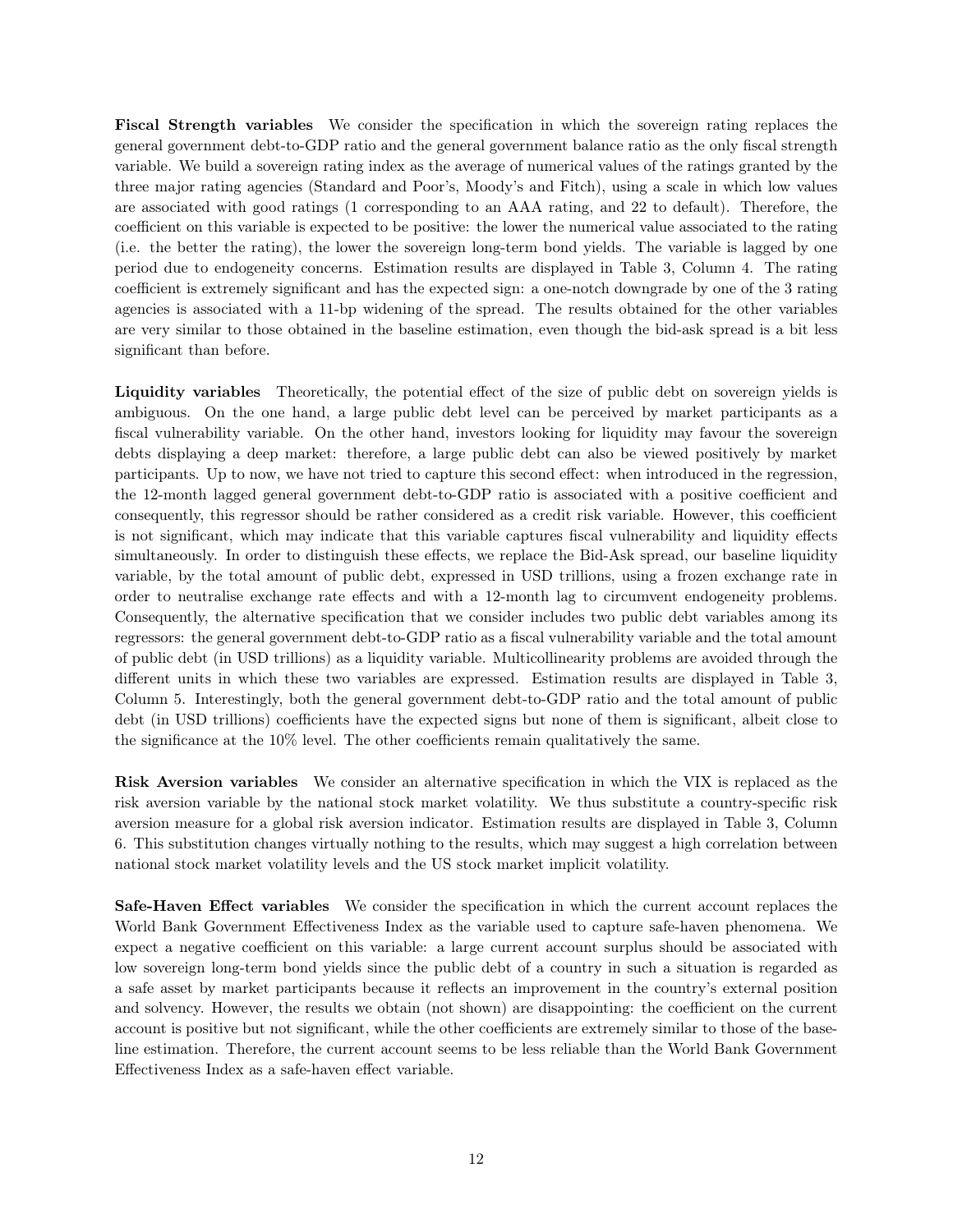**Fiscal Strength variables** We consider the specification in which the sovereign rating replaces the general government debt-to-GDP ratio and the general government balance ratio as the only fiscal strength variable. We build a sovereign rating index as the average of numerical values of the ratings granted by the three major rating agencies (Standard and Poor's, Moody's and Fitch), using a scale in which low values are associated with good ratings (1 corresponding to an AAA rating, and 22 to default). Therefore, the coefficient on this variable is expected to be positive: the lower the numerical value associated to the rating (i.e. the better the rating), the lower the sovereign long-term bond yields. The variable is lagged by one period due to endogeneity concerns. Estimation results are displayed in Table 3, Column 4. The rating coefficient is extremely significant and has the expected sign: a one-notch downgrade by one of the 3 rating agencies is associated with a 11-bp widening of the spread. The results obtained for the other variables are very similar to those obtained in the baseline estimation, even though the bid-ask spread is a bit less significant than before.

**Liquidity variables** Theoretically, the potential effect of the size of public debt on sovereign yields is ambiguous. On the one hand, a large public debt level can be perceived by market participants as a fiscal vulnerability variable. On the other hand, investors looking for liquidity may favour the sovereign debts displaying a deep market: therefore, a large public debt can also be viewed positively by market participants. Up to now, we have not tried to capture this second effect: when introduced in the regression, the 12-month lagged general government debt-to-GDP ratio is associated with a positive coefficient and consequently, this regressor should be rather considered as a credit risk variable. However, this coefficient is not significant, which may indicate that this variable captures fiscal vulnerability and liquidity effects simultaneously. In order to distinguish these effects, we replace the Bid-Ask spread, our baseline liquidity variable, by the total amount of public debt, expressed in USD trillions, using a frozen exchange rate in order to neutralise exchange rate effects and with a 12-month lag to circumvent endogeneity problems. Consequently, the alternative specification that we consider includes two public debt variables among its regressors: the general government debt-to-GDP ratio as a fiscal vulnerability variable and the total amount of public debt (in USD trillions) as a liquidity variable. Multicollinearity problems are avoided through the different units in which these two variables are expressed. Estimation results are displayed in Table 3, Column 5. Interestingly, both the general government debt-to-GDP ratio and the total amount of public debt (in USD trillions) coefficients have the expected signs but none of them is significant, albeit close to the significance at the 10% level. The other coefficients remain qualitatively the same.

**Risk Aversion variables** We consider an alternative specification in which the VIX is replaced as the risk aversion variable by the national stock market volatility. We thus substitute a country-specific risk aversion measure for a global risk aversion indicator. Estimation results are displayed in Table 3, Column 6. This substitution changes virtually nothing to the results, which may suggest a high correlation between national stock market volatility levels and the US stock market implicit volatility.

**Safe-Haven Effect variables** We consider the specification in which the current account replaces the World Bank Government Effectiveness Index as the variable used to capture safe-haven phenomena. We expect a negative coefficient on this variable: a large current account surplus should be associated with low sovereign long-term bond yields since the public debt of a country in such a situation is regarded as a safe asset by market participants because it reflects an improvement in the country's external position and solvency. However, the results we obtain (not shown) are disappointing: the coefficient on the current account is positive but not significant, while the other coefficients are extremely similar to those of the baseline estimation. Therefore, the current account seems to be less reliable than the World Bank Government Effectiveness Index as a safe-haven effect variable.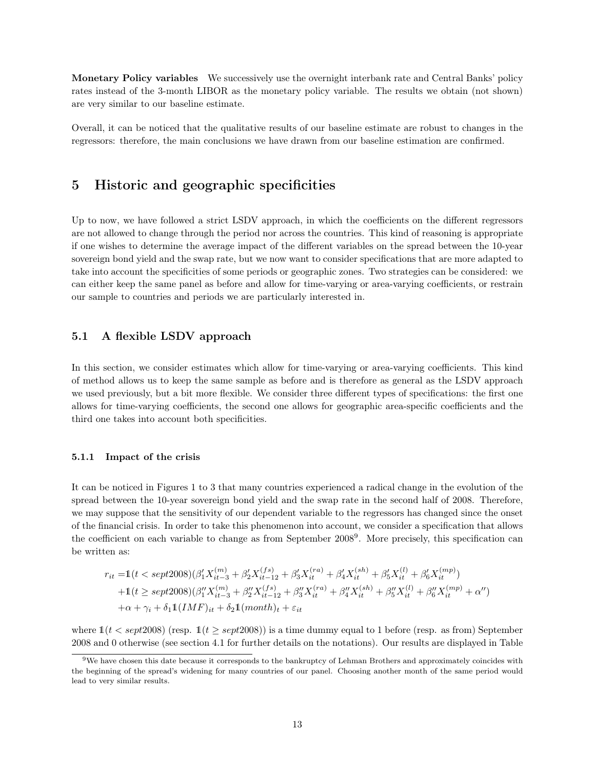**Monetary Policy variables** We successively use the overnight interbank rate and Central Banks' policy rates instead of the 3-month LIBOR as the monetary policy variable. The results we obtain (not shown) are very similar to our baseline estimate.

Overall, it can be noticed that the qualitative results of our baseline estimate are robust to changes in the regressors: therefore, the main conclusions we have drawn from our baseline estimation are confirmed.

# 5 Historic and geographic specificities

Up to now, we have followed a strict LSDV approach, in which the coefficients on the different regressors are not allowed to change through the period nor across the countries. This kind of reasoning is appropriate if one wishes to determine the average impact of the different variables on the spread between the 10-year sovereign bond yield and the swap rate, but we now want to consider specifications that are more adapted to take into account the specificities of some periods or geographic zones. Two strategies can be considered: we can either keep the same panel as before and allow for time-varying or area-varying coefficients, or restrain our sample to countries and periods we are particularly interested in.

## 5.1 A flexible LSDV approach

In this section, we consider estimates which allow for time-varying or area-varying coefficients. This kind of method allows us to keep the same sample as before and is therefore as general as the LSDV approach we used previously, but a bit more flexible. We consider three different types of specifications: the first one allows for time-varying coefficients, the second one allows for geographic area-specific coefficients and the third one takes into account both specificities.

### 5.1.1 Impact of the crisis

It can be noticed in Figures 1 to 3 that many countries experienced a radical change in the evolution of the spread between the 10-year sovereign bond yield and the swap rate in the second half of 2008. Therefore, we may suppose that the sensitivity of our dependent variable to the regressors has changed since the onset of the financial crisis. In order to take this phenomenon into account, we consider a specification that allows the coefficient on each variable to change as from September 2008[9]. More precisely, this specification can be written as:

$$
\begin{aligned}
r_{it} =& \mathbb{1}(t < sept2008)(\beta_1' X_{it-3}^{(m)} + \beta_2' X_{it-12}^{(fs)} + \beta_3' X_{it}^{(ra)} + \beta_4' X_{it}^{(sh)} + \beta_5' X_{it}^{(l)} + \beta_6' X_{it}^{(mp)}) \\
&+ \mathbb{1}(t \geq sept2008)(\beta_1'' X_{it-3}^{(m)} + \beta_2'' X_{it-12}^{(fs)} + \beta_3'' X_{it}^{(ra)} + \beta_4'' X_{it}^{(sh)} + \beta_5'' X_{it}^{(l)} + \beta_6'' X_{it}^{(mp)} + \alpha'') \\
&+ \alpha + \gamma_i + \delta_1 \mathbb{1}(IMF)_{it} + \delta_2 \mathbb{1}(month)_t + \varepsilon_{it}
\end{aligned}
$$

where $\mathbb{1}(t < sept2008)$ (resp. $\mathbb{1}(t \geq sept2008)$) is a time dummy equal to 1 before (resp. as from) September 2008 and 0 otherwise (see section 4.1 for further details on the notations). Our results are displayed in Table

[9] We have chosen this date because it corresponds to the bankruptcy of Lehman Brothers and approximately coincides with the beginning of the spread's widening for many countries of our panel. Choosing another month of the same period would lead to very similar results.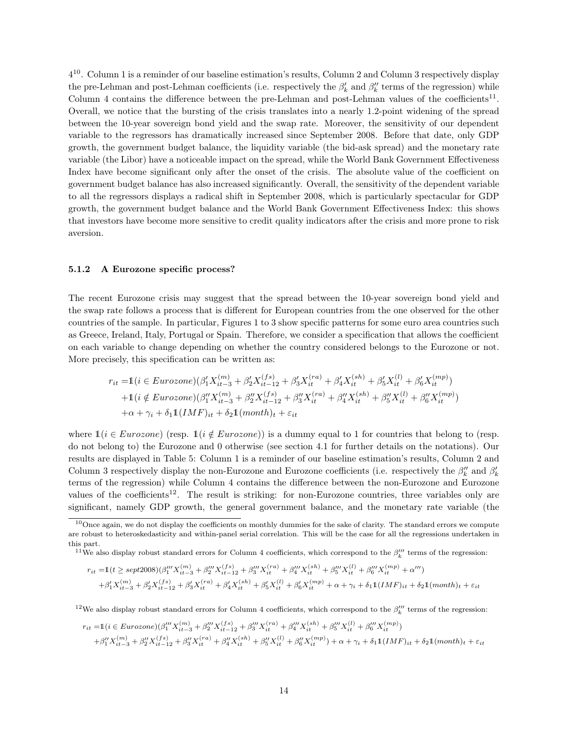4[10]. Column 1 is a reminder of our baseline estimation's results, Column 2 and Column 3 respectively display the pre-Lehman and post-Lehman coefficients (i.e. respectively the $\beta'_k$ and $\beta''_k$ terms of the regression) while Column 4 contains the difference between the pre-Lehman and post-Lehman values of the coefficients[11]. Overall, we notice that the bursting of the crisis translates into a nearly 1.2-point widening of the spread between the 10-year sovereign bond yield and the swap rate. Moreover, the sensitivity of our dependent variable to the regressors has dramatically increased since September 2008. Before that date, only GDP growth, the government budget balance, the liquidity variable (the bid-ask spread) and the monetary rate variable (the Libor) have a noticeable impact on the spread, while the World Bank Government Effectiveness Index have become significant only after the onset of the crisis. The absolute value of the coefficient on government budget balance has also increased significantly. Overall, the sensitivity of the dependent variable to all the regressors displays a radical shift in September 2008, which is particularly spectacular for GDP growth, the government budget balance and the World Bank Government Effectiveness Index: this shows that investors have become more sensitive to credit quality indicators after the crisis and more prone to risk aversion.

#### 5.1.2 A Eurozone specific process?

The recent Eurozone crisis may suggest that the spread between the 10-year sovereign bond yield and the swap rate follows a process that is different for European countries from the one observed for the other countries of the sample. In particular, Figures 1 to 3 show specific patterns for some euro area countries such as Greece, Ireland, Italy, Portugal or Spain. Therefore, we consider a specification that allows the coefficient on each variable to change depending on whether the country considered belongs to the Eurozone or not. More precisely, this specification can be written as:

$$
\begin{aligned}
r_{it} =& \mathbb{1}(i \in Eurozone)(\beta'_1 X^{(m)}_{it-3} + \beta'_2 X^{(fs)}_{it-12} + \beta'_3 X^{(ra)}_{it} + \beta'_4 X^{(sh)}_{it} + \beta'_5 X^{(l)}_{it} + \beta'_6 X^{(mp)}_{it}) \\
&+ \mathbb{1}(i \notin Eurozone)(\beta''_1 X^{(m)}_{it-3} + \beta''_2 X^{(fs)}_{it-12} + \beta''_3 X^{(ra)}_{it} + \beta''_4 X^{(sh)}_{it} + \beta''_5 X^{(l)}_{it} + \beta''_6 X^{(mp)}_{it}) \\
&+ \alpha + \gamma_i + \delta_1 \mathbb{1}(IMF)_{it} + \delta_2 \mathbb{1}(month)_t + \varepsilon_{it}
\end{aligned}
$$

where $\mathbb{1}(i \in Eurozone)$ (resp. $\mathbb{1}(i \notin Eurozone)$) is a dummy equal to 1 for countries that belong to (resp. do not belong to) the Eurozone and 0 otherwise (see section 4.1 for further details on the notations). Our results are displayed in Table 5: Column 1 is a reminder of our baseline estimation's results, Column 2 and Column 3 respectively display the non-Eurozone and Eurozone coefficients (i.e. respectively the $\beta''_k$ and $\beta'_k$ terms of the regression) while Column 4 contains the difference between the non-Eurozone and Eurozone values of the coefficients[12]. The result is striking: for non-Eurozone countries, three variables only are significant, namely GDP growth, the general government balance, and the monetary rate variable (the

[10] Once again, we do not display the coefficients on monthly dummies for the sake of clarity. The standard errors we compute are robust to heteroskedasticity and within-panel serial correlation. This will be the case for all the regressions undertaken in this part.

[11] We also display robust standard errors for Column 4 coefficients, which correspond to the $\beta'''_k$ terms of the regression:

$$
\begin{aligned}
r_{it} =& \mathbb{1}(t \geq sept2008)(\beta'''_1 X^{(m)}_{it-3} + \beta'''_2 X^{(fs)}_{it-12} + \beta'''_3 X^{(ra)}_{it} + \beta'''_4 X^{(sh)}_{it} + \beta'''_5 X^{(l)}_{it} + \beta'''_6 X^{(mp)}_{it} + \alpha''') \\
&+ \beta'_1 X^{(m)}_{it-3} + \beta'_2 X^{(fs)}_{it-12} + \beta'_3 X^{(ra)}_{it} + \beta'_4 X^{(sh)}_{it} + \beta'_5 X^{(l)}_{it} + \beta'_6 X^{(mp)}_{it} + \alpha + \gamma_i + \delta_1 \mathbb{1}(IMF)_{it} + \delta_2 \mathbb{1}(month)_t + \varepsilon_{it}
\end{aligned}
$$

[12] We also display robust standard errors for Column 4 coefficients, which correspond to the $\beta'''_k$ terms of the regression:

$$
\begin{aligned}
r_{it} =& \mathbb{1}(i \in Eurozone)(\beta'''_1 X^{(m)}_{it-3} + \beta'''_2 X^{(fs)}_{it-12} + \beta'''_3 X^{(ra)}_{it} + \beta'''_4 X^{(sh)}_{it} + \beta'''_5 X^{(l)}_{it} + \beta'''_6 X^{(mp)}_{it}) \\
&+ \beta''_1 X^{(m)}_{it-3} + \beta''_2 X^{(fs)}_{it-12} + \beta''_3 X^{(ra)}_{it} + \beta''_4 X^{(sh)}_{it} + \beta''_5 X^{(l)}_{it} + \beta''_6 X^{(mp)}_{it}) + \alpha + \gamma_i + \delta_1 \mathbb{1}(IMF)_{it} + \delta_2 \mathbb{1}(month)_t + \varepsilon_{it}
\end{aligned}
$$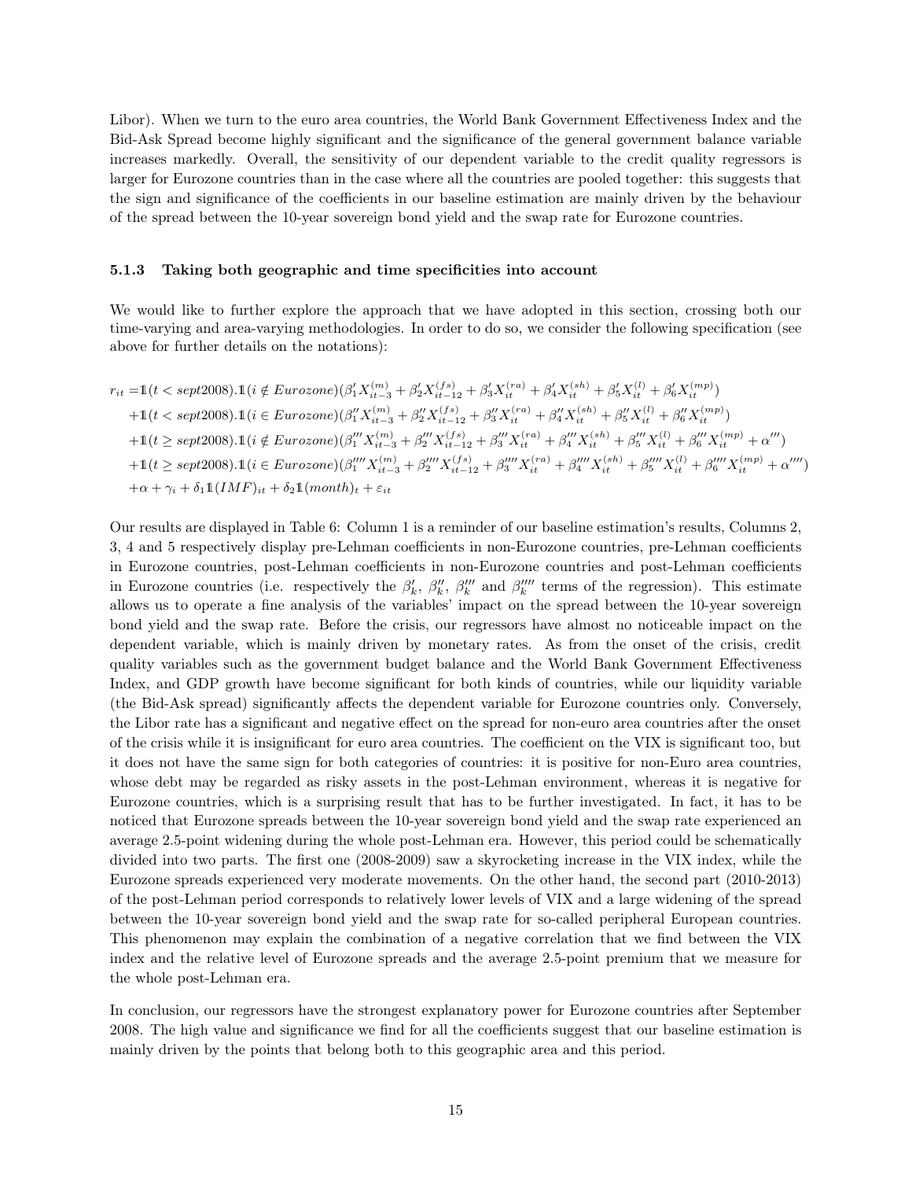Libor). When we turn to the euro area countries, the World Bank Government Effectiveness Index and the Bid-Ask Spread become highly significant and the significance of the general government balance variable increases markedly. Overall, the sensitivity of our dependent variable to the credit quality regressors is larger for Eurozone countries than in the case where all the countries are pooled together: this suggests that the sign and significance of the coefficients in our baseline estimation are mainly driven by the behaviour of the spread between the 10-year sovereign bond yield and the swap rate for Eurozone countries.

#### 5.1.3 Taking both geographic and time specificities into account

We would like to further explore the approach that we have adopted in this section, crossing both our time-varying and area-varying methodologies. In order to do so, we consider the following specification (see above for further details on the notations):

$$
\begin{aligned}
r_{it} =& \mathbb{1}(t < sept2008).\mathbb{1}(i \notin Eurozone)(\beta_1' X_{it-3}^{(m)} + \beta_2' X_{it-12}^{(fs)} + \beta_3' X_{it}^{(ra)} + \beta_4' X_{it}^{(sh)} + \beta_5' X_{it}^{(l)} + \beta_6' X_{it}^{(mp)}) \\
&+ \mathbb{1}(t < sept2008).\mathbb{1}(i \in Eurozone)(\beta_1'' X_{it-3}^{(m)} + \beta_2'' X_{it-12}^{(fs)} + \beta_3'' X_{it}^{(ra)} + \beta_4'' X_{it}^{(sh)} + \beta_5'' X_{it}^{(l)} + \beta_6'' X_{it}^{(mp)}) \\
&+ \mathbb{1}(t \geq sept2008).\mathbb{1}(i \notin Eurozone)(\beta_1''' X_{it-3}^{(m)} + \beta_2''' X_{it-12}^{(fs)} + \beta_3''' X_{it}^{(ra)} + \beta_4''' X_{it}^{(sh)} + \beta_5''' X_{it}^{(l)} + \beta_6''' X_{it}^{(mp)} + \alpha''') \\
&+ \mathbb{1}(t \geq sept2008).\mathbb{1}(i \in Eurozone)(\beta_1'''' X_{it-3}^{(m)} + \beta_2'''' X_{it-12}^{(fs)} + \beta_3'''' X_{it}^{(ra)} + \beta_4'''' X_{it}^{(sh)} + \beta_5'''' X_{it}^{(l)} + \beta_6'''' X_{it}^{(mp)} + \alpha'''') \\
&+ \alpha + \gamma_i + \delta_1 \mathbb{1}(IMF)_{it} + \delta_2 \mathbb{1}(month)_t + \varepsilon_{it}
\end{aligned}
$$

Our results are displayed in Table 6: Column 1 is a reminder of our baseline estimation's results, Columns 2, 3, 4 and 5 respectively display pre-Lehman coefficients in non-Eurozone countries, pre-Lehman coefficients in Eurozone countries, post-Lehman coefficients in non-Eurozone countries and post-Lehman coefficients in Eurozone countries (i.e. respectively the $\beta_k'$, $\beta_k''$, $\beta_k'''$ and $\beta_k''''$ terms of the regression). This estimate allows us to operate a fine analysis of the variables' impact on the spread between the 10-year sovereign bond yield and the swap rate. Before the crisis, our regressors have almost no noticeable impact on the dependent variable, which is mainly driven by monetary rates. As from the onset of the crisis, credit quality variables such as the government budget balance and the World Bank Government Effectiveness Index, and GDP growth have become significant for both kinds of countries, while our liquidity variable (the Bid-Ask spread) significantly affects the dependent variable for Eurozone countries only. Conversely, the Libor rate has a significant and negative effect on the spread for non-euro area countries after the onset of the crisis while it is insignificant for euro area countries. The coefficient on the VIX is significant too, but it does not have the same sign for both categories of countries: it is positive for non-Euro area countries, whose debt may be regarded as risky assets in the post-Lehman environment, whereas it is negative for Eurozone countries, which is a surprising result that has to be further investigated. In fact, it has to be noticed that Eurozone spreads between the 10-year sovereign bond yield and the swap rate experienced an average 2.5-point widening during the whole post-Lehman era. However, this period could be schematically divided into two parts. The first one (2008-2009) saw a skyrocketing increase in the VIX index, while the Eurozone spreads experienced very moderate movements. On the other hand, the second part (2010-2013) of the post-Lehman period corresponds to relatively lower levels of VIX and a large widening of the spread between the 10-year sovereign bond yield and the swap rate for so-called peripheral European countries. This phenomenon may explain the combination of a negative correlation that we find between the VIX index and the relative level of Eurozone spreads and the average 2.5-point premium that we measure for the whole post-Lehman era.

In conclusion, our regressors have the strongest explanatory power for Eurozone countries after September 2008. The high value and significance we find for all the coefficients suggest that our baseline estimation is mainly driven by the points that belong both to this geographic area and this period.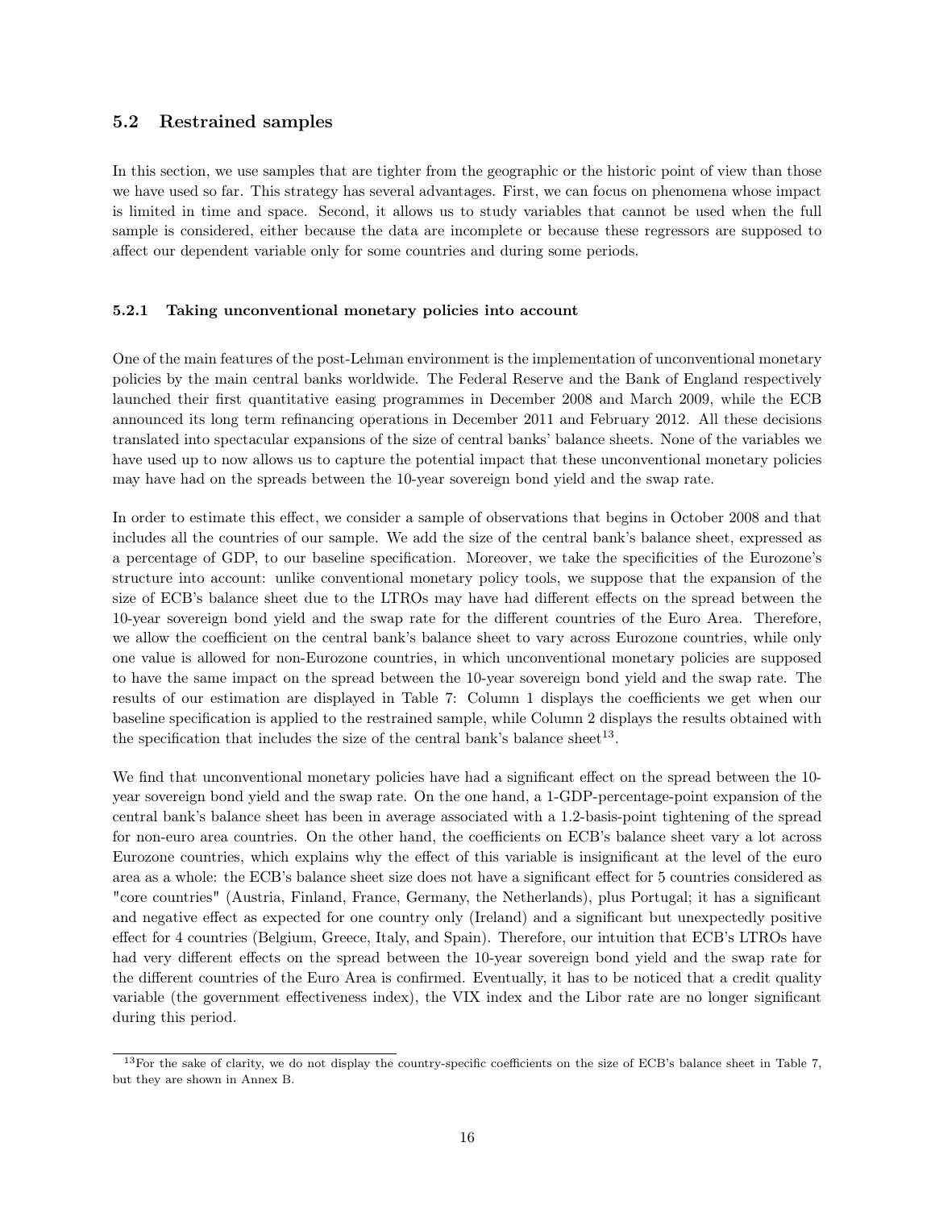## 5.2 Restrained samples

In this section, we use samples that are tighter from the geographic or the historic point of view than those we have used so far. This strategy has several advantages. First, we can focus on phenomena whose impact is limited in time and space. Second, it allows us to study variables that cannot be used when the full sample is considered, either because the data are incomplete or because these regressors are supposed to affect our dependent variable only for some countries and during some periods.

### 5.2.1 Taking unconventional monetary policies into account

One of the main features of the post-Lehman environment is the implementation of unconventional monetary policies by the main central banks worldwide. The Federal Reserve and the Bank of England respectively launched their first quantitative easing programmes in December 2008 and March 2009, while the ECB announced its long term refinancing operations in December 2011 and February 2012. All these decisions translated into spectacular expansions of the size of central banks' balance sheets. None of the variables we have used up to now allows us to capture the potential impact that these unconventional monetary policies may have had on the spreads between the 10-year sovereign bond yield and the swap rate.

In order to estimate this effect, we consider a sample of observations that begins in October 2008 and that includes all the countries of our sample. We add the size of the central bank's balance sheet, expressed as a percentage of GDP, to our baseline specification. Moreover, we take the specificities of the Eurozone's structure into account: unlike conventional monetary policy tools, we suppose that the expansion of the size of ECB's balance sheet due to the LTROs may have had different effects on the spread between the 10-year sovereign bond yield and the swap rate for the different countries of the Euro Area. Therefore, we allow the coefficient on the central bank's balance sheet to vary across Eurozone countries, while only one value is allowed for non-Eurozone countries, in which unconventional monetary policies are supposed to have the same impact on the spread between the 10-year sovereign bond yield and the swap rate. The results of our estimation are displayed in Table 7: Column 1 displays the coefficients we get when our baseline specification is applied to the restrained sample, while Column 2 displays the results obtained with the specification that includes the size of the central bank's balance sheet[13].

We find that unconventional monetary policies have had a significant effect on the spread between the 10-year sovereign bond yield and the swap rate. On the one hand, a 1-GDP-percentage-point expansion of the central bank's balance sheet has been in average associated with a 1.2-basis-point tightening of the spread for non-euro area countries. On the other hand, the coefficients on ECB's balance sheet vary a lot across Eurozone countries, which explains why the effect of this variable is insignificant at the level of the euro area as a whole: the ECB's balance sheet size does not have a significant effect for 5 countries considered as "core countries" (Austria, Finland, France, Germany, the Netherlands), plus Portugal; it has a significant and negative effect as expected for one country only (Ireland) and a significant but unexpectedly positive effect for 4 countries (Belgium, Greece, Italy, and Spain). Therefore, our intuition that ECB's LTROs have had very different effects on the spread between the 10-year sovereign bond yield and the swap rate for the different countries of the Euro Area is confirmed. Eventually, it has to be noticed that a credit quality variable (the government effectiveness index), the VIX index and the Libor rate are no longer significant during this period.

[13] For the sake of clarity, we do not display the country-specific coefficients on the size of ECB's balance sheet in Table 7, but they are shown in Annex B.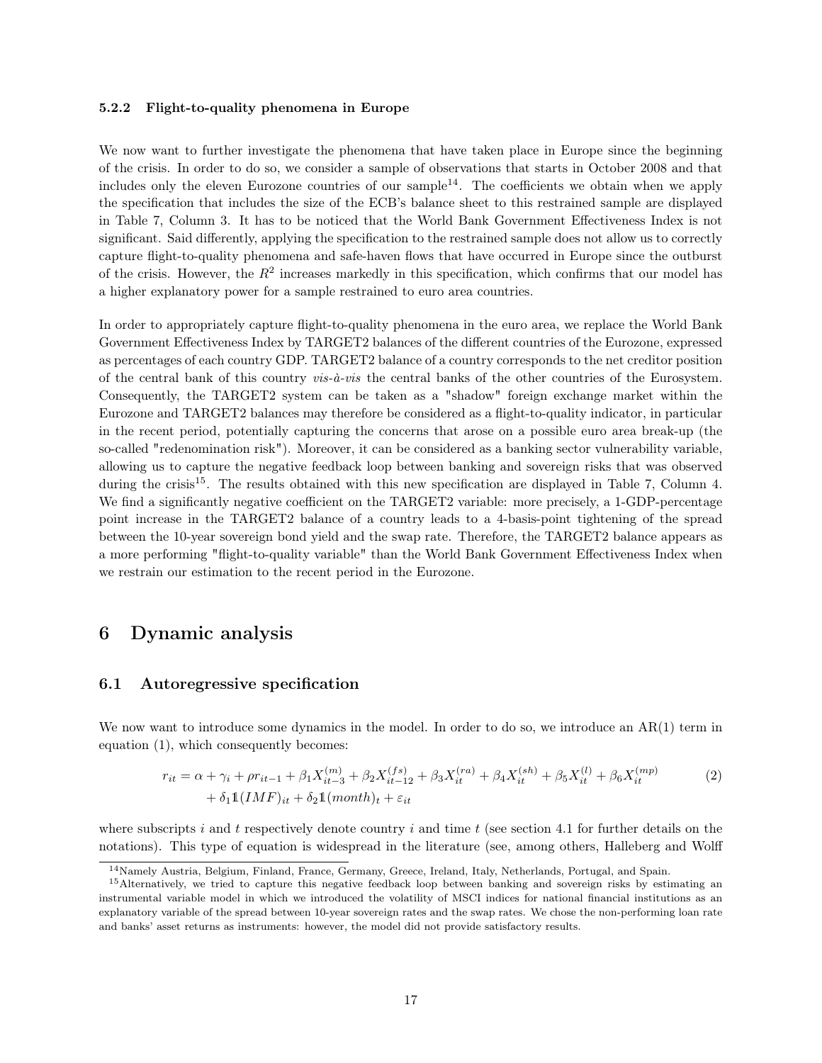### 5.2.2 Flight-to-quality phenomena in Europe

We now want to further investigate the phenomena that have taken place in Europe since the beginning of the crisis. In order to do so, we consider a sample of observations that starts in October 2008 and that includes only the eleven Eurozone countries of our sample[14]. The coefficients we obtain when we apply the specification that includes the size of the ECB's balance sheet to this restrained sample are displayed in Table 7, Column 3. It has to be noticed that the World Bank Government Effectiveness Index is not significant. Said differently, applying the specification to the restrained sample does not allow us to correctly capture flight-to-quality phenomena and safe-haven flows that have occurred in Europe since the outburst of the crisis. However, the $R^2$ increases markedly in this specification, which confirms that our model has a higher explanatory power for a sample restrained to euro area countries.

In order to appropriately capture flight-to-quality phenomena in the euro area, we replace the World Bank Government Effectiveness Index by TARGET2 balances of the different countries of the Eurozone, expressed as percentages of each country GDP. TARGET2 balance of a country corresponds to the net creditor position of the central bank of this country *vis-à-vis* the central banks of the other countries of the Eurosystem. Consequently, the TARGET2 system can be taken as a "shadow" foreign exchange market within the Eurozone and TARGET2 balances may therefore be considered as a flight-to-quality indicator, in particular in the recent period, potentially capturing the concerns that arose on a possible euro area break-up (the so-called "redenomination risk"). Moreover, it can be considered as a banking sector vulnerability variable, allowing us to capture the negative feedback loop between banking and sovereign risks that was observed during the crisis[15]. The results obtained with this new specification are displayed in Table 7, Column 4. We find a significantly negative coefficient on the TARGET2 variable: more precisely, a 1-GDP-percentage point increase in the TARGET2 balance of a country leads to a 4-basis-point tightening of the spread between the 10-year sovereign bond yield and the swap rate. Therefore, the TARGET2 balance appears as a more performing "flight-to-quality variable" than the World Bank Government Effectiveness Index when we restrain our estimation to the recent period in the Eurozone.

# 6 Dynamic analysis

## 6.1 Autoregressive specification

We now want to introduce some dynamics in the model. In order to do so, we introduce an AR(1) term in equation (1), which consequently becomes:

$$
\begin{aligned}
r_{it} = \alpha + \gamma_i + \rho r_{it-1} + \beta_1 X^{(m)}_{it-3} + \beta_2 X^{(fs)}_{it-12} + \beta_3 X^{(ra)}_{it} + \beta_4 X^{(sh)}_{it} + \beta_5 X^{(l)}_{it} + \beta_6 X^{(mp)}_{it} \\
+ \delta_1 \mathbb{1}(IMF)_{it} + \delta_2 \mathbb{1}(month)_t + \varepsilon_{it}
\end{aligned}
\tag{2}
$$

where subscripts $i$ and $t$ respectively denote country $i$ and time $t$ (see section 4.1 for further details on the notations). This type of equation is widespread in the literature (see, among others, Halleberg and Wolff

[14] Namely Austria, Belgium, Finland, France, Germany, Greece, Ireland, Italy, Netherlands, Portugal, and Spain.

[15] Alternatively, we tried to capture this negative feedback loop between banking and sovereign risks by estimating an instrumental variable model in which we introduced the volatility of MSCI indices for national financial institutions as an explanatory variable of the spread between 10-year sovereign rates and the swap rates. We chose the non-performing loan rate and banks' asset returns as instruments: however, the model did not provide satisfactory results.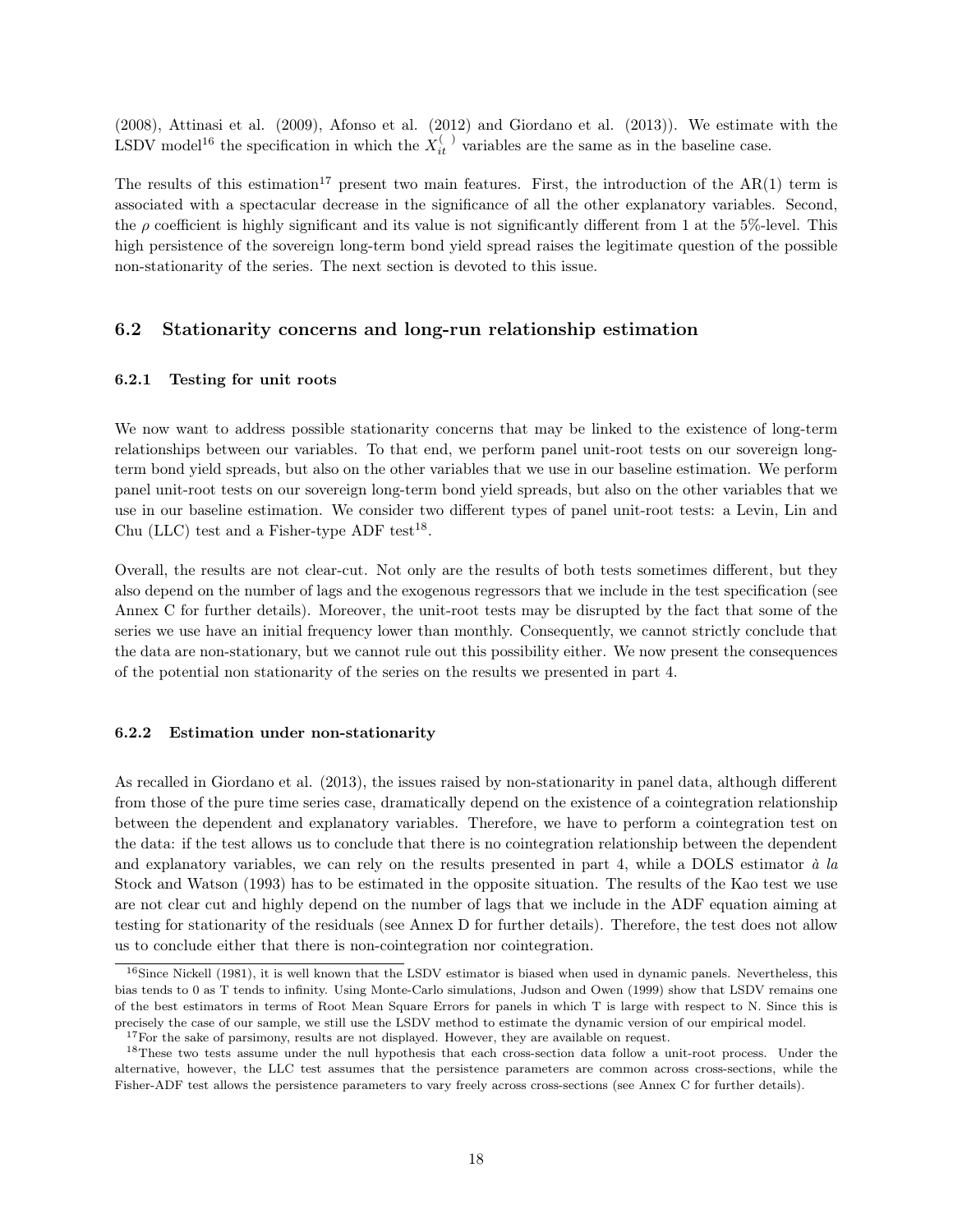(2008), Attinasi et al. (2009), Afonso et al. (2012) and Giordano et al. (2013)). We estimate with the LSDV model[16] the specification in which the $X_{it}^{(\ )}$ variables are the same as in the baseline case.

The results of this estimation[17] present two main features. First, the introduction of the AR(1) term is associated with a spectacular decrease in the significance of all the other explanatory variables. Second, the $\rho$ coefficient is highly significant and its value is not significantly different from 1 at the 5%-level. This high persistence of the sovereign long-term bond yield spread raises the legitimate question of the possible non-stationarity of the series. The next section is devoted to this issue.

## 6.2 Stationarity concerns and long-run relationship estimation

### 6.2.1 Testing for unit roots

We now want to address possible stationarity concerns that may be linked to the existence of long-term relationships between our variables. To that end, we perform panel unit-root tests on our sovereign long-term bond yield spreads, but also on the other variables that we use in our baseline estimation. We perform panel unit-root tests on our sovereign long-term bond yield spreads, but also on the other variables that we use in our baseline estimation. We consider two different types of panel unit-root tests: a Levin, Lin and Chu (LLC) test and a Fisher-type ADF test[18].

Overall, the results are not clear-cut. Not only are the results of both tests sometimes different, but they also depend on the number of lags and the exogenous regressors that we include in the test specification (see Annex C for further details). Moreover, the unit-root tests may be disrupted by the fact that some of the series we use have an initial frequency lower than monthly. Consequently, we cannot strictly conclude that the data are non-stationary, but we cannot rule out this possibility either. We now present the consequences of the potential non stationarity of the series on the results we presented in part 4.

### 6.2.2 Estimation under non-stationarity

As recalled in Giordano et al. (2013), the issues raised by non-stationarity in panel data, although different from those of the pure time series case, dramatically depend on the existence of a cointegration relationship between the dependent and explanatory variables. Therefore, we have to perform a cointegration test on the data: if the test allows us to conclude that there is no cointegration relationship between the dependent and explanatory variables, we can rely on the results presented in part 4, while a DOLS estimator *à la* Stock and Watson (1993) has to be estimated in the opposite situation. The results of the Kao test we use are not clear cut and highly depend on the number of lags that we include in the ADF equation aiming at testing for stationarity of the residuals (see Annex D for further details). Therefore, the test does not allow us to conclude either that there is non-cointegration nor cointegration.

[16] Since Nickell (1981), it is well known that the LSDV estimator is biased when used in dynamic panels. Nevertheless, this bias tends to 0 as T tends to infinity. Using Monte-Carlo simulations, Judson and Owen (1999) show that LSDV remains one of the best estimators in terms of Root Mean Square Errors for panels in which T is large with respect to N. Since this is precisely the case of our sample, we still use the LSDV method to estimate the dynamic version of our empirical model.

[17] For the sake of parsimony, results are not displayed. However, they are available on request.

[18] These two tests assume under the null hypothesis that each cross-section data follow a unit-root process. Under the alternative, however, the LLC test assumes that the persistence parameters are common across cross-sections, while the Fisher-ADF test allows the persistence parameters to vary freely across cross-sections (see Annex C for further details).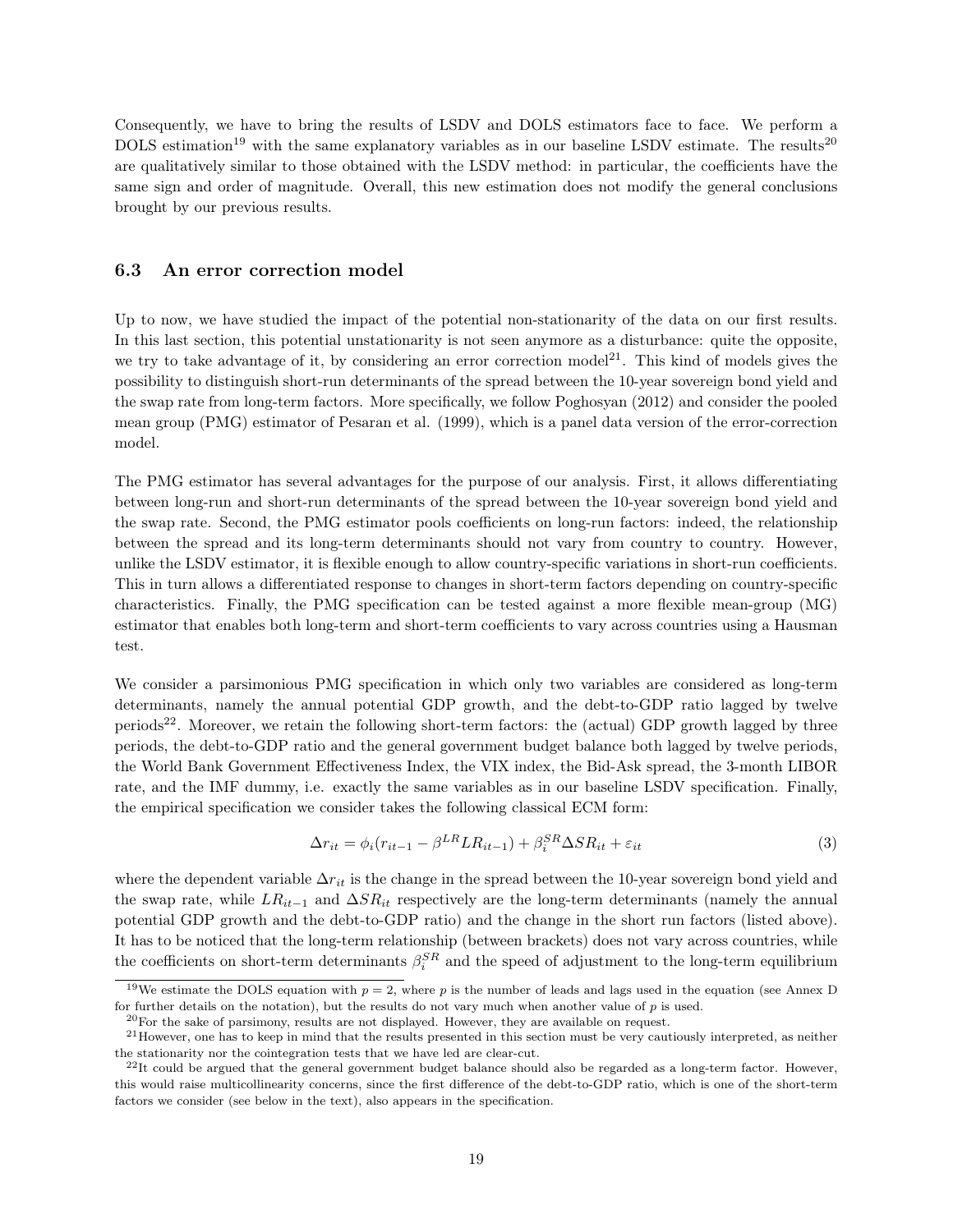Consequently, we have to bring the results of LSDV and DOLS estimators face to face. We perform a DOLS estimation[19] with the same explanatory variables as in our baseline LSDV estimate. The results[20] are qualitatively similar to those obtained with the LSDV method: in particular, the coefficients have the same sign and order of magnitude. Overall, this new estimation does not modify the general conclusions brought by our previous results.

### 6.3 An error correction model

Up to now, we have studied the impact of the potential non-stationarity of the data on our first results. In this last section, this potential unstationarity is not seen anymore as a disturbance: quite the opposite, we try to take advantage of it, by considering an error correction model[21]. This kind of models gives the possibility to distinguish short-run determinants of the spread between the 10-year sovereign bond yield and the swap rate from long-term factors. More specifically, we follow Poghosyan (2012) and consider the pooled mean group (PMG) estimator of Pesaran et al. (1999), which is a panel data version of the error-correction model.

The PMG estimator has several advantages for the purpose of our analysis. First, it allows differentiating between long-run and short-run determinants of the spread between the 10-year sovereign bond yield and the swap rate. Second, the PMG estimator pools coefficients on long-run factors: indeed, the relationship between the spread and its long-term determinants should not vary from country to country. However, unlike the LSDV estimator, it is flexible enough to allow country-specific variations in short-run coefficients. This in turn allows a differentiated response to changes in short-term factors depending on country-specific characteristics. Finally, the PMG specification can be tested against a more flexible mean-group (MG) estimator that enables both long-term and short-term coefficients to vary across countries using a Hausman test.

We consider a parsimonious PMG specification in which only two variables are considered as long-term determinants, namely the annual potential GDP growth, and the debt-to-GDP ratio lagged by twelve periods[22]. Moreover, we retain the following short-term factors: the (actual) GDP growth lagged by three periods, the debt-to-GDP ratio and the general government budget balance both lagged by twelve periods, the World Bank Government Effectiveness Index, the VIX index, the Bid-Ask spread, the 3-month LIBOR rate, and the IMF dummy, i.e. exactly the same variables as in our baseline LSDV specification. Finally, the empirical specification we consider takes the following classical ECM form:

$$\Delta r_{it} = \phi_i (r_{it-1} - \beta^{LR} LR_{it-1}) + \beta_i^{SR} \Delta SR_{it} + \varepsilon_{it} \tag{3}$$

where the dependent variable $\Delta r_{it}$ is the change in the spread between the 10-year sovereign bond yield and the swap rate, while $LR_{it-1}$ and $\Delta SR_{it}$ respectively are the long-term determinants (namely the annual potential GDP growth and the debt-to-GDP ratio) and the change in the short run factors (listed above). It has to be noticed that the long-term relationship (between brackets) does not vary across countries, while the coefficients on short-term determinants $\beta_i^{SR}$ and the speed of adjustment to the long-term equilibrium

[19] We estimate the DOLS equation with $p = 2$, where $p$ is the number of leads and lags used in the equation (see Annex D for further details on the notation), but the results do not vary much when another value of $p$ is used.

[20] For the sake of parsimony, results are not displayed. However, they are available on request.

[21] However, one has to keep in mind that the results presented in this section must be very cautiously interpreted, as neither the stationarity nor the cointegration tests that we have led are clear-cut.

[22] It could be argued that the general government budget balance should also be regarded as a long-term factor. However, this would raise multicollinearity concerns, since the first difference of the debt-to-GDP ratio, which is one of the short-term factors we consider (see below in the text), also appears in the specification.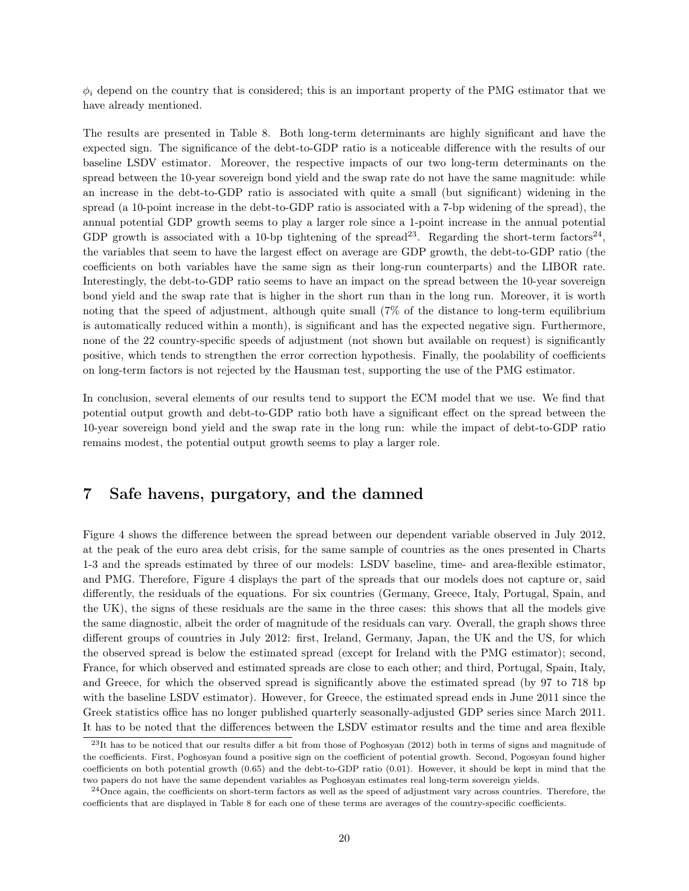$\phi_i$ depend on the country that is considered; this is an important property of the PMG estimator that we have already mentioned.

The results are presented in Table 8. Both long-term determinants are highly significant and have the expected sign. The significance of the debt-to-GDP ratio is a noticeable difference with the results of our baseline LSDV estimator. Moreover, the respective impacts of our two long-term determinants on the spread between the 10-year sovereign bond yield and the swap rate do not have the same magnitude: while an increase in the debt-to-GDP ratio is associated with quite a small (but significant) widening in the spread (a 10-point increase in the debt-to-GDP ratio is associated with a 7-bp widening of the spread), the annual potential GDP growth seems to play a larger role since a 1-point increase in the annual potential GDP growth is associated with a 10-bp tightening of the spread[23]. Regarding the short-term factors[24], the variables that seem to have the largest effect on average are GDP growth, the debt-to-GDP ratio (the coefficients on both variables have the same sign as their long-run counterparts) and the LIBOR rate. Interestingly, the debt-to-GDP ratio seems to have an impact on the spread between the 10-year sovereign bond yield and the swap rate that is higher in the short run than in the long run. Moreover, it is worth noting that the speed of adjustment, although quite small (7% of the distance to long-term equilibrium is automatically reduced within a month), is significant and has the expected negative sign. Furthermore, none of the 22 country-specific speeds of adjustment (not shown but available on request) is significantly positive, which tends to strengthen the error correction hypothesis. Finally, the poolability of coefficients on long-term factors is not rejected by the Hausman test, supporting the use of the PMG estimator.

In conclusion, several elements of our results tend to support the ECM model that we use. We find that potential output growth and debt-to-GDP ratio both have a significant effect on the spread between the 10-year sovereign bond yield and the swap rate in the long run: while the impact of debt-to-GDP ratio remains modest, the potential output growth seems to play a larger role.

# 7 Safe havens, purgatory, and the damned

Figure 4 shows the difference between the spread between our dependent variable observed in July 2012, at the peak of the euro area debt crisis, for the same sample of countries as the ones presented in Charts 1-3 and the spreads estimated by three of our models: LSDV baseline, time- and area-flexible estimator, and PMG. Therefore, Figure 4 displays the part of the spreads that our models does not capture or, said differently, the residuals of the equations. For six countries (Germany, Greece, Italy, Portugal, Spain, and the UK), the signs of these residuals are the same in the three cases: this shows that all the models give the same diagnostic, albeit the order of magnitude of the residuals can vary. Overall, the graph shows three different groups of countries in July 2012: first, Ireland, Germany, Japan, the UK and the US, for which the observed spread is below the estimated spread (except for Ireland with the PMG estimator); second, France, for which observed and estimated spreads are close to each other; and third, Portugal, Spain, Italy, and Greece, for which the observed spread is significantly above the estimated spread (by 97 to 718 bp with the baseline LSDV estimator). However, for Greece, the estimated spread ends in June 2011 since the Greek statistics office has no longer published quarterly seasonally-adjusted GDP series since March 2011. It has to be noted that the differences between the LSDV estimator results and the time and area flexible

[23] It has to be noticed that our results differ a bit from those of Poghosyan (2012) both in terms of signs and magnitude of the coefficients. First, Poghosyan found a positive sign on the coefficient of potential growth. Second, Pogosyan found higher coefficients on both potential growth (0.65) and the debt-to-GDP ratio (0.01). However, it should be kept in mind that the two papers do not have the same dependent variables as Poghosyan estimates real long-term sovereign yields.

[24] Once again, the coefficients on short-term factors as well as the speed of adjustment vary across countries. Therefore, the coefficients that are displayed in Table 8 for each one of these terms are averages of the country-specific coefficients.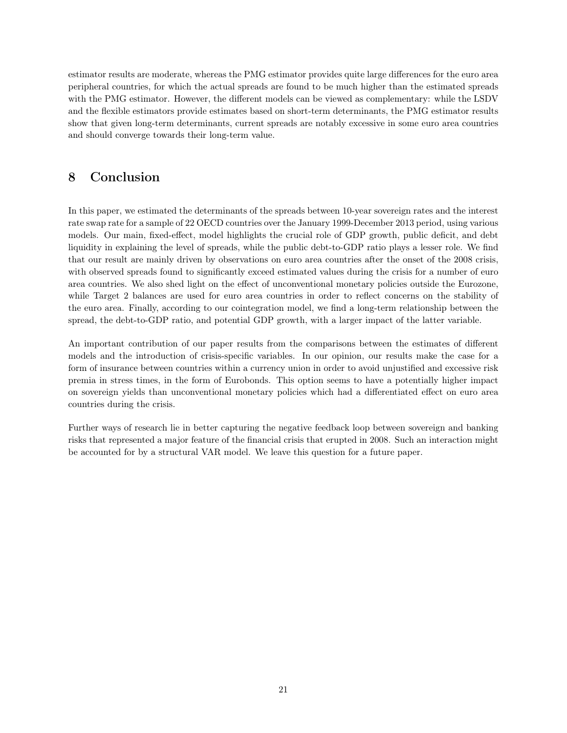estimator results are moderate, whereas the PMG estimator provides quite large differences for the euro area peripheral countries, for which the actual spreads are found to be much higher than the estimated spreads with the PMG estimator. However, the different models can be viewed as complementary: while the LSDV and the flexible estimators provide estimates based on short-term determinants, the PMG estimator results show that given long-term determinants, current spreads are notably excessive in some euro area countries and should converge towards their long-term value.

# 8 Conclusion

In this paper, we estimated the determinants of the spreads between 10-year sovereign rates and the interest rate swap rate for a sample of 22 OECD countries over the January 1999-December 2013 period, using various models. Our main, fixed-effect, model highlights the crucial role of GDP growth, public deficit, and debt liquidity in explaining the level of spreads, while the public debt-to-GDP ratio plays a lesser role. We find that our result are mainly driven by observations on euro area countries after the onset of the 2008 crisis, with observed spreads found to significantly exceed estimated values during the crisis for a number of euro area countries. We also shed light on the effect of unconventional monetary policies outside the Eurozone, while Target 2 balances are used for euro area countries in order to reflect concerns on the stability of the euro area. Finally, according to our cointegration model, we find a long-term relationship between the spread, the debt-to-GDP ratio, and potential GDP growth, with a larger impact of the latter variable.

An important contribution of our paper results from the comparisons between the estimates of different models and the introduction of crisis-specific variables. In our opinion, our results make the case for a form of insurance between countries within a currency union in order to avoid unjustified and excessive risk premia in stress times, in the form of Eurobonds. This option seems to have a potentially higher impact on sovereign yields than unconventional monetary policies which had a differentiated effect on euro area countries during the crisis.

Further ways of research lie in better capturing the negative feedback loop between sovereign and banking risks that represented a major feature of the financial crisis that erupted in 2008. Such an interaction might be accounted for by a structural VAR model. We leave this question for a future paper.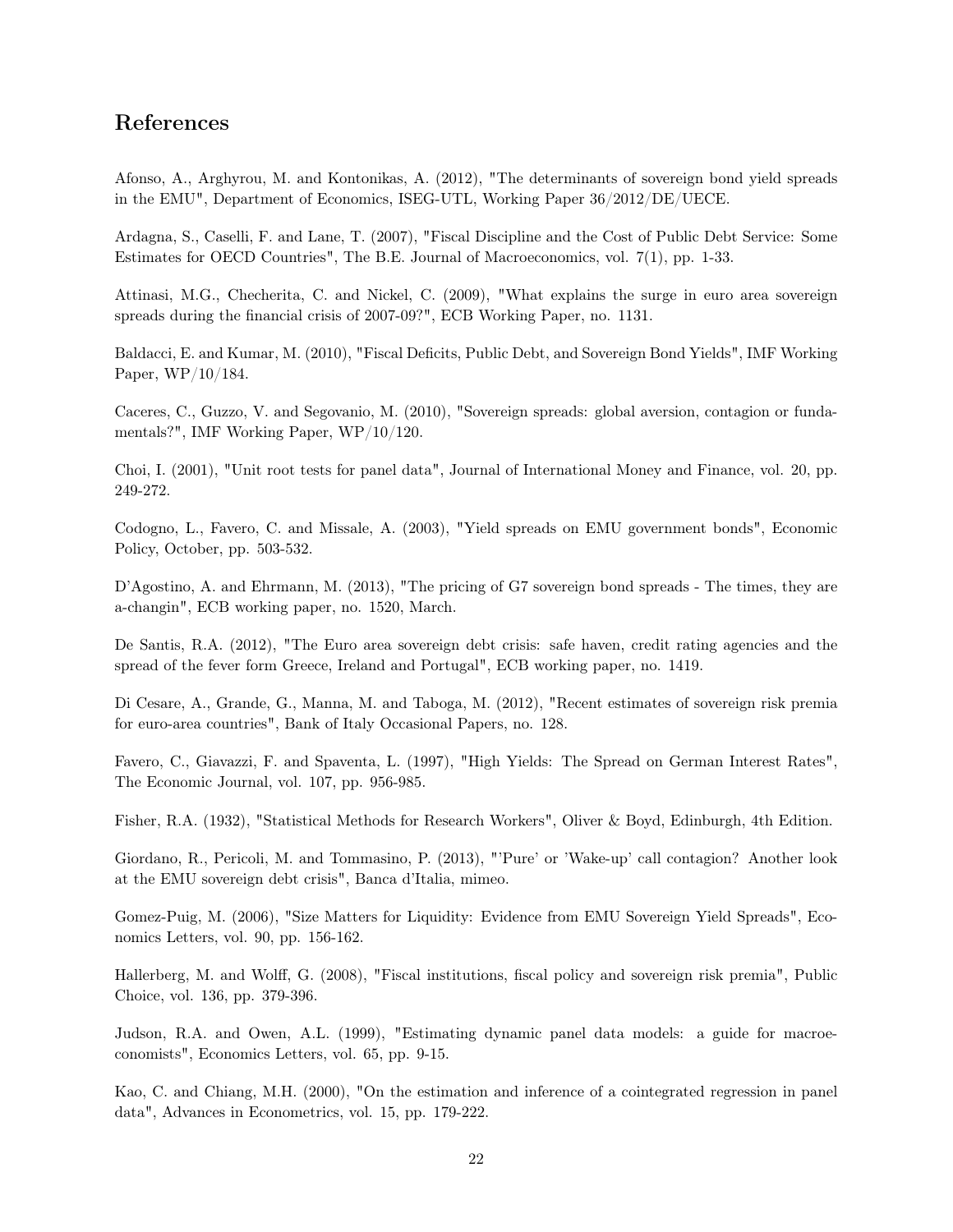## References

Afonso, A., Arghyrou, M. and Kontonikas, A. (2012), "The determinants of sovereign bond yield spreads in the EMU", Department of Economics, ISEG-UTL, Working Paper 36/2012/DE/UECE.

Ardagna, S., Caselli, F. and Lane, T. (2007), "Fiscal Discipline and the Cost of Public Debt Service: Some Estimates for OECD Countries", The B.E. Journal of Macroeconomics, vol. 7(1), pp. 1-33.

Attinasi, M.G., Checherita, C. and Nickel, C. (2009), "What explains the surge in euro area sovereign spreads during the financial crisis of 2007-09?", ECB Working Paper, no. 1131.

Baldacci, E. and Kumar, M. (2010), "Fiscal Deficits, Public Debt, and Sovereign Bond Yields", IMF Working Paper, WP/10/184.

Caceres, C., Guzzo, V. and Segovanio, M. (2010), "Sovereign spreads: global aversion, contagion or fundamentals?", IMF Working Paper, WP/10/120.

Choi, I. (2001), "Unit root tests for panel data", Journal of International Money and Finance, vol. 20, pp. 249-272.

Codogno, L., Favero, C. and Missale, A. (2003), "Yield spreads on EMU government bonds", Economic Policy, October, pp. 503-532.

D'Agostino, A. and Ehrmann, M. (2013), "The pricing of G7 sovereign bond spreads - The times, they are a-changin", ECB working paper, no. 1520, March.

De Santis, R.A. (2012), "The Euro area sovereign debt crisis: safe haven, credit rating agencies and the spread of the fever form Greece, Ireland and Portugal", ECB working paper, no. 1419.

Di Cesare, A., Grande, G., Manna, M. and Taboga, M. (2012), "Recent estimates of sovereign risk premia for euro-area countries", Bank of Italy Occasional Papers, no. 128.

Favero, C., Giavazzi, F. and Spaventa, L. (1997), "High Yields: The Spread on German Interest Rates", The Economic Journal, vol. 107, pp. 956-985.

Fisher, R.A. (1932), "Statistical Methods for Research Workers", Oliver & Boyd, Edinburgh, 4th Edition.

Giordano, R., Pericoli, M. and Tommasino, P. (2013), "'Pure' or 'Wake-up' call contagion? Another look at the EMU sovereign debt crisis", Banca d'Italia, mimeo.

Gomez-Puig, M. (2006), "Size Matters for Liquidity: Evidence from EMU Sovereign Yield Spreads", Economics Letters, vol. 90, pp. 156-162.

Hallerberg, M. and Wolff, G. (2008), "Fiscal institutions, fiscal policy and sovereign risk premia", Public Choice, vol. 136, pp. 379-396.

Judson, R.A. and Owen, A.L. (1999), "Estimating dynamic panel data models: a guide for macroeconomists", Economics Letters, vol. 65, pp. 9-15.

Kao, C. and Chiang, M.H. (2000), "On the estimation and inference of a cointegrated regression in panel data", Advances in Econometrics, vol. 15, pp. 179-222.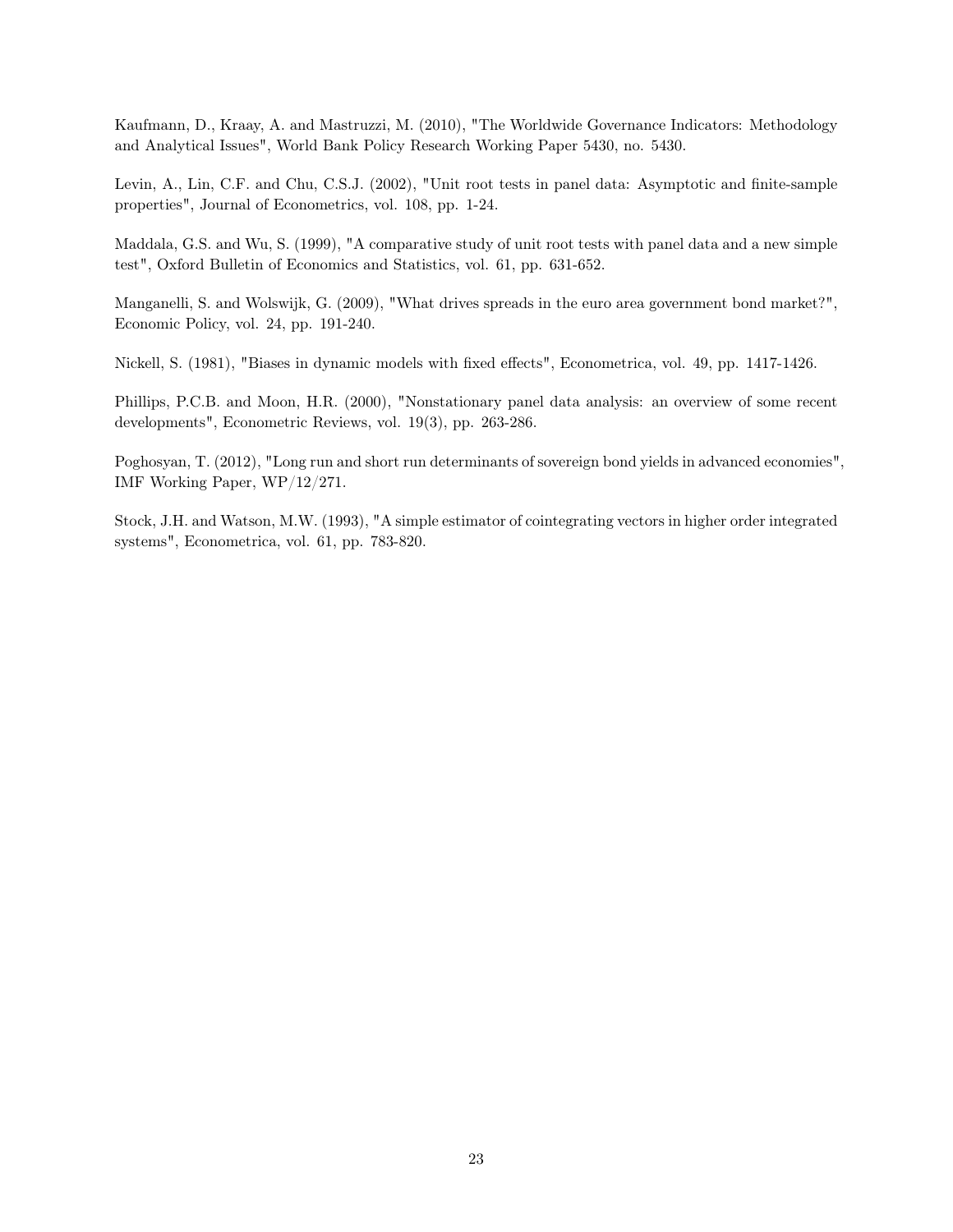Kaufmann, D., Kraay, A. and Mastruzzi, M. (2010), "The Worldwide Governance Indicators: Methodology and Analytical Issues", World Bank Policy Research Working Paper 5430, no. 5430.

Levin, A., Lin, C.F. and Chu, C.S.J. (2002), "Unit root tests in panel data: Asymptotic and finite-sample properties", Journal of Econometrics, vol. 108, pp. 1-24.

Maddala, G.S. and Wu, S. (1999), "A comparative study of unit root tests with panel data and a new simple test", Oxford Bulletin of Economics and Statistics, vol. 61, pp. 631-652.

Manganelli, S. and Wolswijk, G. (2009), "What drives spreads in the euro area government bond market?", Economic Policy, vol. 24, pp. 191-240.

Nickell, S. (1981), "Biases in dynamic models with fixed effects", Econometrica, vol. 49, pp. 1417-1426.

Phillips, P.C.B. and Moon, H.R. (2000), "Nonstationary panel data analysis: an overview of some recent developments", Econometric Reviews, vol. 19(3), pp. 263-286.

Poghosyan, T. (2012), "Long run and short run determinants of sovereign bond yields in advanced economies", IMF Working Paper, WP/12/271.

Stock, J.H. and Watson, M.W. (1993), "A simple estimator of cointegrating vectors in higher order integrated systems", Econometrica, vol. 61, pp. 783-820.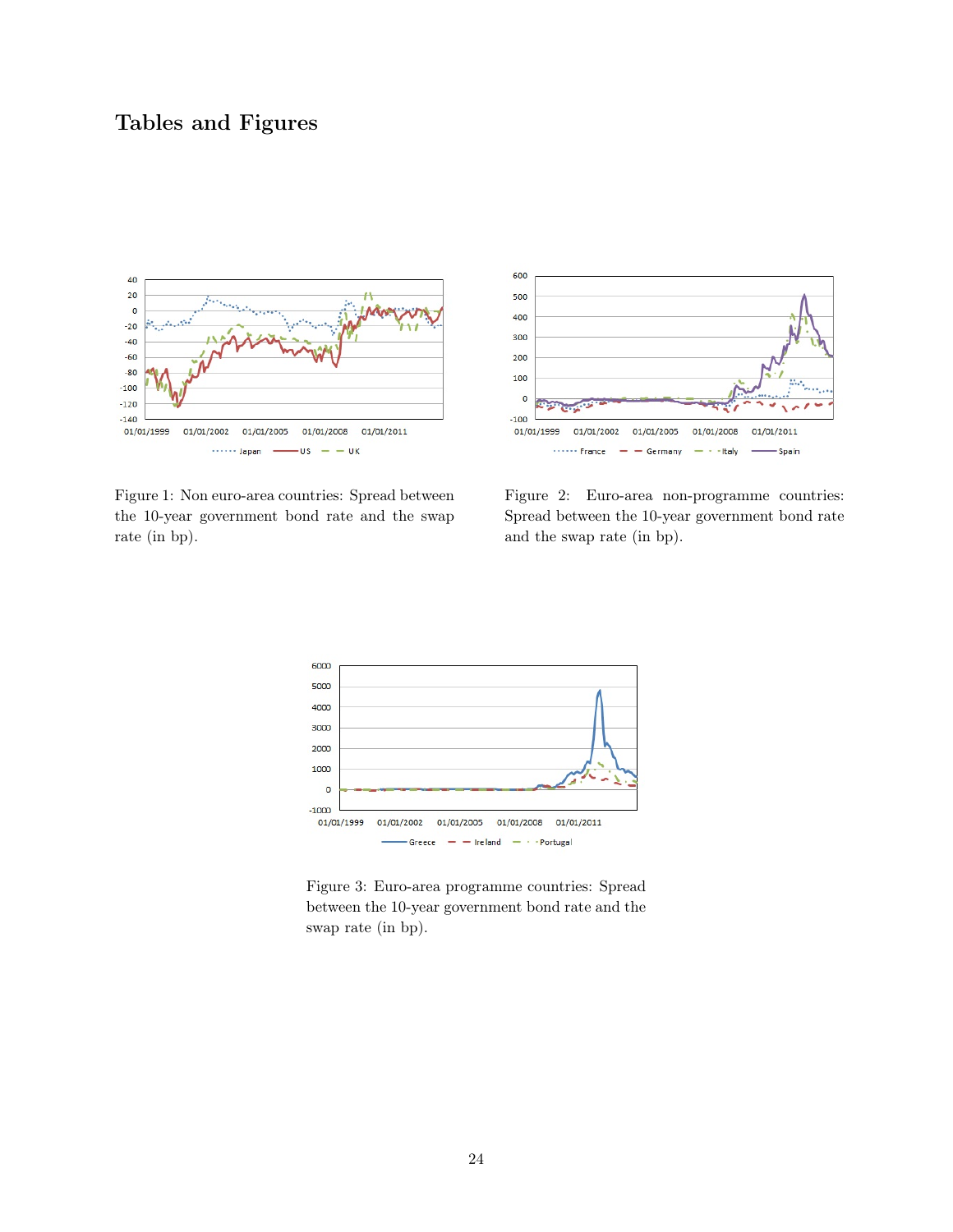# Tables and Figures

Figure 1: Non euro-area countries: Spread between the 10-year government bond rate and the swap rate (in bp).

Figure 2: Euro-area non-programme countries: Spread between the 10-year government bond rate and the swap rate (in bp).

Figure 3: Euro-area programme countries: Spread between the 10-year government bond rate and the swap rate (in bp).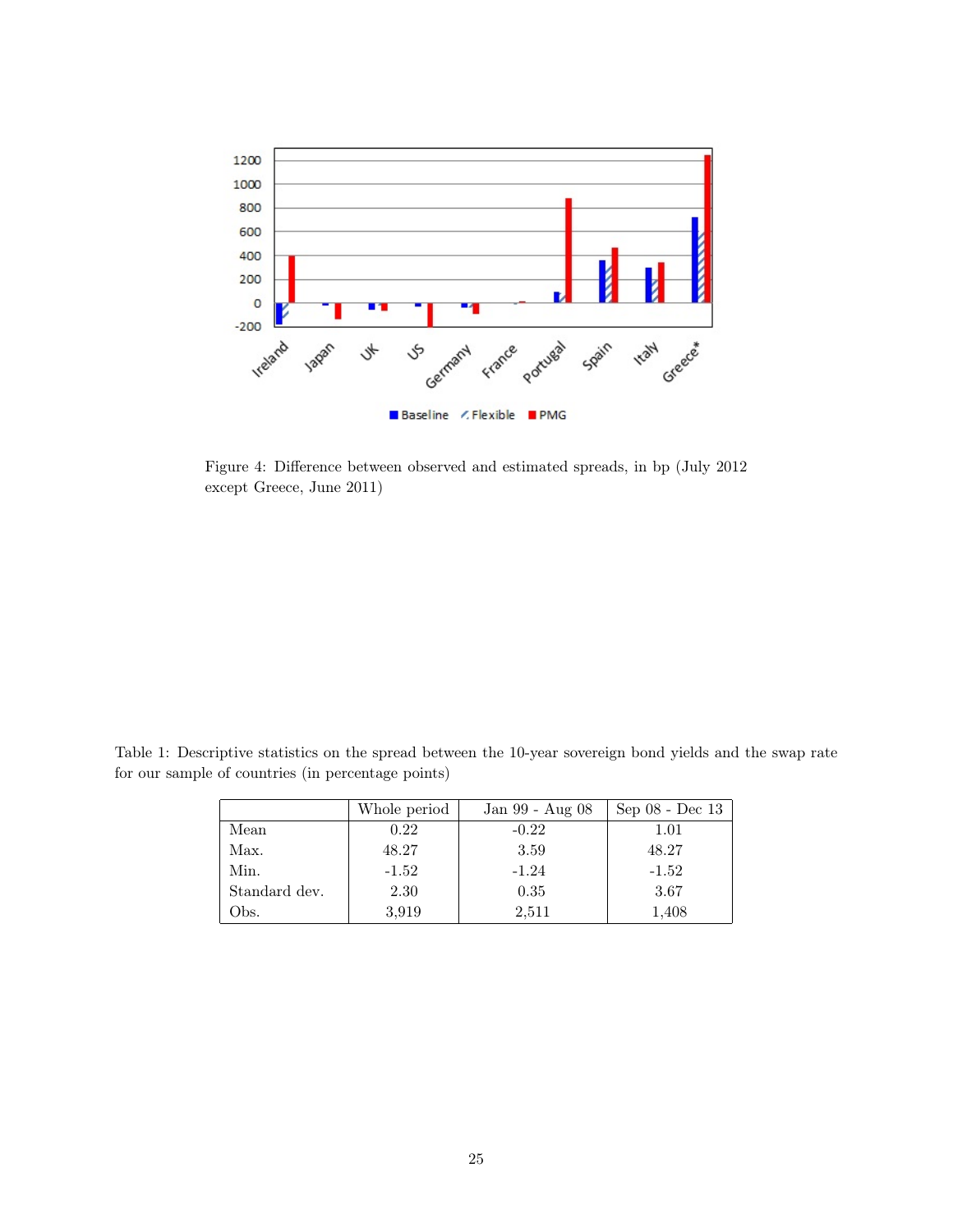Figure 4: Difference between observed and estimated spreads, in bp (July 2012 except Greece, June 2011)

Table 1: Descriptive statistics on the spread between the 10-year sovereign bond yields and the swap rate for our sample of countries (in percentage points)

| | Whole period | Jan 99 - Aug 08 | Sep 08 - Dec 13 |
|---|---|---|---|
| Mean | 0.22 | -0.22 | 1.01 |
| Max. | 48.27 | 3.59 | 48.27 |
| Min. | -1.52 | -1.24 | -1.52 |
| Standard dev. | 2.30 | 0.35 | 3.67 |
| Obs. | 3,919 | 2,511 | 1,408 |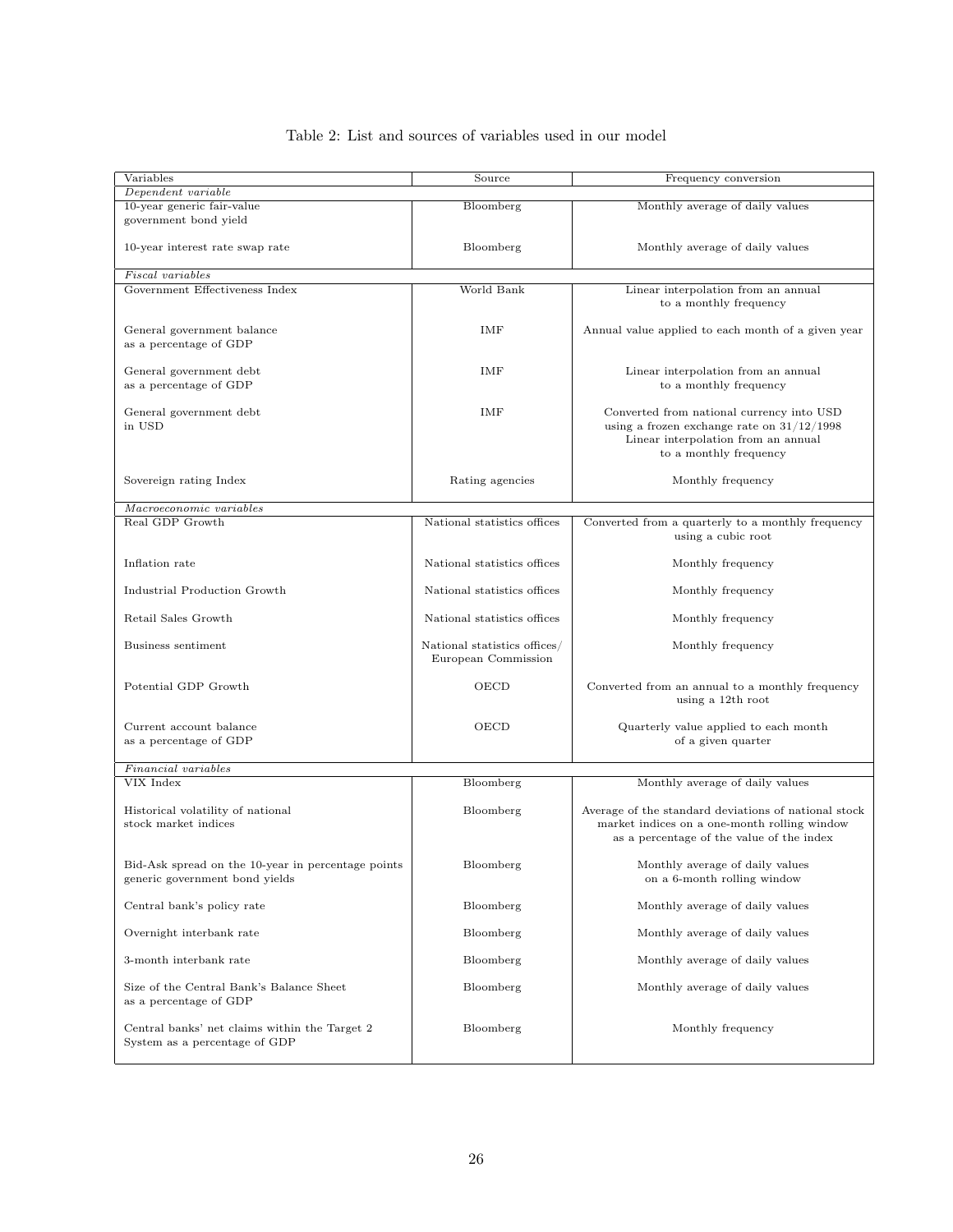Table 2: List and sources of variables used in our model

| Variables | Source | Frequency conversion |
|---|---|---|
| *Dependent variable* | | |
| 10-year generic fair-value government bond yield | Bloomberg | Monthly average of daily values |
| 10-year interest rate swap rate | Bloomberg | Monthly average of daily values |
| *Fiscal variables* | | |
| Government Effectiveness Index | World Bank | Linear interpolation from an annual to a monthly frequency |
| General government balance as a percentage of GDP | IMF | Annual value applied to each month of a given year |
| General government debt as a percentage of GDP | IMF | Linear interpolation from an annual to a monthly frequency |
| General government debt in USD | IMF | Converted from national currency into USD using a frozen exchange rate on 31/12/1998 Linear interpolation from an annual to a monthly frequency |
| Sovereign rating Index | Rating agencies | Monthly frequency |
| *Macroeconomic variables* | | |
| Real GDP Growth | National statistics offices | Converted from a quarterly to a monthly frequency using a cubic root |
| Inflation rate | National statistics offices | Monthly frequency |
| Industrial Production Growth | National statistics offices | Monthly frequency |
| Retail Sales Growth | National statistics offices | Monthly frequency |
| Business sentiment | National statistics offices/ European Commission | Monthly frequency |
| Potential GDP Growth | OECD | Converted from an annual to a monthly frequency using a 12th root |
| Current account balance as a percentage of GDP | OECD | Quarterly value applied to each month of a given quarter |
| *Financial variables* | | |
| VIX Index | Bloomberg | Monthly average of daily values |
| Historical volatility of national stock market indices | Bloomberg | Average of the standard deviations of national stock market indices on a one-month rolling window as a percentage of the value of the index |
| Bid-Ask spread on the 10-year in percentage points generic government bond yields | Bloomberg | Monthly average of daily values on a 6-month rolling window |
| Central bank's policy rate | Bloomberg | Monthly average of daily values |
| Overnight interbank rate | Bloomberg | Monthly average of daily values |
| 3-month interbank rate | Bloomberg | Monthly average of daily values |
| Size of the Central Bank's Balance Sheet as a percentage of GDP | Bloomberg | Monthly average of daily values |
| Central banks' net claims within the Target 2 System as a percentage of GDP | Bloomberg | Monthly frequency |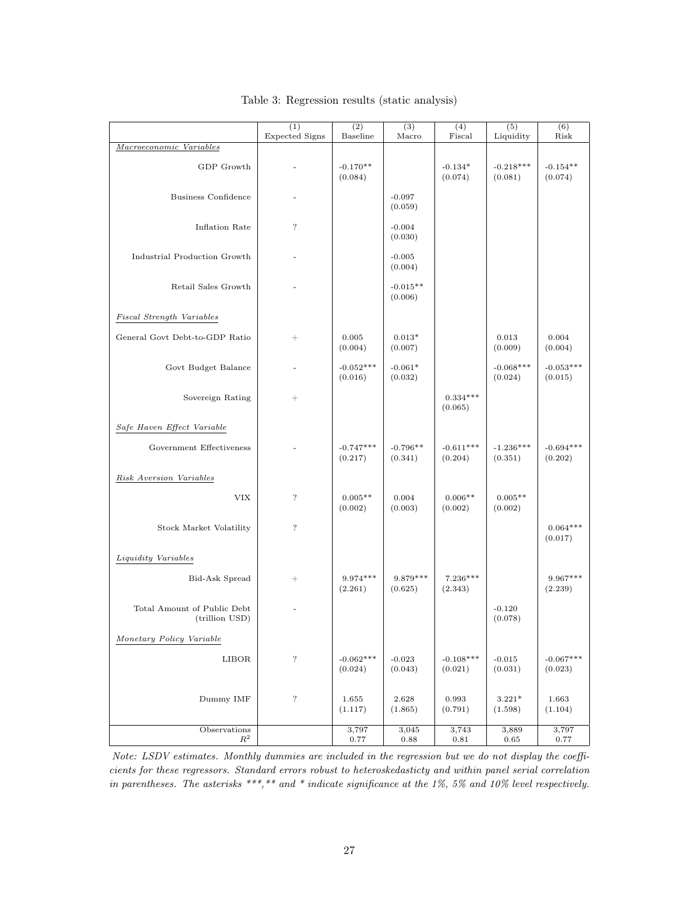Table 3: Regression results (static analysis)

| | (1) Expected Signs | (2) Baseline | (3) Macro | (4) Fiscal | (5) Liquidity | (6) Risk |
|---|---|---|---|---|---|---|
| *Macroeconomic Variables* | | | | | | |
| GDP Growth | - | -0.170** (0.084) | | -0.134* (0.074) | -0.218*** (0.081) | -0.154** (0.074) |
| Business Confidence | - | | -0.097 (0.059) | | | |
| Inflation Rate | ? | | -0.004 (0.030) | | | |
| Industrial Production Growth | - | | -0.005 (0.004) | | | |
| Retail Sales Growth | - | | -0.015** (0.006) | | | |
| *Fiscal Strength Variables* | | | | | | |
| General Govt Debt-to-GDP Ratio | + | 0.005 (0.004) | 0.013* (0.007) | | 0.013 (0.009) | 0.004 (0.004) |
| Govt Budget Balance | - | -0.052*** (0.016) | -0.061* (0.032) | | -0.068*** (0.024) | -0.053*** (0.015) |
| Sovereign Rating | + | | | 0.334*** (0.065) | | |
| *Safe Haven Effect Variable* | | | | | | |
| Government Effectiveness | - | -0.747*** (0.217) | -0.796** (0.341) | -0.611*** (0.204) | -1.236*** (0.351) | -0.694*** (0.202) |
| *Risk Aversion Variables* | | | | | | |
| VIX | ? | 0.005** (0.002) | 0.004 (0.003) | 0.006** (0.002) | 0.005** (0.002) | |
| Stock Market Volatility | ? | | | | | 0.064*** (0.017) |
| *Liquidity Variables* | | | | | | |
| Bid-Ask Spread | + | 9.974*** (2.261) | 9.879*** (0.625) | 7.236*** (2.343) | | 9.967*** (2.239) |
| Total Amount of Public Debt (trillion USD) | - | | | | -0.120 (0.078) | |
| *Monetary Policy Variable* | | | | | | |
| LIBOR | ? | -0.062*** (0.024) | -0.023 (0.043) | -0.108*** (0.021) | -0.015 (0.031) | -0.067*** (0.023) |
| Dummy IMF | ? | 1.655 (1.117) | 2.628 (1.865) | 0.993 (0.791) | 3.221* (1.598) | 1.663 (1.104) |
| Observations | | 3,797 | 3,045 | 3,743 | 3,889 | 3,797 |
| $R^2$ | | 0.77 | 0.88 | 0.81 | 0.65 | 0.77 |

*Note: LSDV estimates. Monthly dummies are included in the regression but we do not display the coefficients for these regressors. Standard errors robust to heteroskedasticty and within panel serial correlation in parentheses. The asterisks ***, ** and * indicate significance at the 1%, 5% and 10% level respectively.*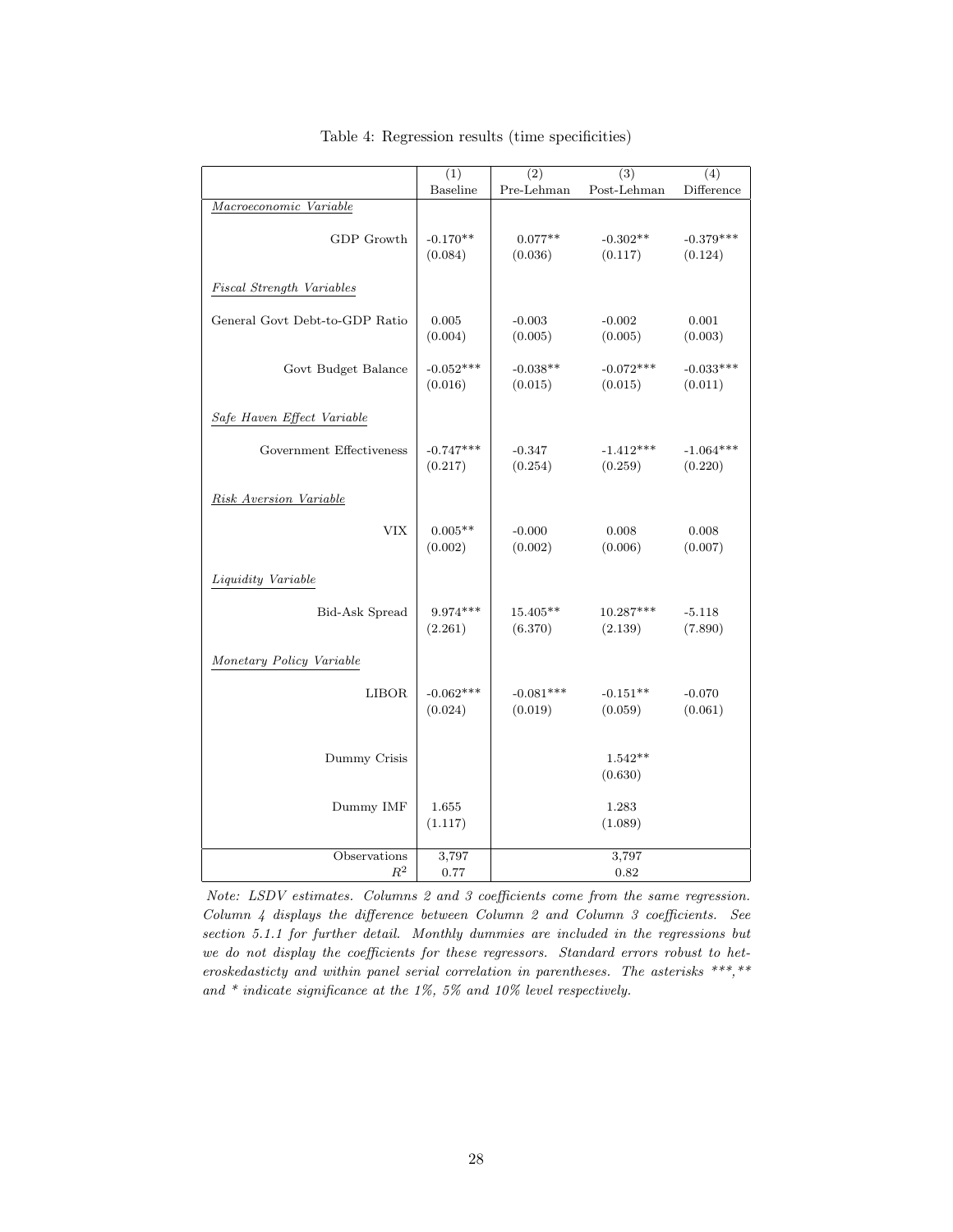Table 4: Regression results (time specificities)

| | (1) Baseline | (2) Pre-Lehman | (3) Post-Lehman | (4) Difference |
|---|---|---|---|---|
| *Macroeconomic Variable* | | | | |
| GDP Growth | -0.170** | 0.077** | -0.302** | -0.379*** |
| | (0.084) | (0.036) | (0.117) | (0.124) |
| *Fiscal Strength Variables* | | | | |
| General Govt Debt-to-GDP Ratio | 0.005 | -0.003 | -0.002 | 0.001 |
| | (0.004) | (0.005) | (0.005) | (0.003) |
| Govt Budget Balance | -0.052*** | -0.038** | -0.072*** | -0.033*** |
| | (0.016) | (0.015) | (0.015) | (0.011) |
| *Safe Haven Effect Variable* | | | | |
| Government Effectiveness | -0.747*** | -0.347 | -1.412*** | -1.064*** |
| | (0.217) | (0.254) | (0.259) | (0.220) |
| *Risk Aversion Variable* | | | | |
| VIX | 0.005** | -0.000 | 0.008 | 0.008 |
| | (0.002) | (0.002) | (0.006) | (0.007) |
| *Liquidity Variable* | | | | |
| Bid-Ask Spread | 9.974*** | 15.405** | 10.287*** | -5.118 |
| | (2.261) | (6.370) | (2.139) | (7.890) |
| *Monetary Policy Variable* | | | | |
| LIBOR | -0.062*** | -0.081*** | -0.151** | -0.070 |
| | (0.024) | (0.019) | (0.059) | (0.061) |
| Dummy Crisis | | | 1.542** | |
| | | | (0.630) | |
| Dummy IMF | 1.655 | | 1.283 | |
| | (1.117) | | (1.089) | |
| Observations | 3,797 | | 3,797 | |
| $R^2$ | 0.77 | | 0.82 | |

*Note: LSDV estimates. Columns 2 and 3 coefficients come from the same regression. Column 4 displays the difference between Column 2 and Column 3 coefficients. See section 5.1.1 for further detail. Monthly dummies are included in the regressions but we do not display the coefficients for these regressors. Standard errors robust to heteroskedasticty and within panel serial correlation in parentheses. The asterisks ***,** and * indicate significance at the 1%, 5% and 10% level respectively.*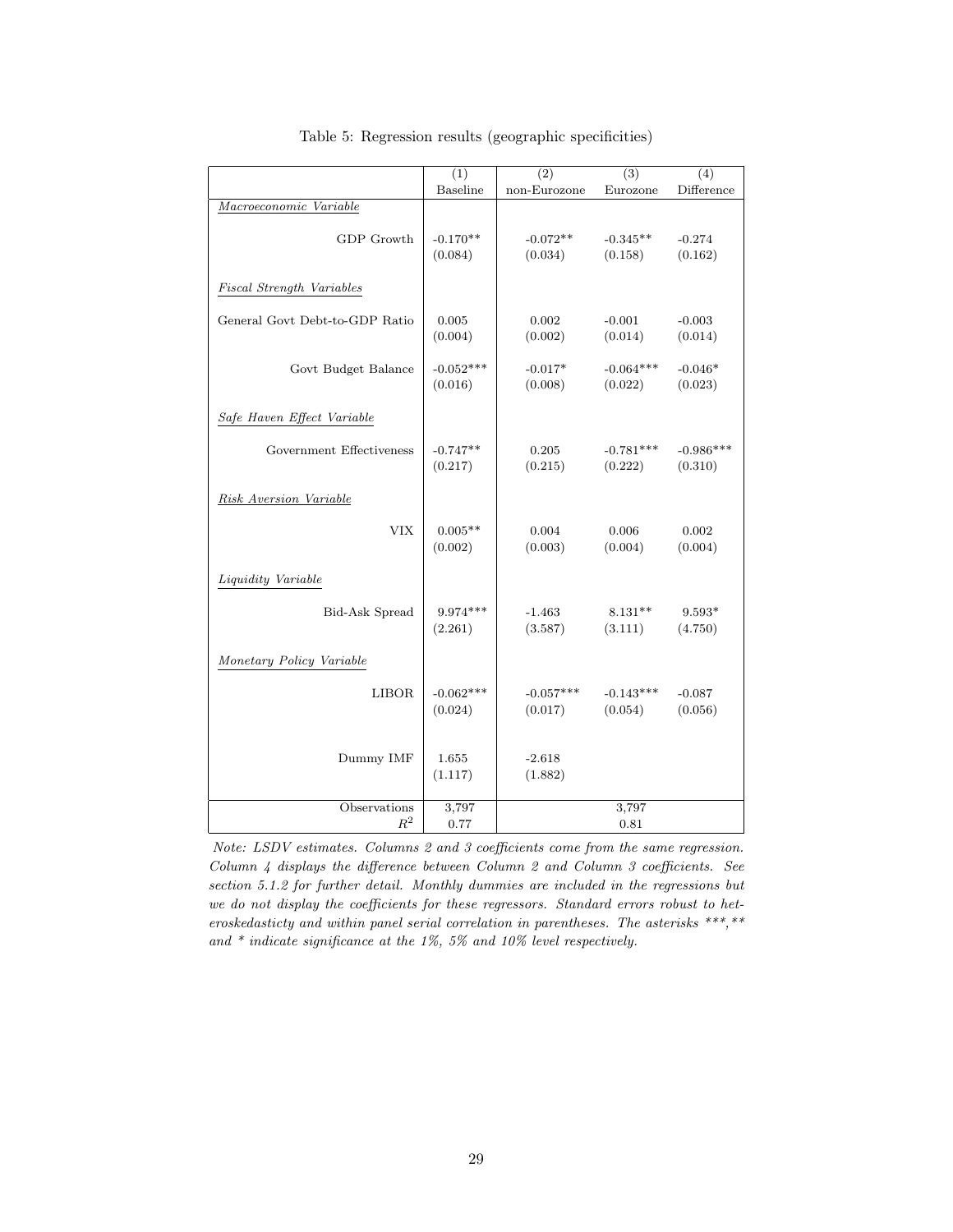Table 5: Regression results (geographic specificities)

| | (1) Baseline | (2) non-Eurozone | (3) Eurozone | (4) Difference |
|---|---|---|---|---|
| *Macroeconomic Variable* | | | | |
| GDP Growth | -0.170** | -0.072** | -0.345** | -0.274 |
| | (0.084) | (0.034) | (0.158) | (0.162) |
| *Fiscal Strength Variables* | | | | |
| General Govt Debt-to-GDP Ratio | 0.005 | 0.002 | -0.001 | -0.003 |
| | (0.004) | (0.002) | (0.014) | (0.014) |
| Govt Budget Balance | -0.052*** | -0.017* | -0.064*** | -0.046* |
| | (0.016) | (0.008) | (0.022) | (0.023) |
| *Safe Haven Effect Variable* | | | | |
| Government Effectiveness | -0.747** | 0.205 | -0.781*** | -0.986*** |
| | (0.217) | (0.215) | (0.222) | (0.310) |
| *Risk Aversion Variable* | | | | |
| VIX | 0.005** | 0.004 | 0.006 | 0.002 |
| | (0.002) | (0.003) | (0.004) | (0.004) |
| *Liquidity Variable* | | | | |
| Bid-Ask Spread | 9.974*** | -1.463 | 8.131** | 9.593* |
| | (2.261) | (3.587) | (3.111) | (4.750) |
| *Monetary Policy Variable* | | | | |
| LIBOR | -0.062*** | -0.057*** | -0.143*** | -0.087 |
| | (0.024) | (0.017) | (0.054) | (0.056) |
| Dummy IMF | 1.655 | -2.618 | | |
| | (1.117) | (1.882) | | |
| Observations | 3,797 | | 3,797 | |
| $R^2$ | 0.77 | | 0.81 | |

*Note: LSDV estimates. Columns 2 and 3 coefficients come from the same regression. Column 4 displays the difference between Column 2 and Column 3 coefficients. See section 5.1.2 for further detail. Monthly dummies are included in the regressions but we do not display the coefficients for these regressors. Standard errors robust to heteroskedasticty and within panel serial correlation in parentheses. The asterisks ***,** and * indicate significance at the 1%, 5% and 10% level respectively.*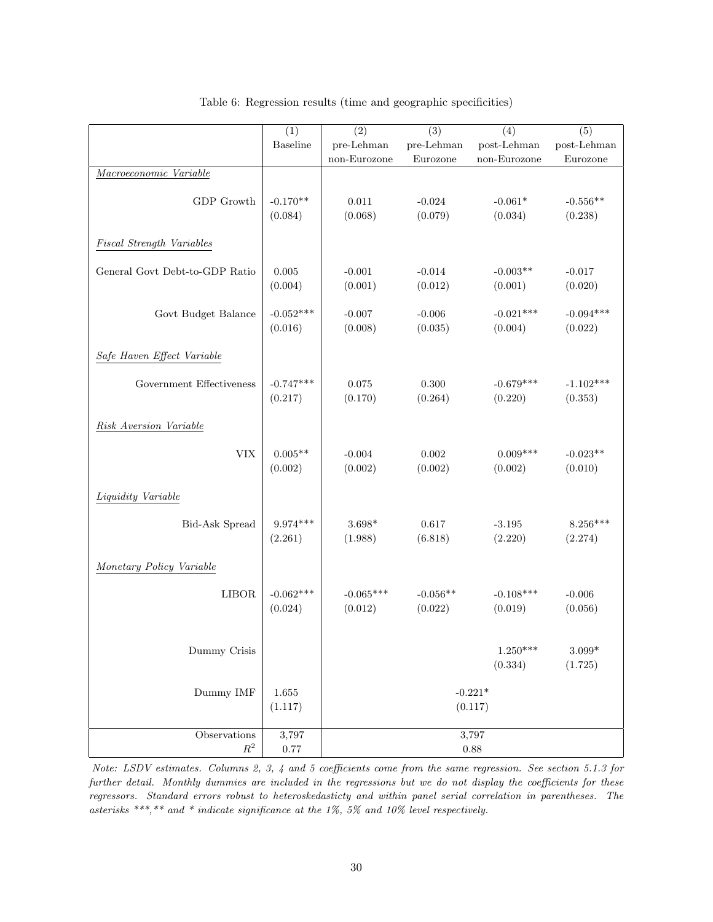Table 6: Regression results (time and geographic specificities)

| | (1) Baseline | (2) pre-Lehman non-Eurozone | (3) pre-Lehman Eurozone | (4) post-Lehman non-Eurozone | (5) post-Lehman Eurozone |
|---|---|---|---|---|---|
| *Macroeconomic Variable* | | | | | |
| GDP Growth | -0.170** | 0.011 | -0.024 | -0.061* | -0.556** |
| | (0.084) | (0.068) | (0.079) | (0.034) | (0.238) |
| *Fiscal Strength Variables* | | | | | |
| General Govt Debt-to-GDP Ratio | 0.005 | -0.001 | -0.014 | -0.003** | -0.017 |
| | (0.004) | (0.001) | (0.012) | (0.001) | (0.020) |
| Govt Budget Balance | -0.052*** | -0.007 | -0.006 | -0.021*** | -0.094*** |
| | (0.016) | (0.008) | (0.035) | (0.004) | (0.022) |
| *Safe Haven Effect Variable* | | | | | |
| Government Effectiveness | -0.747*** | 0.075 | 0.300 | -0.679*** | -1.102*** |
| | (0.217) | (0.170) | (0.264) | (0.220) | (0.353) |
| *Risk Aversion Variable* | | | | | |
| VIX | 0.005** | -0.004 | 0.002 | 0.009*** | -0.023** |
| | (0.002) | (0.002) | (0.002) | (0.002) | (0.010) |
| *Liquidity Variable* | | | | | |
| Bid-Ask Spread | 9.974*** | 3.698* | 0.617 | -3.195 | 8.256*** |
| | (2.261) | (1.988) | (6.818) | (2.220) | (2.274) |
| *Monetary Policy Variable* | | | | | |
| LIBOR | -0.062*** | -0.065*** | -0.056** | -0.108*** | -0.006 |
| | (0.024) | (0.012) | (0.022) | (0.019) | (0.056) |
| Dummy Crisis | | | | 1.250*** | 3.099* |
| | | | | (0.334) | (1.725) |
| Dummy IMF | 1.655 | -0.221* | | | |
| | (1.117) | (0.117) | | | |
| Observations | 3,797 | 3,797 | | | |
| $R^2$ | 0.77 | 0.88 | | | |

*Note: LSDV estimates. Columns 2, 3, 4 and 5 coefficients come from the same regression. See section 5.1.3 for further detail. Monthly dummies are included in the regressions but we do not display the coefficients for these regressors. Standard errors robust to heteroskedasticty and within panel serial correlation in parentheses. The asterisks ***,** and * indicate significance at the 1%, 5% and 10% level respectively.*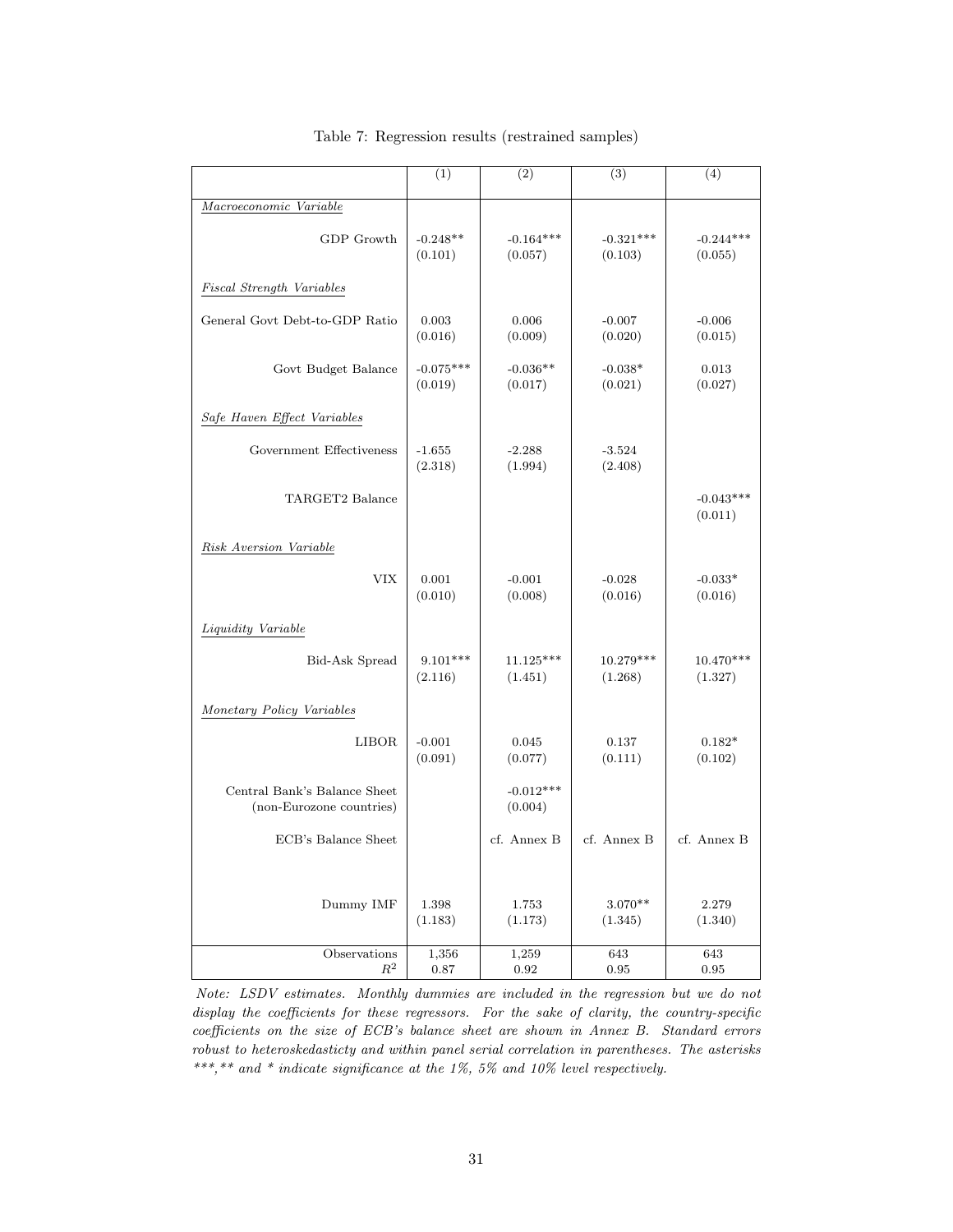Table 7: Regression results (restrained samples)

| | (1) | (2) | (3) | (4) |
|---|---|---|---|---|
| *Macroeconomic Variable* | | | | |
| GDP Growth | -0.248** | -0.164*** | -0.321*** | -0.244*** |
| | (0.101) | (0.057) | (0.103) | (0.055) |
| *Fiscal Strength Variables* | | | | |
| General Govt Debt-to-GDP Ratio | 0.003 | 0.006 | -0.007 | -0.006 |
| | (0.016) | (0.009) | (0.020) | (0.015) |
| Govt Budget Balance | -0.075*** | -0.036** | -0.038* | 0.013 |
| | (0.019) | (0.017) | (0.021) | (0.027) |
| *Safe Haven Effect Variables* | | | | |
| Government Effectiveness | -1.655 | -2.288 | -3.524 | |
| | (2.318) | (1.994) | (2.408) | |
| TARGET2 Balance | | | | -0.043*** |
| | | | | (0.011) |
| *Risk Aversion Variable* | | | | |
| VIX | 0.001 | -0.001 | -0.028 | -0.033* |
| | (0.010) | (0.008) | (0.016) | (0.016) |
| *Liquidity Variable* | | | | |
| Bid-Ask Spread | 9.101*** | 11.125*** | 10.279*** | 10.470*** |
| | (2.116) | (1.451) | (1.268) | (1.327) |
| *Monetary Policy Variables* | | | | |
| LIBOR | -0.001 | 0.045 | 0.137 | 0.182* |
| | (0.091) | (0.077) | (0.111) | (0.102) |
| Central Bank's Balance Sheet (non-Eurozone countries) | | -0.012*** | | |
| | | (0.004) | | |
| ECB's Balance Sheet | | cf. Annex B | cf. Annex B | cf. Annex B |
| Dummy IMF | 1.398 | 1.753 | 3.070** | 2.279 |
| | (1.183) | (1.173) | (1.345) | (1.340) |
| Observations | 1,356 | 1,259 | 643 | 643 |
| $R^2$ | 0.87 | 0.92 | 0.95 | 0.95 |

*Note: LSDV estimates. Monthly dummies are included in the regression but we do not display the coefficients for these regressors. For the sake of clarity, the country-specific coefficients on the size of ECB's balance sheet are shown in Annex B. Standard errors robust to heteroskedasticty and within panel serial correlation in parentheses. The asterisks ***,** and * indicate significance at the 1%, 5% and 10% level respectively.*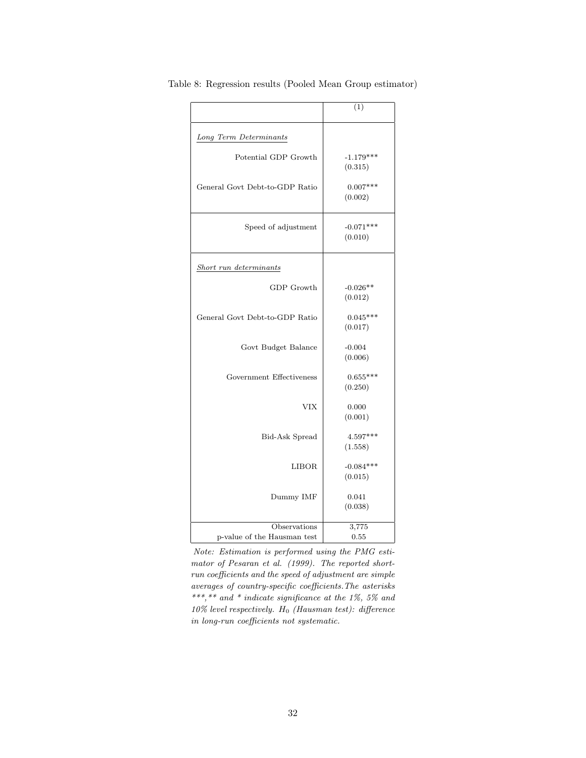Table 8: Regression results (Pooled Mean Group estimator)

| | (1) |
|---|---|
| *Long Term Determinants* | |
| Potential GDP Growth | -1.179*** |
| | (0.315) |
| General Govt Debt-to-GDP Ratio | 0.007*** |
| | (0.002) |
| Speed of adjustment | -0.071*** |
| | (0.010) |
| *Short run determinants* | |
| GDP Growth | -0.026** |
| | (0.012) |
| General Govt Debt-to-GDP Ratio | 0.045*** |
| | (0.017) |
| Govt Budget Balance | -0.004 |
| | (0.006) |
| Government Effectiveness | 0.655*** |
| | (0.250) |
| VIX | 0.000 |
| | (0.001) |
| Bid-Ask Spread | 4.597*** |
| | (1.558) |
| LIBOR | -0.084*** |
| | (0.015) |
| Dummy IMF | 0.041 |
| | (0.038) |
| Observations | 3,775 |
| p-value of the Hausman test | 0.55 |

*Note: Estimation is performed using the PMG estimator of Pesaran et al. (1999). The reported short-run coefficients and the speed of adjustment are simple averages of country-specific coefficients. The asterisks ***, ** and * indicate significance at the 1%, 5% and 10% level respectively. $H_0$ (Hausman test): difference in long-run coefficients not systematic.*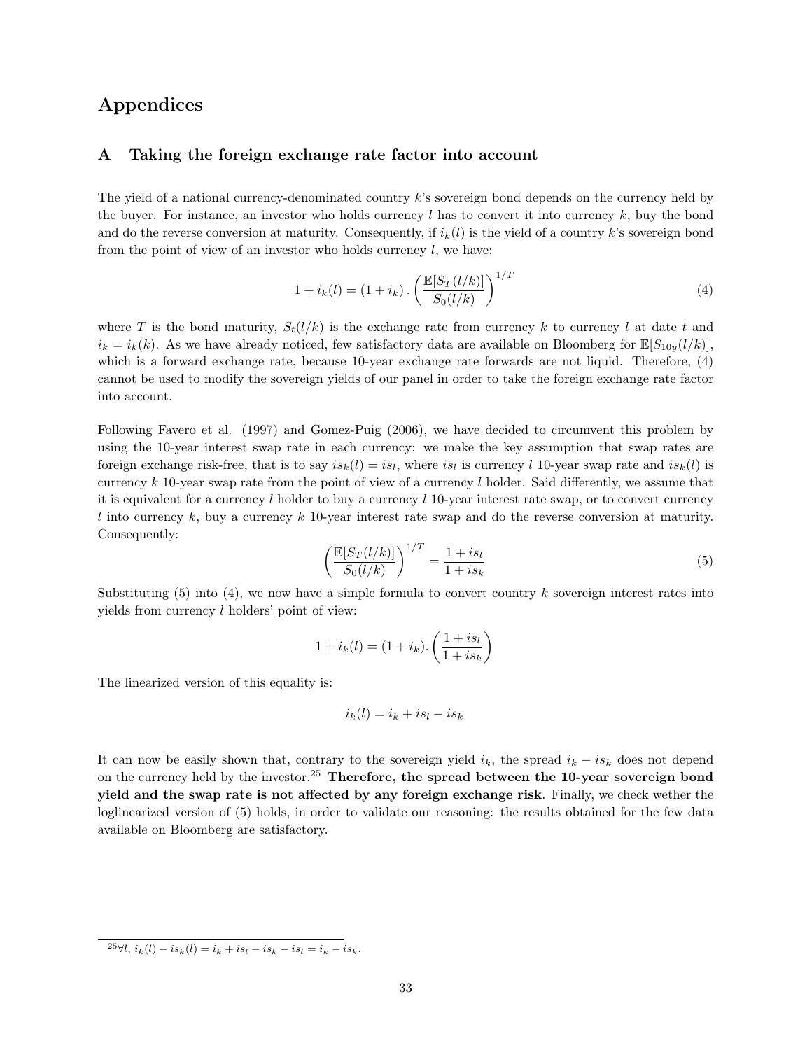# Appendices

## A Taking the foreign exchange rate factor into account

The yield of a national currency-denominated country $k$'s sovereign bond depends on the currency held by the buyer. For instance, an investor who holds currency $l$ has to convert it into currency $k$, buy the bond and do the reverse conversion at maturity. Consequently, if $i_k(l)$ is the yield of a country $k$'s sovereign bond from the point of view of an investor who holds currency $l$, we have:

$$1 + i_k(l) = (1 + i_k) . \left( \frac{\mathbb{E}[S_T(l/k)]}{S_0(l/k)} \right)^{1/T} \tag{4}$$

where $T$ is the bond maturity, $S_t(l/k)$ is the exchange rate from currency $k$ to currency $l$ at date $t$ and $i_k = i_k(k)$. As we have already noticed, few satisfactory data are available on Bloomberg for $\mathbb{E}[S_{10y}(l/k)]$, which is a forward exchange rate, because 10-year exchange rate forwards are not liquid. Therefore, (4) cannot be used to modify the sovereign yields of our panel in order to take the foreign exchange rate factor into account.

Following Favero et al. (1997) and Gomez-Puig (2006), we have decided to circumvent this problem by using the 10-year interest swap rate in each currency: we make the key assumption that swap rates are foreign exchange risk-free, that is to say $is_k(l) = is_l$, where $is_l$ is currency $l$ 10-year swap rate and $is_k(l)$ is currency $k$ 10-year swap rate from the point of view of a currency $l$ holder. Said differently, we assume that it is equivalent for a currency $l$ holder to buy a currency $l$ 10-year interest rate swap, or to convert currency $l$ into currency $k$, buy a currency $k$ 10-year interest rate swap and do the reverse conversion at maturity. Consequently:

$$\left( \frac{\mathbb{E}[S_T(l/k)]}{S_0(l/k)} \right)^{1/T} = \frac{1 + is_l}{1 + is_k} \tag{5}$$

Substituting (5) into (4), we now have a simple formula to convert country $k$ sovereign interest rates into yields from currency $l$ holders' point of view:

$$1 + i_k(l) = (1 + i_k). \left( \frac{1 + is_l}{1 + is_k} \right)$$

The linearized version of this equality is:

$$i_k(l) = i_k + is_l - is_k$$

It can now be easily shown that, contrary to the sovereign yield $i_k$, the spread $i_k - is_k$ does not depend on the currency held by the investor.[25] **Therefore, the spread between the 10-year sovereign bond yield and the swap rate is not affected by any foreign exchange risk**. Finally, we check wether the loglinearized version of (5) holds, in order to validate our reasoning: the results obtained for the few data available on Bloomberg are satisfactory.

---

[25] $\forall l,\ i_k(l) - is_k(l) = i_k + is_l - is_k - is_l = i_k - is_k$.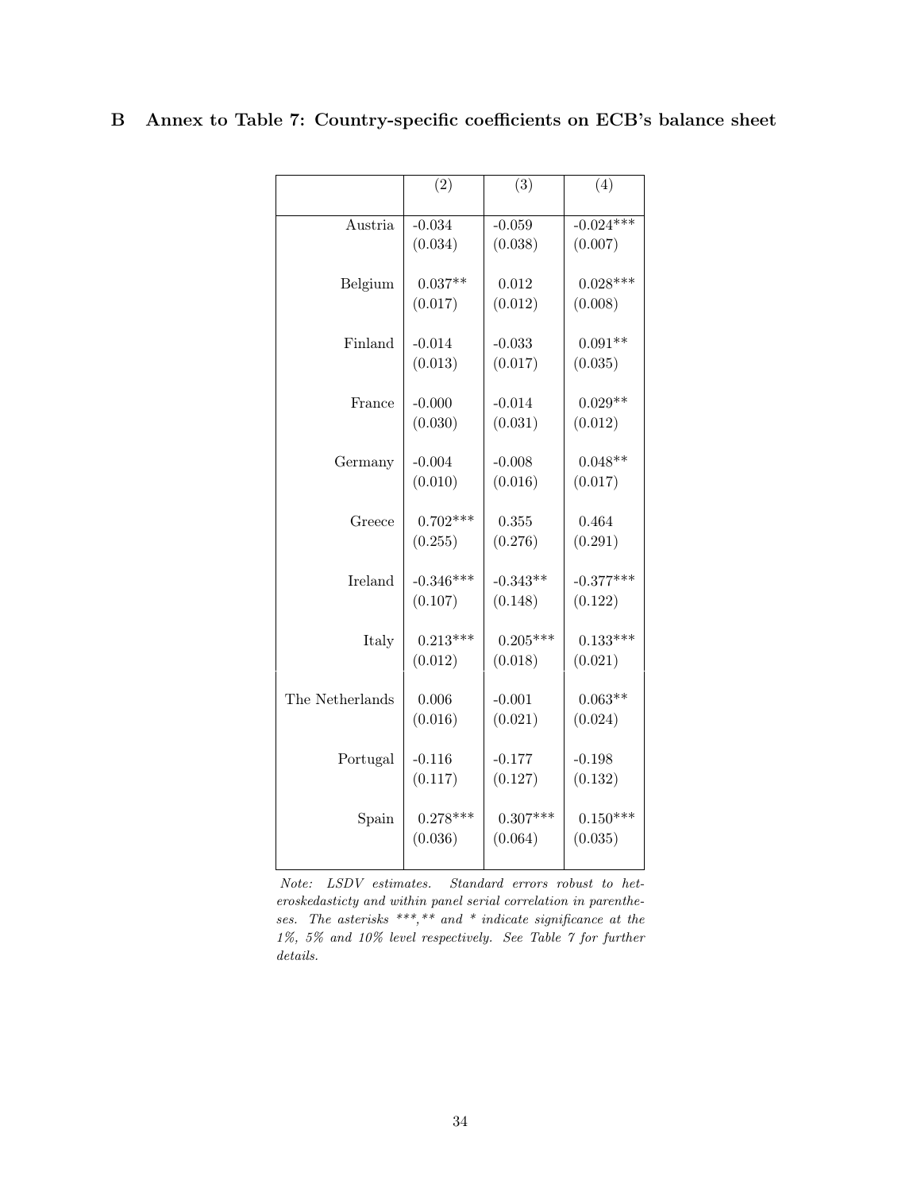## B Annex to Table 7: Country-specific coefficients on ECB's balance sheet

| | (2) | (3) | (4) |
|---|---|---|---|
| Austria | -0.034 | -0.059 | -0.024*** |
| | (0.034) | (0.038) | (0.007) |
| Belgium | 0.037** | 0.012 | 0.028*** |
| | (0.017) | (0.012) | (0.008) |
| Finland | -0.014 | -0.033 | 0.091** |
| | (0.013) | (0.017) | (0.035) |
| France | -0.000 | -0.014 | 0.029** |
| | (0.030) | (0.031) | (0.012) |
| Germany | -0.004 | -0.008 | 0.048** |
| | (0.010) | (0.016) | (0.017) |
| Greece | 0.702*** | 0.355 | 0.464 |
| | (0.255) | (0.276) | (0.291) |
| Ireland | -0.346*** | -0.343** | -0.377*** |
| | (0.107) | (0.148) | (0.122) |
| Italy | 0.213*** | 0.205*** | 0.133*** |
| | (0.012) | (0.018) | (0.021) |
| The Netherlands | 0.006 | -0.001 | 0.063** |
| | (0.016) | (0.021) | (0.024) |
| Portugal | -0.116 | -0.177 | -0.198 |
| | (0.117) | (0.127) | (0.132) |
| Spain | 0.278*** | 0.307*** | 0.150*** |
| | (0.036) | (0.064) | (0.035) |

*Note: LSDV estimates. Standard errors robust to heteroskedasticty and within panel serial correlation in parentheses. The asterisks ***,** and * indicate significance at the 1%, 5% and 10% level respectively. See Table 7 for further details.*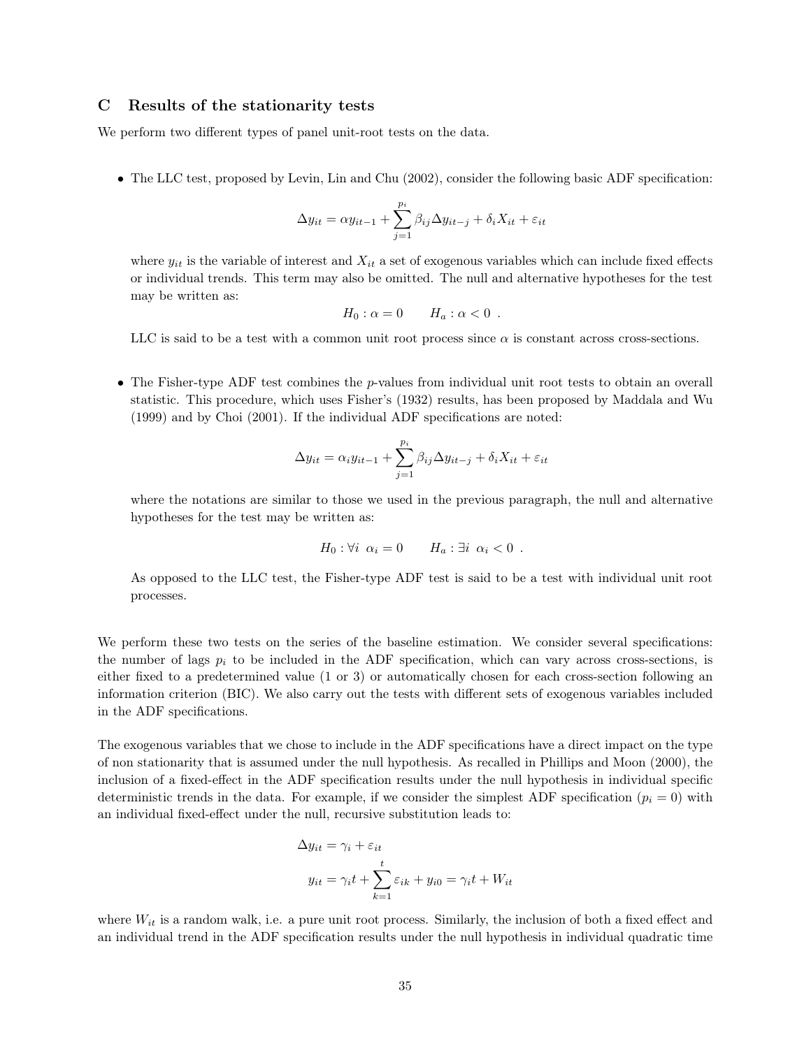## C Results of the stationarity tests

We perform two different types of panel unit-root tests on the data.

- The LLC test, proposed by Levin, Lin and Chu (2002), consider the following basic ADF specification:

  $$\Delta y_{it} = \alpha y_{it-1} + \sum_{j=1}^{p_i} \beta_{ij} \Delta y_{it-j} + \delta_i X_{it} + \varepsilon_{it}$$

  where $y_{it}$ is the variable of interest and $X_{it}$ a set of exogenous variables which can include fixed effects or individual trends. This term may also be omitted. The null and alternative hypotheses for the test may be written as:

  $$H_0 : \alpha = 0 \qquad H_a : \alpha < 0 \ .$$

  LLC is said to be a test with a common unit root process since $\alpha$ is constant across cross-sections.

- The Fisher-type ADF test combines the $p$-values from individual unit root tests to obtain an overall statistic. This procedure, which uses Fisher's (1932) results, has been proposed by Maddala and Wu (1999) and by Choi (2001). If the individual ADF specifications are noted:

  $$\Delta y_{it} = \alpha_i y_{it-1} + \sum_{j=1}^{p_i} \beta_{ij} \Delta y_{it-j} + \delta_i X_{it} + \varepsilon_{it}$$

  where the notations are similar to those we used in the previous paragraph, the null and alternative hypotheses for the test may be written as:

  $$H_0 : \forall i \ \ \alpha_i = 0 \qquad H_a : \exists i \ \ \alpha_i < 0 \ .$$

  As opposed to the LLC test, the Fisher-type ADF test is said to be a test with individual unit root processes.

We perform these two tests on the series of the baseline estimation. We consider several specifications: the number of lags $p_i$ to be included in the ADF specification, which can vary across cross-sections, is either fixed to a predetermined value (1 or 3) or automatically chosen for each cross-section following an information criterion (BIC). We also carry out the tests with different sets of exogenous variables included in the ADF specifications.

The exogenous variables that we chose to include in the ADF specifications have a direct impact on the type of non stationarity that is assumed under the null hypothesis. As recalled in Phillips and Moon (2000), the inclusion of a fixed-effect in the ADF specification results under the null hypothesis in individual specific deterministic trends in the data. For example, if we consider the simplest ADF specification ($p_i = 0$) with an individual fixed-effect under the null, recursive substitution leads to:

$$\Delta y_{it} = \gamma_i + \varepsilon_{it}$$

$$y_{it} = \gamma_i t + \sum_{k=1}^{t} \varepsilon_{ik} + y_{i0} = \gamma_i t + W_{it}$$

where $W_{it}$ is a random walk, i.e. a pure unit root process. Similarly, the inclusion of both a fixed effect and an individual trend in the ADF specification results under the null hypothesis in individual quadratic time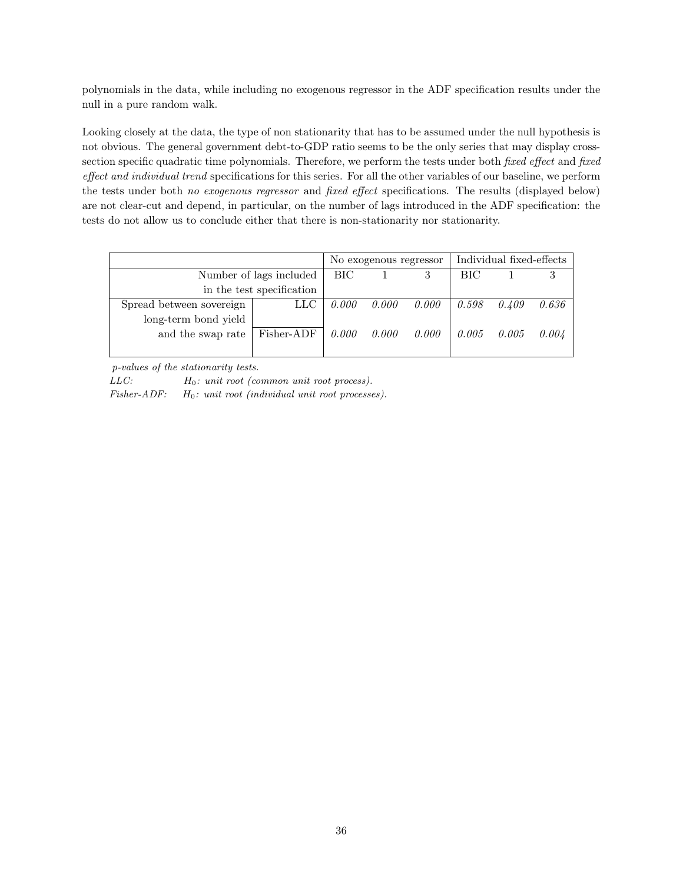polynomials in the data, while including no exogenous regressor in the ADF specification results under the null in a pure random walk.

Looking closely at the data, the type of non stationarity that has to be assumed under the null hypothesis is not obvious. The general government debt-to-GDP ratio seems to be the only series that may display cross-section specific quadratic time polynomials. Therefore, we perform the tests under both *fixed effect* and *fixed effect and individual trend* specifications for this series. For all the other variables of our baseline, we perform the tests under both *no exogenous regressor* and *fixed effect* specifications. The results (displayed below) are not clear-cut and depend, in particular, on the number of lags introduced in the ADF specification: the tests do not allow us to conclude either that there is non-stationarity nor stationarity.

| | | No exogenous regressor | | | Individual fixed-effects | | |
|---|---|---|---|---|---|---|---|
| Number of lags included in the test specification | | BIC | 1 | 3 | BIC | 1 | 3 |
| Spread between sovereign long-term bond yield and the swap rate | LLC | *0.000* | *0.000* | *0.000* | *0.598* | *0.409* | *0.636* |
| | Fisher-ADF | *0.000* | *0.000* | *0.000* | *0.005* | *0.005* | *0.004* |

*p-values of the stationarity tests.*
*LLC:* *$H_0$: unit root (common unit root process).*
*Fisher-ADF:* *$H_0$: unit root (individual unit root processes).*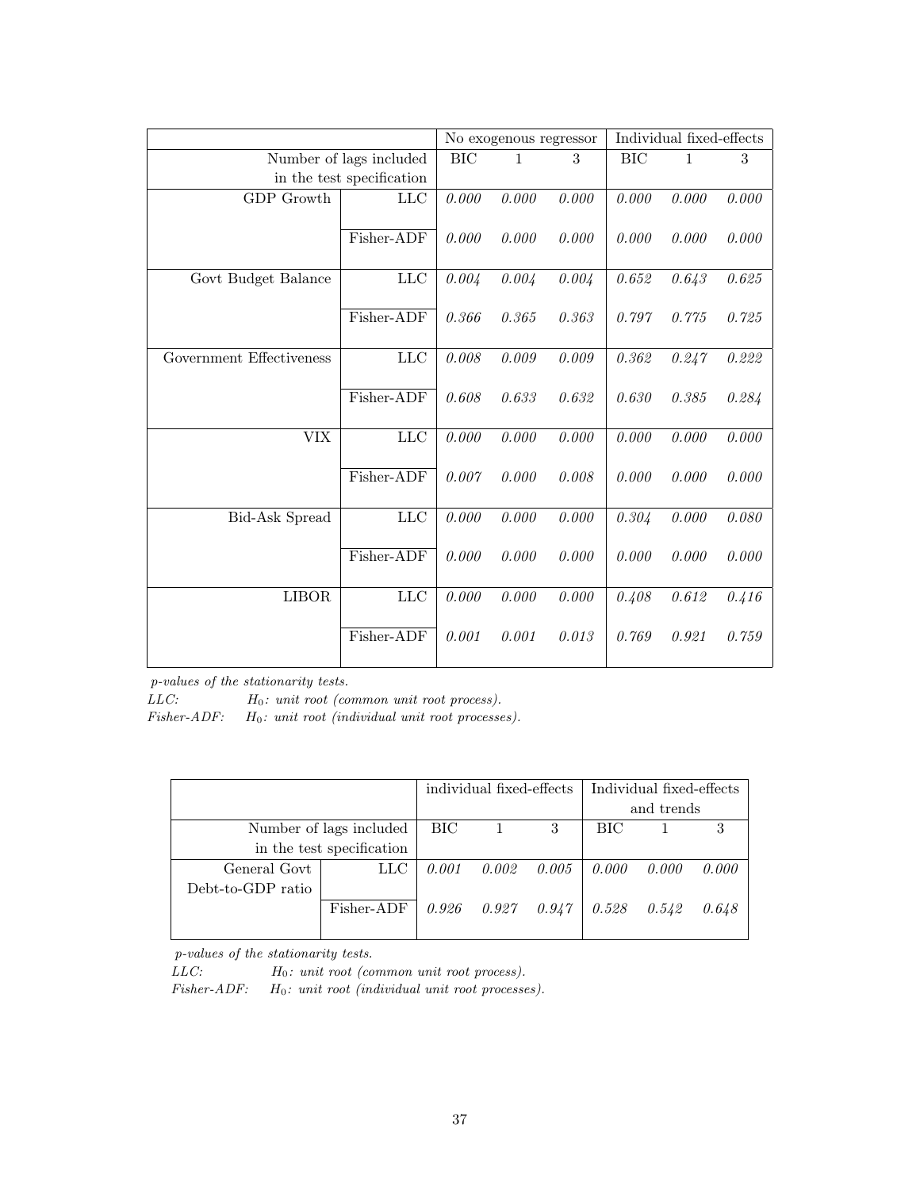| | | No exogenous regressor | | | Individual fixed-effects | | |
|---|---|---|---|---|---|---|---|
| Number of lags included in the test specification | | BIC | 1 | 3 | BIC | 1 | 3 |
| GDP Growth | LLC | *0.000* | *0.000* | *0.000* | *0.000* | *0.000* | *0.000* |
| | Fisher-ADF | *0.000* | *0.000* | *0.000* | *0.000* | *0.000* | *0.000* |
| Govt Budget Balance | LLC | *0.004* | *0.004* | *0.004* | *0.652* | *0.643* | *0.625* |
| | Fisher-ADF | *0.366* | *0.365* | *0.363* | *0.797* | *0.775* | *0.725* |
| Government Effectiveness | LLC | *0.008* | *0.009* | *0.009* | *0.362* | *0.247* | *0.222* |
| | Fisher-ADF | *0.608* | *0.633* | *0.632* | *0.630* | *0.385* | *0.284* |
| VIX | LLC | *0.000* | *0.000* | *0.000* | *0.000* | *0.000* | *0.000* |
| | Fisher-ADF | *0.007* | *0.000* | *0.008* | *0.000* | *0.000* | *0.000* |
| Bid-Ask Spread | LLC | *0.000* | *0.000* | *0.000* | *0.304* | *0.000* | *0.080* |
| | Fisher-ADF | *0.000* | *0.000* | *0.000* | *0.000* | *0.000* | *0.000* |
| LIBOR | LLC | *0.000* | *0.000* | *0.000* | *0.408* | *0.612* | *0.416* |
| | Fisher-ADF | *0.001* | *0.001* | *0.013* | *0.769* | *0.921* | *0.759* |

*p-values of the stationarity tests.*
*LLC:* $H_0$*: unit root (common unit root process).*
*Fisher-ADF:* $H_0$*: unit root (individual unit root processes).*

| | | individual fixed-effects | | | Individual fixed-effects and trends | | |
|---|---|---|---|---|---|---|---|
| Number of lags included in the test specification | | BIC | 1 | 3 | BIC | 1 | 3 |
| General Govt Debt-to-GDP ratio | LLC | *0.001* | *0.002* | *0.005* | *0.000* | *0.000* | *0.000* |
| | Fisher-ADF | *0.926* | *0.927* | *0.947* | *0.528* | *0.542* | *0.648* |

*p-values of the stationarity tests.*
*LLC:* $H_0$*: unit root (common unit root process).*
*Fisher-ADF:* $H_0$*: unit root (individual unit root processes).*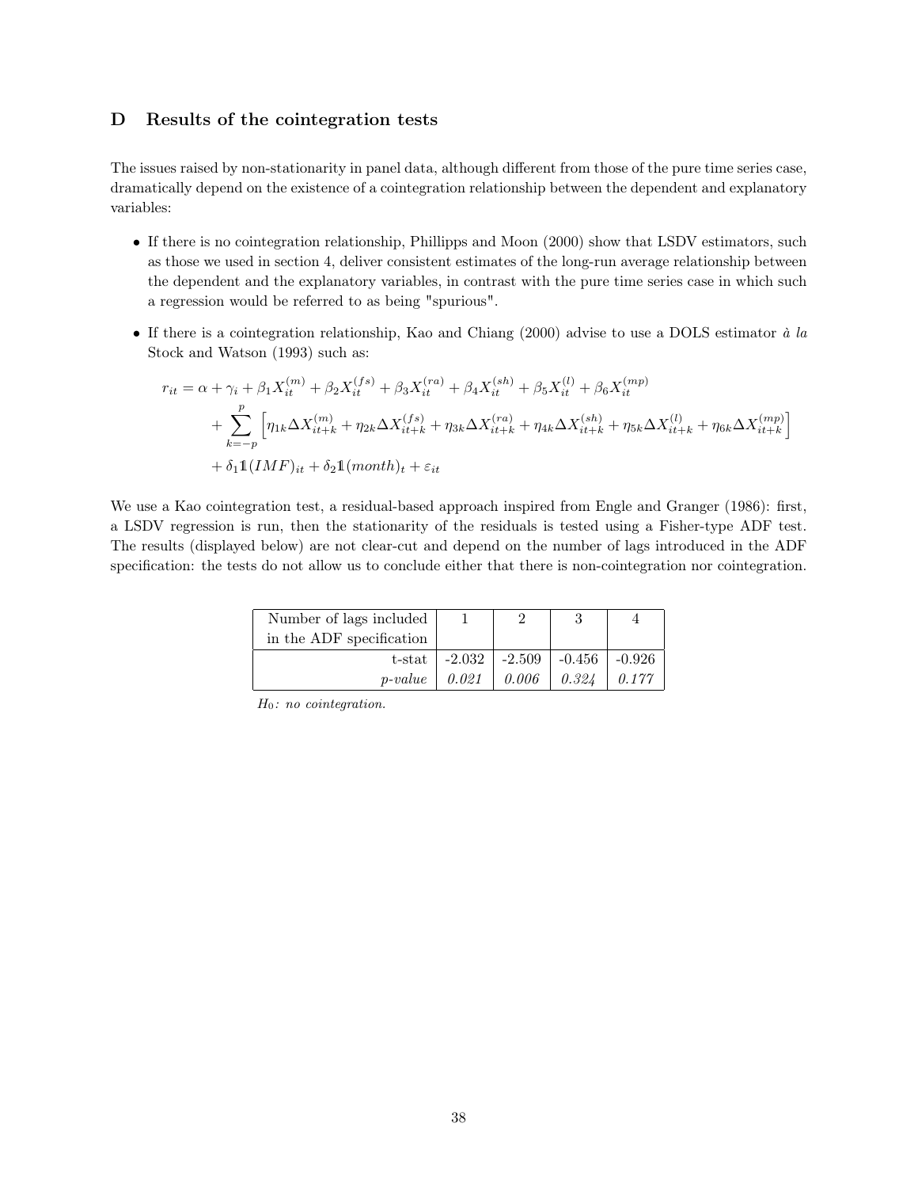## D Results of the cointegration tests

The issues raised by non-stationarity in panel data, although different from those of the pure time series case, dramatically depend on the existence of a cointegration relationship between the dependent and explanatory variables:

- If there is no cointegration relationship, Phillipps and Moon (2000) show that LSDV estimators, such as those we used in section 4, deliver consistent estimates of the long-run average relationship between the dependent and the explanatory variables, in contrast with the pure time series case in which such a regression would be referred to as being "spurious".
- If there is a cointegration relationship, Kao and Chiang (2000) advise to use a DOLS estimator *à la* Stock and Watson (1993) such as:

$$
\begin{aligned}
r_{it} &= \alpha + \gamma_i + \beta_1 X_{it}^{(m)} + \beta_2 X_{it}^{(fs)} + \beta_3 X_{it}^{(ra)} + \beta_4 X_{it}^{(sh)} + \beta_5 X_{it}^{(l)} + \beta_6 X_{it}^{(mp)} \\
&+ \sum_{k=-p}^{p} \left[ \eta_{1k} \Delta X_{it+k}^{(m)} + \eta_{2k} \Delta X_{it+k}^{(fs)} + \eta_{3k} \Delta X_{it+k}^{(ra)} + \eta_{4k} \Delta X_{it+k}^{(sh)} + \eta_{5k} \Delta X_{it+k}^{(l)} + \eta_{6k} \Delta X_{it+k}^{(mp)} \right] \\
&+ \delta_1 \mathbb{1}(IMF)_{it} + \delta_2 \mathbb{1}(month)_t + \varepsilon_{it}
\end{aligned}
$$

We use a Kao cointegration test, a residual-based approach inspired from Engle and Granger (1986): first, a LSDV regression is run, then the stationarity of the residuals is tested using a Fisher-type ADF test. The results (displayed below) are not clear-cut and depend on the number of lags introduced in the ADF specification: the tests do not allow us to conclude either that there is non-cointegration nor cointegration.

| Number of lags included in the ADF specification | 1 | 2 | 3 | 4 |
|---|---|---|---|---|
| t-stat | -2.032 | -2.509 | -0.456 | -0.926 |
| *p-value* | *0.021* | *0.006* | *0.324* | *0.177* |

*$H_0$: no cointegration.*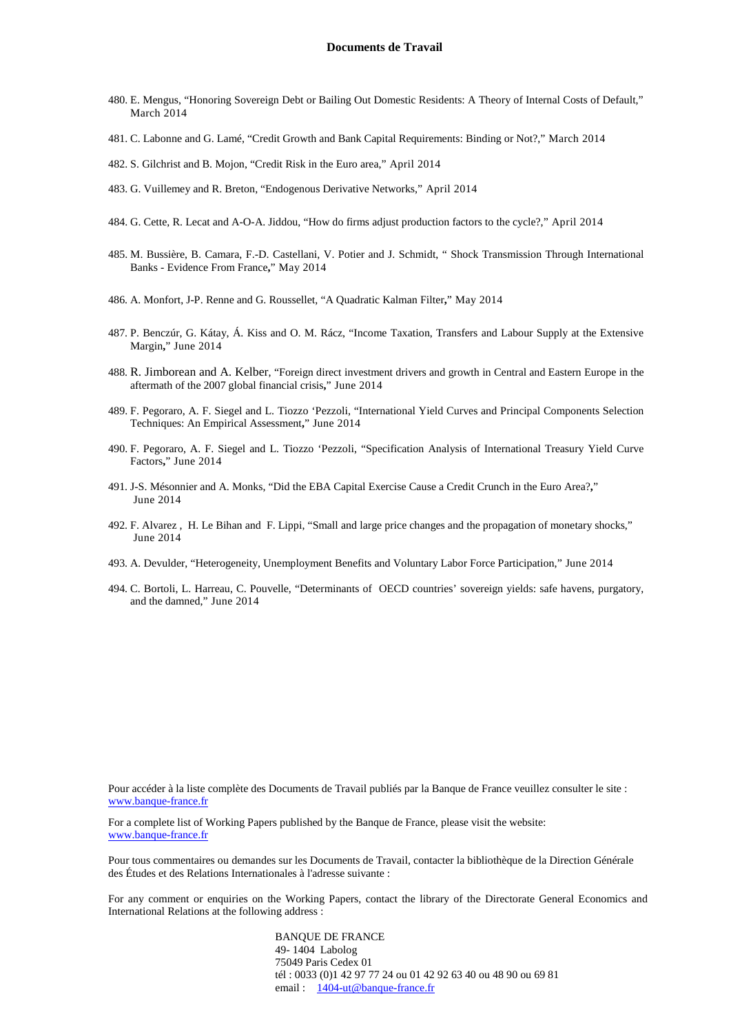# Documents de Travail

480. E. Mengus, "Honoring Sovereign Debt or Bailing Out Domestic Residents: A Theory of Internal Costs of Default," March 2014

481. C. Labonne and G. Lamé, "Credit Growth and Bank Capital Requirements: Binding or Not?," March 2014

482. S. Gilchrist and B. Mojon, "Credit Risk in the Euro area," April 2014

483. G. Vuillemey and R. Breton, "Endogenous Derivative Networks," April 2014

484. G. Cette, R. Lecat and A-O-A. Jiddou, "How do firms adjust production factors to the cycle?," April 2014

485. M. Bussière, B. Camara, F.-D. Castellani, V. Potier and J. Schmidt, " Shock Transmission Through International Banks - Evidence From France," May 2014

486. A. Monfort, J-P. Renne and G. Roussellet, "A Quadratic Kalman Filter," May 2014

487. P. Benczúr, G. Kátay, Á. Kiss and O. M. Rácz, "Income Taxation, Transfers and Labour Supply at the Extensive Margin," June 2014

488. R. Jimborean and A. Kelber, "Foreign direct investment drivers and growth in Central and Eastern Europe in the aftermath of the 2007 global financial crisis," June 2014

489. F. Pegoraro, A. F. Siegel and L. Tiozzo 'Pezzoli, "International Yield Curves and Principal Components Selection Techniques: An Empirical Assessment," June 2014

490. F. Pegoraro, A. F. Siegel and L. Tiozzo 'Pezzoli, "Specification Analysis of International Treasury Yield Curve Factors," June 2014

491. J-S. Mésonnier and A. Monks, "Did the EBA Capital Exercise Cause a Credit Crunch in the Euro Area?," June 2014

492. F. Alvarez , H. Le Bihan and F. Lippi, "Small and large price changes and the propagation of monetary shocks," June 2014

493. A. Devulder, "Heterogeneity, Unemployment Benefits and Voluntary Labor Force Participation," June 2014

494. C. Bortoli, L. Harreau, C. Pouvelle, "Determinants of OECD countries' sovereign yields: safe havens, purgatory, and the damned," June 2014

Pour accéder à la liste complète des Documents de Travail publiés par la Banque de France veuillez consulter le site : www.banque-france.fr

For a complete list of Working Papers published by the Banque de France, please visit the website: www.banque-france.fr

Pour tous commentaires ou demandes sur les Documents de Travail, contacter la bibliothèque de la Direction Générale des Études et des Relations Internationales à l'adresse suivante :

For any comment or enquiries on the Working Papers, contact the library of the Directorate General Economics and International Relations at the following address :

BANQUE DE FRANCE  
49- 1404 Labolog  
75049 Paris Cedex 01  
tél : 0033 (0)1 42 97 77 24 ou 01 42 92 63 40 ou 48 90 ou 69 81  
email : 1404-ut@banque-france.fr